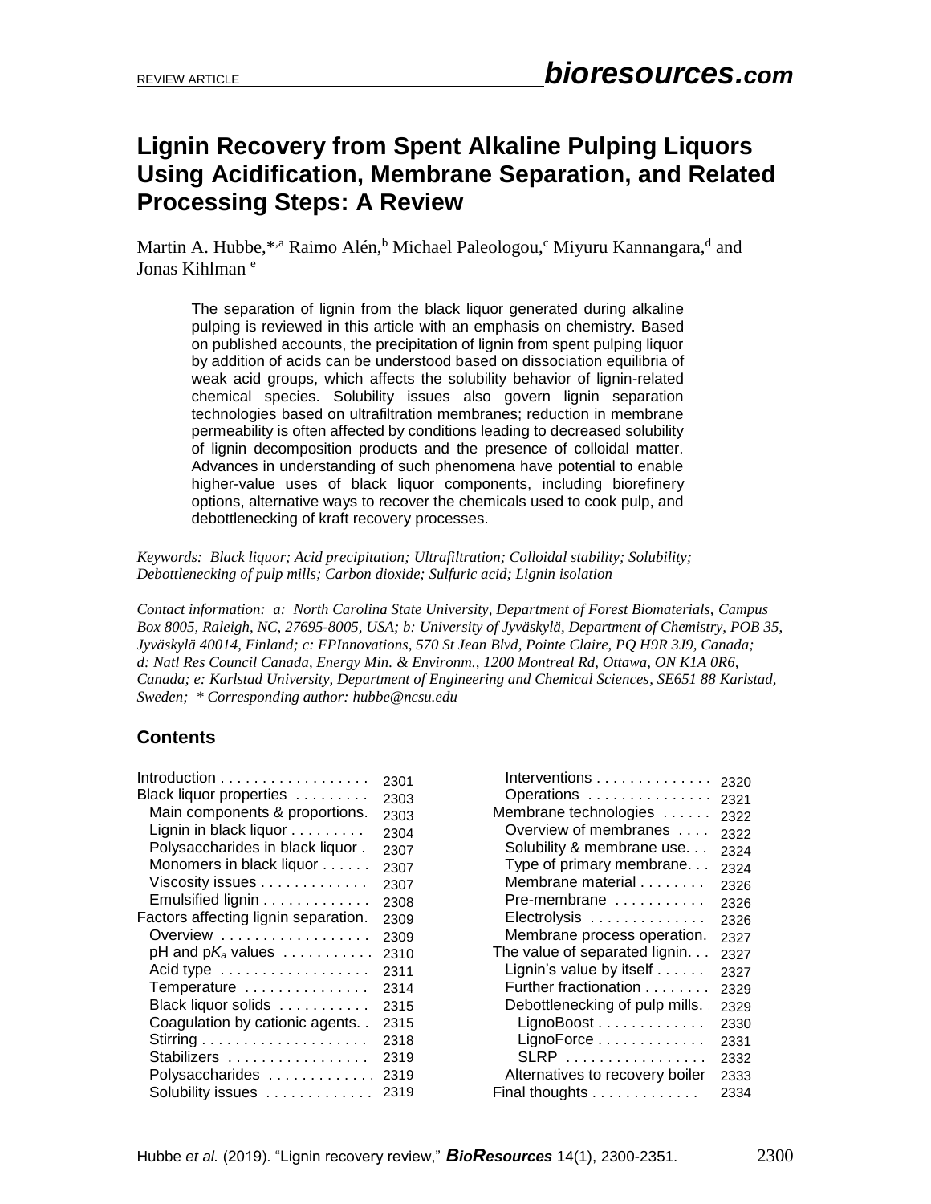REVIEW ARTICLE

# Lignin Recovery from Spent Alkaline Pulping Liquors Using Acidification, Membrane Separation, and Related Processing Steps: A Review

Martin A. Hubbe,*[,a] Raimo Alén,[b] Michael Paleologou,[c] Miyuru Kannangara,[d] and Jonas Kihlman[e]

> The separation of lignin from the black liquor generated during alkaline pulping is reviewed in this article with an emphasis on chemistry. Based on published accounts, the precipitation of lignin from spent pulping liquor by addition of acids can be understood based on dissociation equilibria of weak acid groups, which affects the solubility behavior of lignin-related chemical species. Solubility issues also govern lignin separation technologies based on ultrafiltration membranes; reduction in membrane permeability is often affected by conditions leading to decreased solubility of lignin decomposition products and the presence of colloidal matter. Advances in understanding of such phenomena have potential to enable higher-value uses of black liquor components, including biorefinery options, alternative ways to recover the chemicals used to cook pulp, and debottlenecking of kraft recovery processes.

*Keywords: Black liquor; Acid precipitation; Ultrafiltration; Colloidal stability; Solubility; Debottlenecking of pulp mills; Carbon dioxide; Sulfuric acid; Lignin isolation*

*Contact information: a: North Carolina State University, Department of Forest Biomaterials, Campus Box 8005, Raleigh, NC, 27695-8005, USA; b: University of Jyväskylä, Department of Chemistry, POB 35, Jyväskylä 40014, Finland; c: FPInnovations, 570 St Jean Blvd, Pointe Claire, PQ H9R 3J9, Canada; d: Natl Res Council Canada, Energy Min. & Environm., 1200 Montreal Rd, Ottawa, ON K1A 0R6, Canada; e: Karlstad University, Department of Engineering and Chemical Sciences, SE651 88 Karlstad, Sweden; * Corresponding author: hubbe@ncsu.edu*

## Contents

| Section | Page |
|---|---|
| Introduction | 2301 |
| Black liquor properties | 2303 |
| Main components & proportions | 2303 |
| Lignin in black liquor | 2304 |
| Polysaccharides in black liquor | 2307 |
| Monomers in black liquor | 2307 |
| Viscosity issues | 2307 |
| Emulsified lignin | 2308 |
| Factors affecting lignin separation | 2309 |
| Overview | 2309 |
| pH and p$K_a$ values | 2310 |
| Acid type | 2311 |
| Temperature | 2314 |
| Black liquor solids | 2315 |
| Coagulation by cationic agents | 2315 |
| Stirring | 2318 |
| Stabilizers | 2319 |
| Polysaccharides | 2319 |
| Solubility issues | 2319 |
| Interventions | 2320 |
| Operations | 2321 |
| Membrane technologies | 2322 |
| Overview of membranes | 2322 |
| Solubility & membrane use | 2324 |
| Type of primary membrane | 2324 |
| Membrane material | 2326 |
| Pre-membrane | 2326 |
| Electrolysis | 2326 |
| Membrane process operation | 2327 |
| The value of separated lignin | 2327 |
| Lignin's value by itself | 2327 |
| Further fractionation | 2329 |
| Debottlenecking of pulp mills | 2329 |
| LignoBoost | 2330 |
| LignoForce | 2331 |
| SLRP | 2332 |
| Alternatives to recovery boiler | 2333 |
| Final thoughts | 2334 |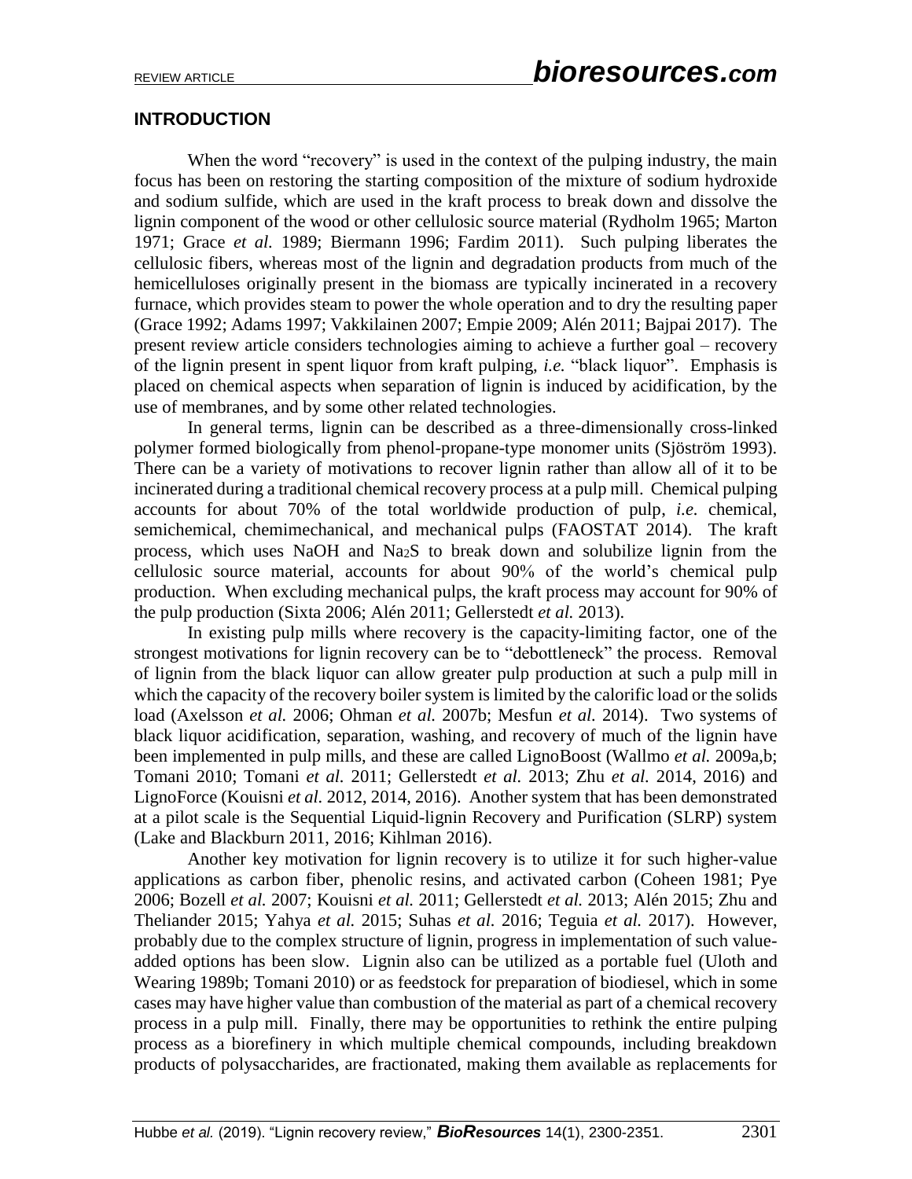## INTRODUCTION

When the word "recovery" is used in the context of the pulping industry, the main focus has been on restoring the starting composition of the mixture of sodium hydroxide and sodium sulfide, which are used in the kraft process to break down and dissolve the lignin component of the wood or other cellulosic source material (Rydholm 1965; Marton 1971; Grace *et al.* 1989; Biermann 1996; Fardim 2011). Such pulping liberates the cellulosic fibers, whereas most of the lignin and degradation products from much of the hemicelluloses originally present in the biomass are typically incinerated in a recovery furnace, which provides steam to power the whole operation and to dry the resulting paper (Grace 1992; Adams 1997; Vakkilainen 2007; Empie 2009; Alén 2011; Bajpai 2017). The present review article considers technologies aiming to achieve a further goal – recovery of the lignin present in spent liquor from kraft pulping, *i.e.* "black liquor". Emphasis is placed on chemical aspects when separation of lignin is induced by acidification, by the use of membranes, and by some other related technologies.

In general terms, lignin can be described as a three-dimensionally cross-linked polymer formed biologically from phenol-propane-type monomer units (Sjöström 1993). There can be a variety of motivations to recover lignin rather than allow all of it to be incinerated during a traditional chemical recovery process at a pulp mill. Chemical pulping accounts for about 70% of the total worldwide production of pulp, *i.e.* chemical, semichemical, chemimechanical, and mechanical pulps (FAOSTAT 2014). The kraft process, which uses NaOH and $Na_2S$ to break down and solubilize lignin from the cellulosic source material, accounts for about 90% of the world's chemical pulp production. When excluding mechanical pulps, the kraft process may account for 90% of the pulp production (Sixta 2006; Alén 2011; Gellerstedt *et al.* 2013).

In existing pulp mills where recovery is the capacity-limiting factor, one of the strongest motivations for lignin recovery can be to "debottleneck" the process. Removal of lignin from the black liquor can allow greater pulp production at such a pulp mill in which the capacity of the recovery boiler system is limited by the calorific load or the solids load (Axelsson *et al.* 2006; Ohman *et al.* 2007b; Mesfun *et al.* 2014). Two systems of black liquor acidification, separation, washing, and recovery of much of the lignin have been implemented in pulp mills, and these are called LignoBoost (Wallmo *et al.* 2009a,b; Tomani 2010; Tomani *et al.* 2011; Gellerstedt *et al.* 2013; Zhu *et al.* 2014, 2016) and LignoForce (Kouisni *et al.* 2012, 2014, 2016). Another system that has been demonstrated at a pilot scale is the Sequential Liquid-lignin Recovery and Purification (SLRP) system (Lake and Blackburn 2011, 2016; Kihlman 2016).

Another key motivation for lignin recovery is to utilize it for such higher-value applications as carbon fiber, phenolic resins, and activated carbon (Coheen 1981; Pye 2006; Bozell *et al.* 2007; Kouisni *et al.* 2011; Gellerstedt *et al.* 2013; Alén 2015; Zhu and Theliander 2015; Yahya *et al.* 2015; Suhas *et al.* 2016; Teguia *et al.* 2017). However, probably due to the complex structure of lignin, progress in implementation of such value-added options has been slow. Lignin also can be utilized as a portable fuel (Uloth and Wearing 1989b; Tomani 2010) or as feedstock for preparation of biodiesel, which in some cases may have higher value than combustion of the material as part of a chemical recovery process in a pulp mill. Finally, there may be opportunities to rethink the entire pulping process as a biorefinery in which multiple chemical compounds, including breakdown products of polysaccharides, are fractionated, making them available as replacements for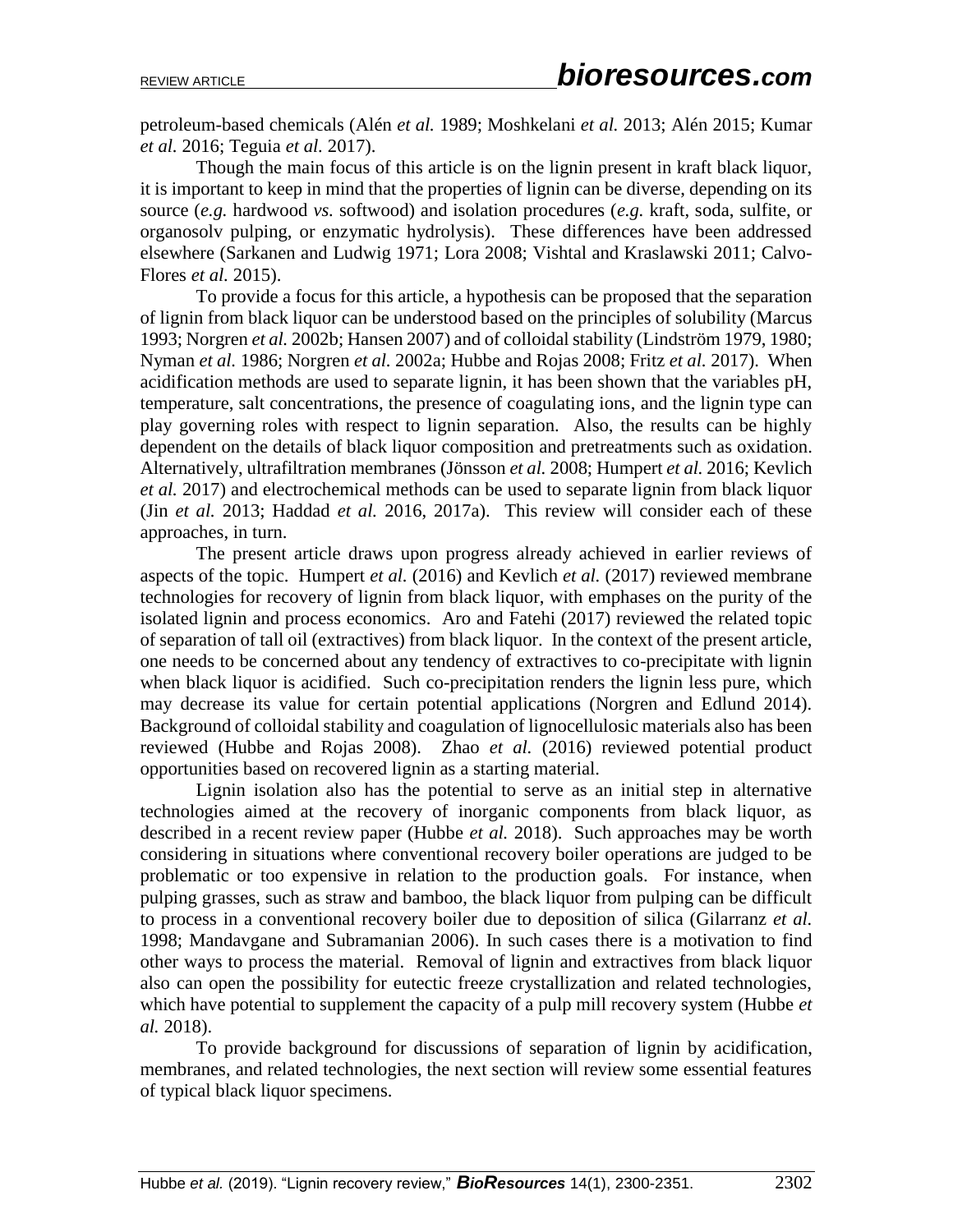petroleum-based chemicals (Alén *et al.* 1989; Moshkelani *et al.* 2013; Alén 2015; Kumar *et al.* 2016; Teguia *et al.* 2017).

Though the main focus of this article is on the lignin present in kraft black liquor, it is important to keep in mind that the properties of lignin can be diverse, depending on its source (*e.g.* hardwood *vs.* softwood) and isolation procedures (*e.g.* kraft, soda, sulfite, or organosolv pulping, or enzymatic hydrolysis). These differences have been addressed elsewhere (Sarkanen and Ludwig 1971; Lora 2008; Vishtal and Kraslawski 2011; Calvo-Flores *et al.* 2015).

To provide a focus for this article, a hypothesis can be proposed that the separation of lignin from black liquor can be understood based on the principles of solubility (Marcus 1993; Norgren *et al.* 2002b; Hansen 2007) and of colloidal stability (Lindström 1979, 1980; Nyman *et al.* 1986; Norgren *et al.* 2002a; Hubbe and Rojas 2008; Fritz *et al.* 2017). When acidification methods are used to separate lignin, it has been shown that the variables pH, temperature, salt concentrations, the presence of coagulating ions, and the lignin type can play governing roles with respect to lignin separation. Also, the results can be highly dependent on the details of black liquor composition and pretreatments such as oxidation. Alternatively, ultrafiltration membranes (Jönsson *et al.* 2008; Humpert *et al.* 2016; Kevlich *et al.* 2017) and electrochemical methods can be used to separate lignin from black liquor (Jin *et al.* 2013; Haddad *et al.* 2016, 2017a). This review will consider each of these approaches, in turn.

The present article draws upon progress already achieved in earlier reviews of aspects of the topic. Humpert *et al.* (2016) and Kevlich *et al.* (2017) reviewed membrane technologies for recovery of lignin from black liquor, with emphases on the purity of the isolated lignin and process economics. Aro and Fatehi (2017) reviewed the related topic of separation of tall oil (extractives) from black liquor. In the context of the present article, one needs to be concerned about any tendency of extractives to co-precipitate with lignin when black liquor is acidified. Such co-precipitation renders the lignin less pure, which may decrease its value for certain potential applications (Norgren and Edlund 2014). Background of colloidal stability and coagulation of lignocellulosic materials also has been reviewed (Hubbe and Rojas 2008). Zhao *et al.* (2016) reviewed potential product opportunities based on recovered lignin as a starting material.

Lignin isolation also has the potential to serve as an initial step in alternative technologies aimed at the recovery of inorganic components from black liquor, as described in a recent review paper (Hubbe *et al.* 2018). Such approaches may be worth considering in situations where conventional recovery boiler operations are judged to be problematic or too expensive in relation to the production goals. For instance, when pulping grasses, such as straw and bamboo, the black liquor from pulping can be difficult to process in a conventional recovery boiler due to deposition of silica (Gilarranz *et al.* 1998; Mandavgane and Subramanian 2006). In such cases there is a motivation to find other ways to process the material. Removal of lignin and extractives from black liquor also can open the possibility for eutectic freeze crystallization and related technologies, which have potential to supplement the capacity of a pulp mill recovery system (Hubbe *et al.* 2018).

To provide background for discussions of separation of lignin by acidification, membranes, and related technologies, the next section will review some essential features of typical black liquor specimens.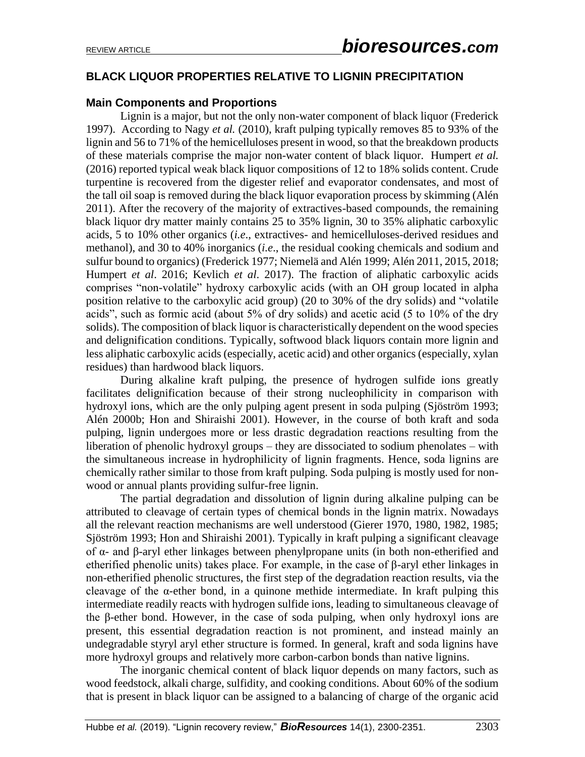## BLACK LIQUOR PROPERTIES RELATIVE TO LIGNIN PRECIPITATION

### Main Components and Proportions

Lignin is a major, but not the only non-water component of black liquor (Frederick 1997). According to Nagy *et al.* (2010), kraft pulping typically removes 85 to 93% of the lignin and 56 to 71% of the hemicelluloses present in wood, so that the breakdown products of these materials comprise the major non-water content of black liquor. Humpert *et al.* (2016) reported typical weak black liquor compositions of 12 to 18% solids content. Crude turpentine is recovered from the digester relief and evaporator condensates, and most of the tall oil soap is removed during the black liquor evaporation process by skimming (Alén 2011). After the recovery of the majority of extractives-based compounds, the remaining black liquor dry matter mainly contains 25 to 35% lignin, 30 to 35% aliphatic carboxylic acids, 5 to 10% other organics (*i.e*., extractives- and hemicelluloses-derived residues and methanol), and 30 to 40% inorganics (*i.e*., the residual cooking chemicals and sodium and sulfur bound to organics) (Frederick 1977; Niemelä and Alén 1999; Alén 2011, 2015, 2018; Humpert *et al*. 2016; Kevlich *et al*. 2017). The fraction of aliphatic carboxylic acids comprises "non-volatile" hydroxy carboxylic acids (with an OH group located in alpha position relative to the carboxylic acid group) (20 to 30% of the dry solids) and "volatile acids", such as formic acid (about 5% of dry solids) and acetic acid (5 to 10% of the dry solids). The composition of black liquor is characteristically dependent on the wood species and delignification conditions. Typically, softwood black liquors contain more lignin and less aliphatic carboxylic acids (especially, acetic acid) and other organics (especially, xylan residues) than hardwood black liquors.

During alkaline kraft pulping, the presence of hydrogen sulfide ions greatly facilitates delignification because of their strong nucleophilicity in comparison with hydroxyl ions, which are the only pulping agent present in soda pulping (Sjöström 1993; Alén 2000b; Hon and Shiraishi 2001). However, in the course of both kraft and soda pulping, lignin undergoes more or less drastic degradation reactions resulting from the liberation of phenolic hydroxyl groups – they are dissociated to sodium phenolates – with the simultaneous increase in hydrophilicity of lignin fragments. Hence, soda lignins are chemically rather similar to those from kraft pulping. Soda pulping is mostly used for non-wood or annual plants providing sulfur-free lignin.

The partial degradation and dissolution of lignin during alkaline pulping can be attributed to cleavage of certain types of chemical bonds in the lignin matrix. Nowadays all the relevant reaction mechanisms are well understood (Gierer 1970, 1980, 1982, 1985; Sjöström 1993; Hon and Shiraishi 2001). Typically in kraft pulping a significant cleavage of α- and β-aryl ether linkages between phenylpropane units (in both non-etherified and etherified phenolic units) takes place. For example, in the case of β-aryl ether linkages in non-etherified phenolic structures, the first step of the degradation reaction results, via the cleavage of the α-ether bond, in a quinone methide intermediate. In kraft pulping this intermediate readily reacts with hydrogen sulfide ions, leading to simultaneous cleavage of the β-ether bond. However, in the case of soda pulping, when only hydroxyl ions are present, this essential degradation reaction is not prominent, and instead mainly an undegradable styryl aryl ether structure is formed. In general, kraft and soda lignins have more hydroxyl groups and relatively more carbon-carbon bonds than native lignins.

The inorganic chemical content of black liquor depends on many factors, such as wood feedstock, alkali charge, sulfidity, and cooking conditions. About 60% of the sodium that is present in black liquor can be assigned to a balancing of charge of the organic acid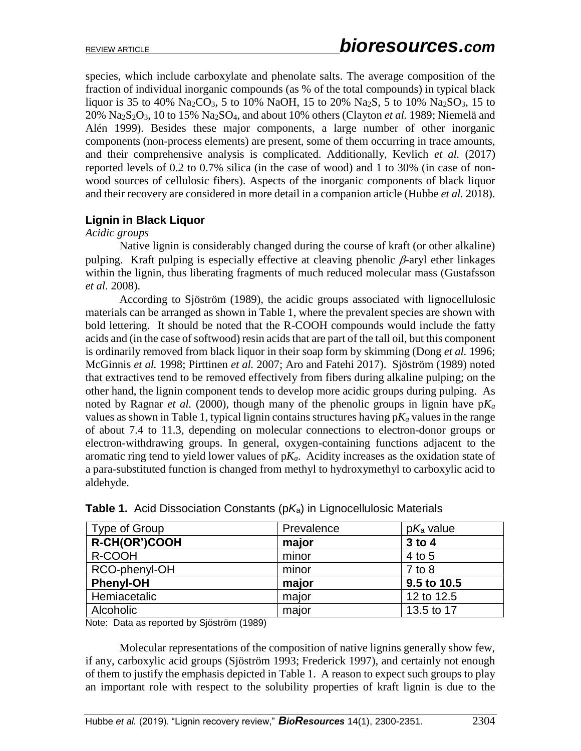species, which include carboxylate and phenolate salts. The average composition of the fraction of individual inorganic compounds (as % of the total compounds) in typical black liquor is 35 to 40% $Na_2CO_3$, 5 to 10% NaOH, 15 to 20% $Na_2S$, 5 to 10% $Na_2SO_3$, 15 to 20% $Na_2S_2O_3$, 10 to 15% $Na_2SO_4$, and about 10% others (Clayton *et al.* 1989; Niemelä and Alén 1999). Besides these major components, a large number of other inorganic components (non-process elements) are present, some of them occurring in trace amounts, and their comprehensive analysis is complicated. Additionally, Kevlich *et al.* (2017) reported levels of 0.2 to 0.7% silica (in the case of wood) and 1 to 30% (in case of non-wood sources of cellulosic fibers). Aspects of the inorganic components of black liquor and their recovery are considered in more detail in a companion article (Hubbe *et al.* 2018).

### Lignin in Black Liquor

*Acidic groups*

Native lignin is considerably changed during the course of kraft (or other alkaline) pulping. Kraft pulping is especially effective at cleaving phenolic $\beta$-aryl ether linkages within the lignin, thus liberating fragments of much reduced molecular mass (Gustafsson *et al.* 2008).

According to Sjöström (1989), the acidic groups associated with lignocellulosic materials can be arranged as shown in Table 1, where the prevalent species are shown with bold lettering. It should be noted that the R-COOH compounds would include the fatty acids and (in the case of softwood) resin acids that are part of the tall oil, but this component is ordinarily removed from black liquor in their soap form by skimming (Dong *et al.* 1996; McGinnis *et al.* 1998; Pirttinen *et al.* 2007; Aro and Fatehi 2017). Sjöström (1989) noted that extractives tend to be removed effectively from fibers during alkaline pulping; on the other hand, the lignin component tends to develop more acidic groups during pulping. As noted by Ragnar *et al.* (2000), though many of the phenolic groups in lignin have $pK_a$ values as shown in Table 1, typical lignin contains structures having $pK_a$ values in the range of about 7.4 to 11.3, depending on molecular connections to electron-donor groups or electron-withdrawing groups. In general, oxygen-containing functions adjacent to the aromatic ring tend to yield lower values of $pK_a$. Acidity increases as the oxidation state of a para-substituted function is changed from methyl to hydroxymethyl to carboxylic acid to aldehyde.

**Table 1.** Acid Dissociation Constants ($pK_a$) in Lignocellulosic Materials

| Type of Group | Prevalence | $pK_a$ value |
|---|---|---|
| **R-CH(OR')COOH** | **major** | **3 to 4** |
| R-COOH | minor | 4 to 5 |
| RCO-phenyl-OH | minor | 7 to 8 |
| **Phenyl-OH** | **major** | **9.5 to 10.5** |
| Hemiacetalic | major | 12 to 12.5 |
| Alcoholic | major | 13.5 to 17 |

Note: Data as reported by Sjöström (1989)

Molecular representations of the composition of native lignins generally show few, if any, carboxylic acid groups (Sjöström 1993; Frederick 1997), and certainly not enough of them to justify the emphasis depicted in Table 1. A reason to expect such groups to play an important role with respect to the solubility properties of kraft lignin is due to the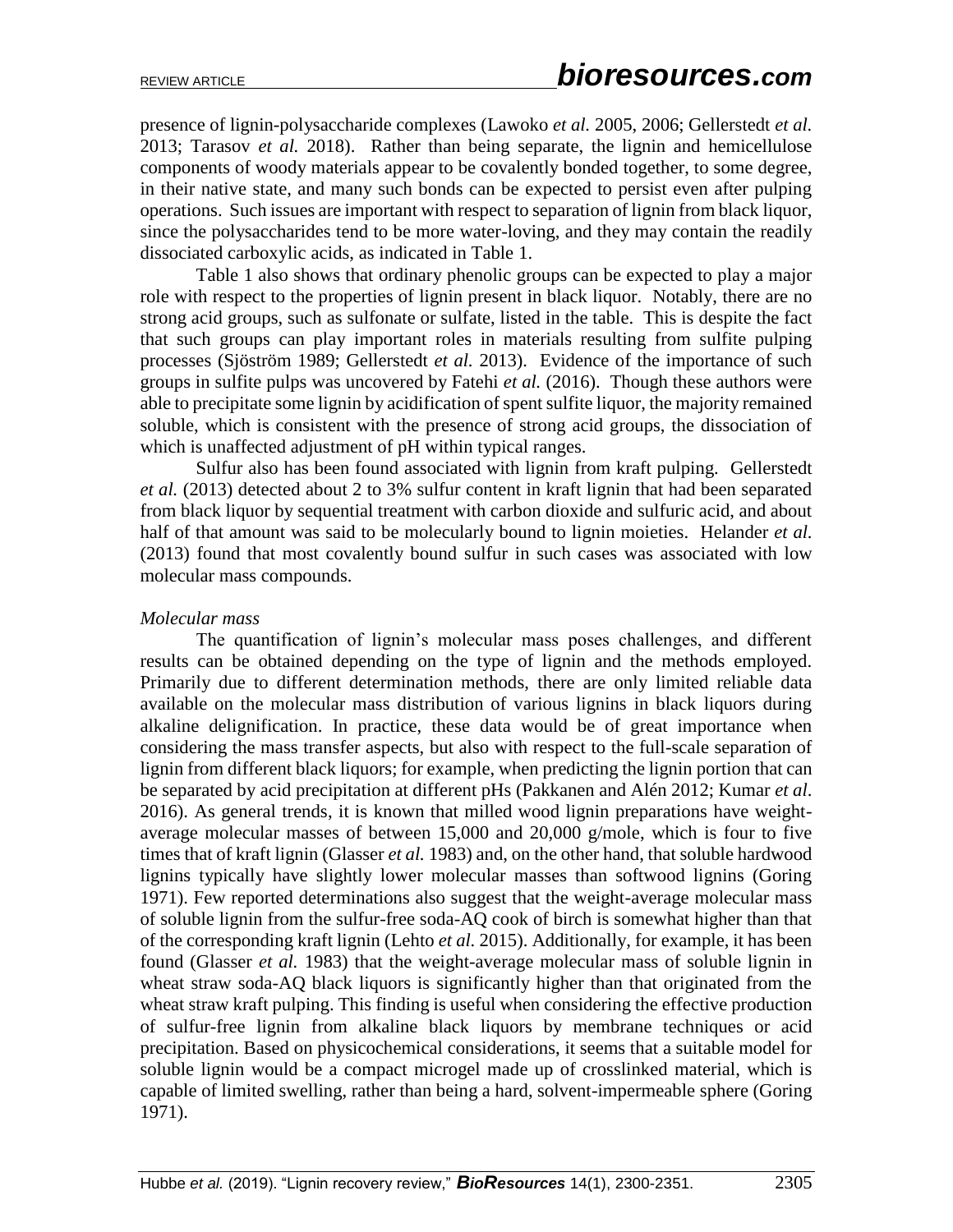presence of lignin-polysaccharide complexes (Lawoko *et al.* 2005, 2006; Gellerstedt *et al.* 2013; Tarasov *et al.* 2018). Rather than being separate, the lignin and hemicellulose components of woody materials appear to be covalently bonded together, to some degree, in their native state, and many such bonds can be expected to persist even after pulping operations. Such issues are important with respect to separation of lignin from black liquor, since the polysaccharides tend to be more water-loving, and they may contain the readily dissociated carboxylic acids, as indicated in Table 1.

Table 1 also shows that ordinary phenolic groups can be expected to play a major role with respect to the properties of lignin present in black liquor. Notably, there are no strong acid groups, such as sulfonate or sulfate, listed in the table. This is despite the fact that such groups can play important roles in materials resulting from sulfite pulping processes (Sjöström 1989; Gellerstedt *et al.* 2013). Evidence of the importance of such groups in sulfite pulps was uncovered by Fatehi *et al.* (2016). Though these authors were able to precipitate some lignin by acidification of spent sulfite liquor, the majority remained soluble, which is consistent with the presence of strong acid groups, the dissociation of which is unaffected adjustment of pH within typical ranges.

Sulfur also has been found associated with lignin from kraft pulping. Gellerstedt *et al.* (2013) detected about 2 to 3% sulfur content in kraft lignin that had been separated from black liquor by sequential treatment with carbon dioxide and sulfuric acid, and about half of that amount was said to be molecularly bound to lignin moieties. Helander *et al.* (2013) found that most covalently bound sulfur in such cases was associated with low molecular mass compounds.

*Molecular mass*

The quantification of lignin's molecular mass poses challenges, and different results can be obtained depending on the type of lignin and the methods employed. Primarily due to different determination methods, there are only limited reliable data available on the molecular mass distribution of various lignins in black liquors during alkaline delignification. In practice, these data would be of great importance when considering the mass transfer aspects, but also with respect to the full-scale separation of lignin from different black liquors; for example, when predicting the lignin portion that can be separated by acid precipitation at different pHs (Pakkanen and Alén 2012; Kumar *et al*. 2016). As general trends, it is known that milled wood lignin preparations have weight-average molecular masses of between 15,000 and 20,000 g/mole, which is four to five times that of kraft lignin (Glasser *et al.* 1983) and, on the other hand, that soluble hardwood lignins typically have slightly lower molecular masses than softwood lignins (Goring 1971). Few reported determinations also suggest that the weight-average molecular mass of soluble lignin from the sulfur-free soda-AQ cook of birch is somewhat higher than that of the corresponding kraft lignin (Lehto *et al.* 2015). Additionally, for example, it has been found (Glasser *et al.* 1983) that the weight-average molecular mass of soluble lignin in wheat straw soda-AQ black liquors is significantly higher than that originated from the wheat straw kraft pulping. This finding is useful when considering the effective production of sulfur-free lignin from alkaline black liquors by membrane techniques or acid precipitation. Based on physicochemical considerations, it seems that a suitable model for soluble lignin would be a compact microgel made up of crosslinked material, which is capable of limited swelling, rather than being a hard, solvent-impermeable sphere (Goring 1971).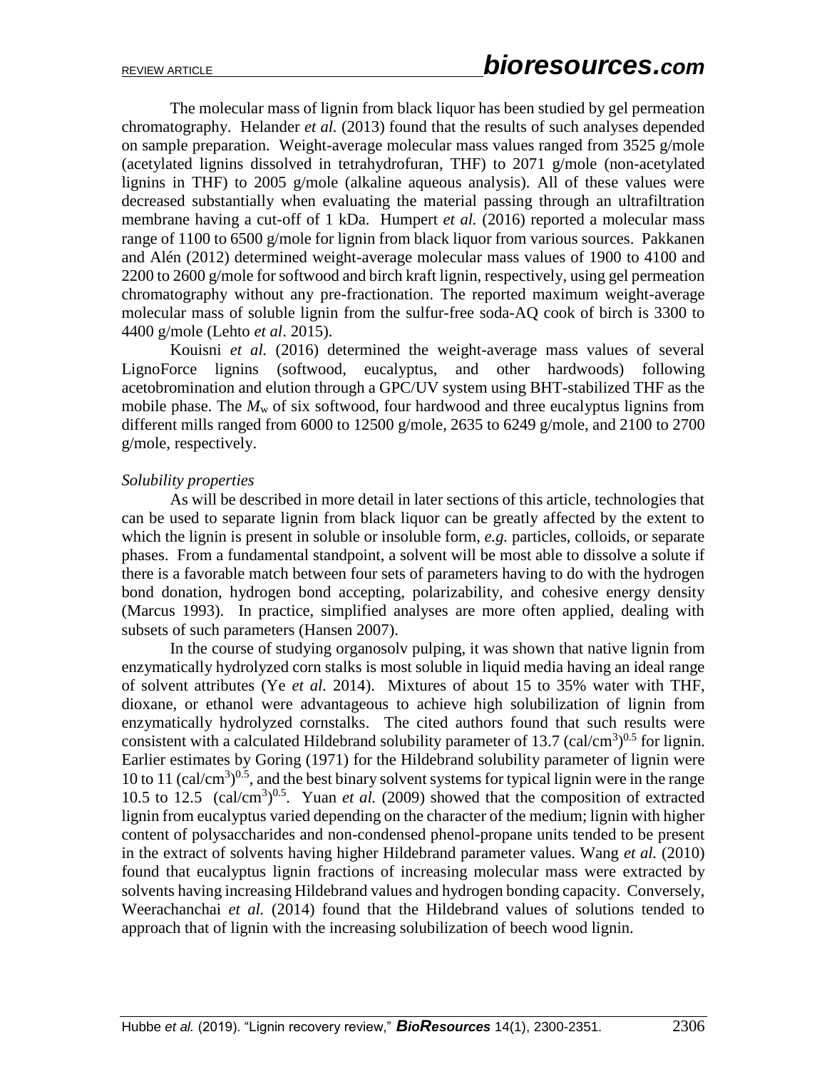The molecular mass of lignin from black liquor has been studied by gel permeation chromatography. Helander *et al.* (2013) found that the results of such analyses depended on sample preparation. Weight-average molecular mass values ranged from 3525 g/mole (acetylated lignins dissolved in tetrahydrofuran, THF) to 2071 g/mole (non-acetylated lignins in THF) to 2005 g/mole (alkaline aqueous analysis). All of these values were decreased substantially when evaluating the material passing through an ultrafiltration membrane having a cut-off of 1 kDa. Humpert *et al.* (2016) reported a molecular mass range of 1100 to 6500 g/mole for lignin from black liquor from various sources. Pakkanen and Alén (2012) determined weight-average molecular mass values of 1900 to 4100 and 2200 to 2600 g/mole for softwood and birch kraft lignin, respectively, using gel permeation chromatography without any pre-fractionation. The reported maximum weight-average molecular mass of soluble lignin from the sulfur-free soda-AQ cook of birch is 3300 to 4400 g/mole (Lehto *et al*. 2015).

Kouisni *et al.* (2016) determined the weight-average mass values of several LignoForce lignins (softwood, eucalyptus, and other hardwoods) following acetobromination and elution through a GPC/UV system using BHT-stabilized THF as the mobile phase. The $M_w$ of six softwood, four hardwood and three eucalyptus lignins from different mills ranged from 6000 to 12500 g/mole, 2635 to 6249 g/mole, and 2100 to 2700 g/mole, respectively.

*Solubility properties*

As will be described in more detail in later sections of this article, technologies that can be used to separate lignin from black liquor can be greatly affected by the extent to which the lignin is present in soluble or insoluble form, *e.g.* particles, colloids, or separate phases. From a fundamental standpoint, a solvent will be most able to dissolve a solute if there is a favorable match between four sets of parameters having to do with the hydrogen bond donation, hydrogen bond accepting, polarizability, and cohesive energy density (Marcus 1993). In practice, simplified analyses are more often applied, dealing with subsets of such parameters (Hansen 2007).

In the course of studying organosolv pulping, it was shown that native lignin from enzymatically hydrolyzed corn stalks is most soluble in liquid media having an ideal range of solvent attributes (Ye *et al.* 2014). Mixtures of about 15 to 35% water with THF, dioxane, or ethanol were advantageous to achieve high solubilization of lignin from enzymatically hydrolyzed cornstalks. The cited authors found that such results were consistent with a calculated Hildebrand solubility parameter of 13.7 $(cal/cm^3)^{0.5}$ for lignin. Earlier estimates by Goring (1971) for the Hildebrand solubility parameter of lignin were 10 to 11 $(cal/cm^3)^{0.5}$, and the best binary solvent systems for typical lignin were in the range 10.5 to 12.5 $(cal/cm^3)^{0.5}$. Yuan *et al.* (2009) showed that the composition of extracted lignin from eucalyptus varied depending on the character of the medium; lignin with higher content of polysaccharides and non-condensed phenol-propane units tended to be present in the extract of solvents having higher Hildebrand parameter values. Wang *et al.* (2010) found that eucalyptus lignin fractions of increasing molecular mass were extracted by solvents having increasing Hildebrand values and hydrogen bonding capacity. Conversely, Weerachanchai *et al.* (2014) found that the Hildebrand values of solutions tended to approach that of lignin with the increasing solubilization of beech wood lignin.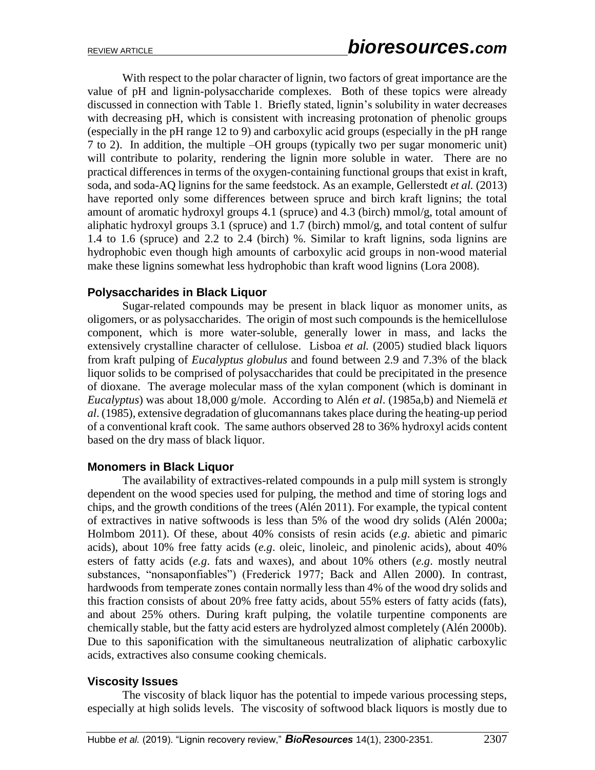With respect to the polar character of lignin, two factors of great importance are the value of pH and lignin-polysaccharide complexes. Both of these topics were already discussed in connection with Table 1. Briefly stated, lignin's solubility in water decreases with decreasing pH, which is consistent with increasing protonation of phenolic groups (especially in the pH range 12 to 9) and carboxylic acid groups (especially in the pH range 7 to 2). In addition, the multiple –OH groups (typically two per sugar monomeric unit) will contribute to polarity, rendering the lignin more soluble in water. There are no practical differences in terms of the oxygen-containing functional groups that exist in kraft, soda, and soda-AQ lignins for the same feedstock. As an example, Gellerstedt *et al.* (2013) have reported only some differences between spruce and birch kraft lignins; the total amount of aromatic hydroxyl groups 4.1 (spruce) and 4.3 (birch) mmol/g, total amount of aliphatic hydroxyl groups 3.1 (spruce) and 1.7 (birch) mmol/g, and total content of sulfur 1.4 to 1.6 (spruce) and 2.2 to 2.4 (birch) %. Similar to kraft lignins, soda lignins are hydrophobic even though high amounts of carboxylic acid groups in non-wood material make these lignins somewhat less hydrophobic than kraft wood lignins (Lora 2008).

### Polysaccharides in Black Liquor

Sugar-related compounds may be present in black liquor as monomer units, as oligomers, or as polysaccharides. The origin of most such compounds is the hemicellulose component, which is more water-soluble, generally lower in mass, and lacks the extensively crystalline character of cellulose. Lisboa *et al.* (2005) studied black liquors from kraft pulping of *Eucalyptus globulus* and found between 2.9 and 7.3% of the black liquor solids to be comprised of polysaccharides that could be precipitated in the presence of dioxane. The average molecular mass of the xylan component (which is dominant in *Eucalyptus*) was about 18,000 g/mole. According to Alén *et al*. (1985a,b) and Niemelä *et al*. (1985), extensive degradation of glucomannans takes place during the heating-up period of a conventional kraft cook. The same authors observed 28 to 36% hydroxyl acids content based on the dry mass of black liquor.

### Monomers in Black Liquor

The availability of extractives-related compounds in a pulp mill system is strongly dependent on the wood species used for pulping, the method and time of storing logs and chips, and the growth conditions of the trees (Alén 2011). For example, the typical content of extractives in native softwoods is less than 5% of the wood dry solids (Alén 2000a; Holmbom 2011). Of these, about 40% consists of resin acids (*e.g*. abietic and pimaric acids), about 10% free fatty acids (*e.g*. oleic, linoleic, and pinolenic acids), about 40% esters of fatty acids (*e.g*. fats and waxes), and about 10% others (*e.g*. mostly neutral substances, "nonsaponfiables") (Frederick 1977; Back and Allen 2000). In contrast, hardwoods from temperate zones contain normally less than 4% of the wood dry solids and this fraction consists of about 20% free fatty acids, about 55% esters of fatty acids (fats), and about 25% others. During kraft pulping, the volatile turpentine components are chemically stable, but the fatty acid esters are hydrolyzed almost completely (Alén 2000b). Due to this saponification with the simultaneous neutralization of aliphatic carboxylic acids, extractives also consume cooking chemicals.

### Viscosity Issues

The viscosity of black liquor has the potential to impede various processing steps, especially at high solids levels. The viscosity of softwood black liquors is mostly due to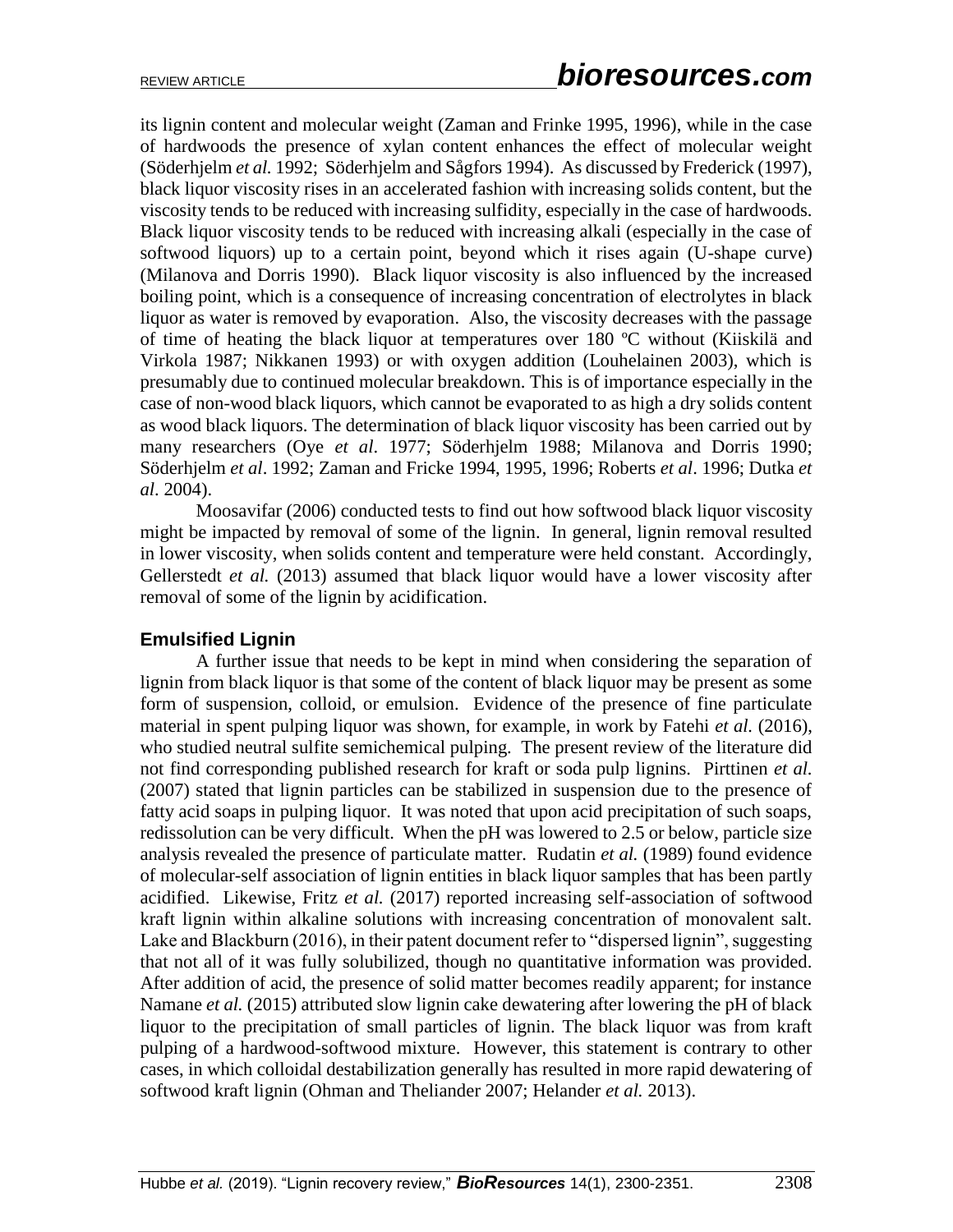its lignin content and molecular weight (Zaman and Frinke 1995, 1996), while in the case of hardwoods the presence of xylan content enhances the effect of molecular weight (Söderhjelm *et al.* 1992; Söderhjelm and Sågfors 1994). As discussed by Frederick (1997), black liquor viscosity rises in an accelerated fashion with increasing solids content, but the viscosity tends to be reduced with increasing sulfidity, especially in the case of hardwoods. Black liquor viscosity tends to be reduced with increasing alkali (especially in the case of softwood liquors) up to a certain point, beyond which it rises again (U-shape curve) (Milanova and Dorris 1990). Black liquor viscosity is also influenced by the increased boiling point, which is a consequence of increasing concentration of electrolytes in black liquor as water is removed by evaporation. Also, the viscosity decreases with the passage of time of heating the black liquor at temperatures over 180 ºC without (Kiiskilä and Virkola 1987; Nikkanen 1993) or with oxygen addition (Louhelainen 2003), which is presumably due to continued molecular breakdown. This is of importance especially in the case of non-wood black liquors, which cannot be evaporated to as high a dry solids content as wood black liquors. The determination of black liquor viscosity has been carried out by many researchers (Oye *et al*. 1977; Söderhjelm 1988; Milanova and Dorris 1990; Söderhjelm *et al*. 1992; Zaman and Fricke 1994, 1995, 1996; Roberts *et al*. 1996; Dutka *et al*. 2004).

Moosavifar (2006) conducted tests to find out how softwood black liquor viscosity might be impacted by removal of some of the lignin. In general, lignin removal resulted in lower viscosity, when solids content and temperature were held constant. Accordingly, Gellerstedt *et al.* (2013) assumed that black liquor would have a lower viscosity after removal of some of the lignin by acidification.

### Emulsified Lignin

A further issue that needs to be kept in mind when considering the separation of lignin from black liquor is that some of the content of black liquor may be present as some form of suspension, colloid, or emulsion. Evidence of the presence of fine particulate material in spent pulping liquor was shown, for example, in work by Fatehi *et al.* (2016), who studied neutral sulfite semichemical pulping. The present review of the literature did not find corresponding published research for kraft or soda pulp lignins. Pirttinen *et al.* (2007) stated that lignin particles can be stabilized in suspension due to the presence of fatty acid soaps in pulping liquor. It was noted that upon acid precipitation of such soaps, redissolution can be very difficult. When the pH was lowered to 2.5 or below, particle size analysis revealed the presence of particulate matter. Rudatin *et al.* (1989) found evidence of molecular-self association of lignin entities in black liquor samples that has been partly acidified. Likewise, Fritz *et al.* (2017) reported increasing self-association of softwood kraft lignin within alkaline solutions with increasing concentration of monovalent salt. Lake and Blackburn (2016), in their patent document refer to "dispersed lignin", suggesting that not all of it was fully solubilized, though no quantitative information was provided. After addition of acid, the presence of solid matter becomes readily apparent; for instance Namane *et al.* (2015) attributed slow lignin cake dewatering after lowering the pH of black liquor to the precipitation of small particles of lignin. The black liquor was from kraft pulping of a hardwood-softwood mixture. However, this statement is contrary to other cases, in which colloidal destabilization generally has resulted in more rapid dewatering of softwood kraft lignin (Ohman and Theliander 2007; Helander *et al.* 2013).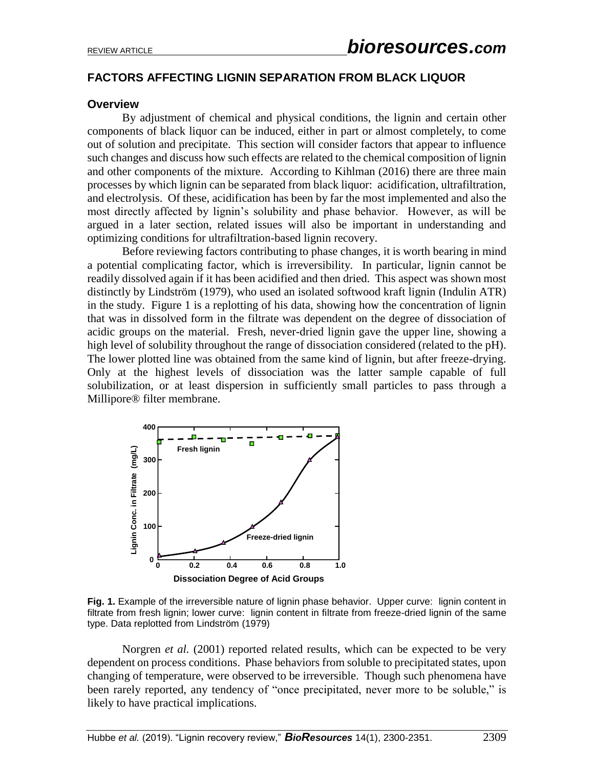## FACTORS AFFECTING LIGNIN SEPARATION FROM BLACK LIQUOR

### Overview

By adjustment of chemical and physical conditions, the lignin and certain other components of black liquor can be induced, either in part or almost completely, to come out of solution and precipitate. This section will consider factors that appear to influence such changes and discuss how such effects are related to the chemical composition of lignin and other components of the mixture. According to Kihlman (2016) there are three main processes by which lignin can be separated from black liquor: acidification, ultrafiltration, and electrolysis. Of these, acidification has been by far the most implemented and also the most directly affected by lignin's solubility and phase behavior. However, as will be argued in a later section, related issues will also be important in understanding and optimizing conditions for ultrafiltration-based lignin recovery.

Before reviewing factors contributing to phase changes, it is worth bearing in mind a potential complicating factor, which is irreversibility. In particular, lignin cannot be readily dissolved again if it has been acidified and then dried. This aspect was shown most distinctly by Lindström (1979), who used an isolated softwood kraft lignin (Indulin ATR) in the study. Figure 1 is a replotting of his data, showing how the concentration of lignin that was in dissolved form in the filtrate was dependent on the degree of dissociation of acidic groups on the material. Fresh, never-dried lignin gave the upper line, showing a high level of solubility throughout the range of dissociation considered (related to the pH). The lower plotted line was obtained from the same kind of lignin, but after freeze-drying. Only at the highest levels of dissociation was the latter sample capable of full solubilization, or at least dispersion in sufficiently small particles to pass through a Millipore® filter membrane.

**Fig. 1.** Example of the irreversible nature of lignin phase behavior. Upper curve: lignin content in filtrate from fresh lignin; lower curve: lignin content in filtrate from freeze-dried lignin of the same type. Data replotted from Lindström (1979)

Norgren *et al.* (2001) reported related results, which can be expected to be very dependent on process conditions. Phase behaviors from soluble to precipitated states, upon changing of temperature, were observed to be irreversible. Though such phenomena have been rarely reported, any tendency of "once precipitated, never more to be soluble," is likely to have practical implications.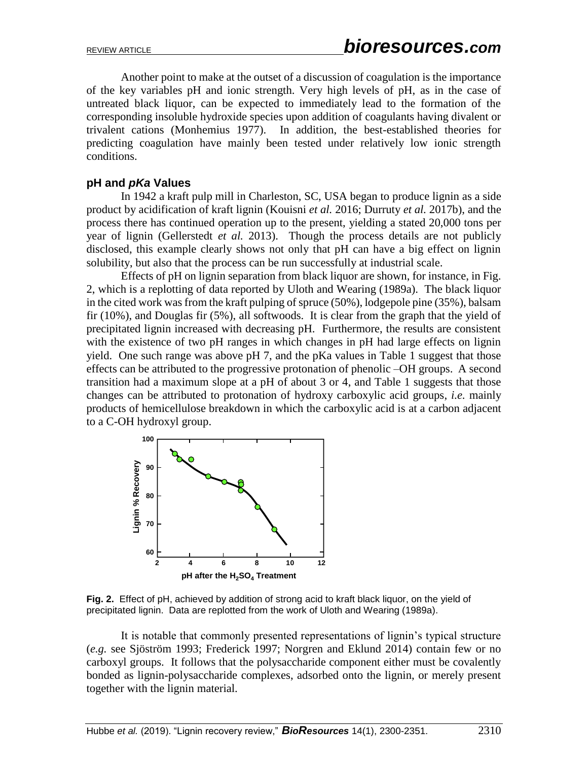Another point to make at the outset of a discussion of coagulation is the importance of the key variables pH and ionic strength. Very high levels of pH, as in the case of untreated black liquor, can be expected to immediately lead to the formation of the corresponding insoluble hydroxide species upon addition of coagulants having divalent or trivalent cations (Monhemius 1977). In addition, the best-established theories for predicting coagulation have mainly been tested under relatively low ionic strength conditions.

### pH and *pKa* Values

In 1942 a kraft pulp mill in Charleston, SC, USA began to produce lignin as a side product by acidification of kraft lignin (Kouisni *et al.* 2016; Durruty *et al.* 2017b), and the process there has continued operation up to the present, yielding a stated 20,000 tons per year of lignin (Gellerstedt *et al.* 2013). Though the process details are not publicly disclosed, this example clearly shows not only that pH can have a big effect on lignin solubility, but also that the process can be run successfully at industrial scale.

Effects of pH on lignin separation from black liquor are shown, for instance, in Fig. 2, which is a replotting of data reported by Uloth and Wearing (1989a). The black liquor in the cited work was from the kraft pulping of spruce (50%), lodgepole pine (35%), balsam fir (10%), and Douglas fir (5%), all softwoods. It is clear from the graph that the yield of precipitated lignin increased with decreasing pH. Furthermore, the results are consistent with the existence of two pH ranges in which changes in pH had large effects on lignin yield. One such range was above pH 7, and the pKa values in Table 1 suggest that those effects can be attributed to the progressive protonation of phenolic –OH groups. A second transition had a maximum slope at a pH of about 3 or 4, and Table 1 suggests that those changes can be attributed to protonation of hydroxy carboxylic acid groups, *i.e.* mainly products of hemicellulose breakdown in which the carboxylic acid is at a carbon adjacent to a C-OH hydroxyl group.

**Fig. 2.** Effect of pH, achieved by addition of strong acid to kraft black liquor, on the yield of precipitated lignin. Data are replotted from the work of Uloth and Wearing (1989a).

It is notable that commonly presented representations of lignin's typical structure (*e.g.* see Sjöström 1993; Frederick 1997; Norgren and Eklund 2014) contain few or no carboxyl groups. It follows that the polysaccharide component either must be covalently bonded as lignin-polysaccharide complexes, adsorbed onto the lignin, or merely present together with the lignin material.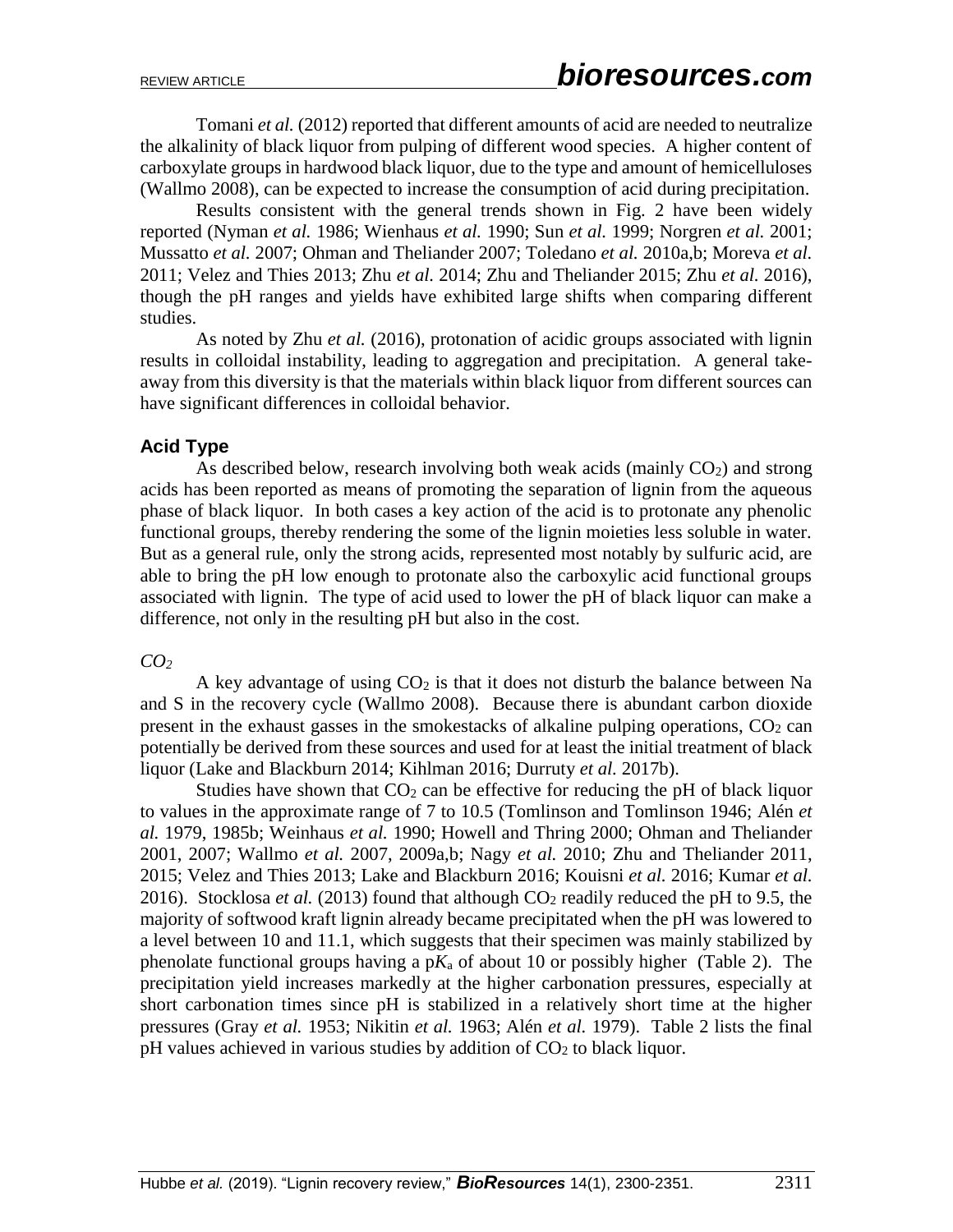Tomani *et al.* (2012) reported that different amounts of acid are needed to neutralize the alkalinity of black liquor from pulping of different wood species. A higher content of carboxylate groups in hardwood black liquor, due to the type and amount of hemicelluloses (Wallmo 2008), can be expected to increase the consumption of acid during precipitation.

Results consistent with the general trends shown in Fig. 2 have been widely reported (Nyman *et al.* 1986; Wienhaus *et al.* 1990; Sun *et al.* 1999; Norgren *et al.* 2001; Mussatto *et al.* 2007; Ohman and Theliander 2007; Toledano *et al.* 2010a,b; Moreva *et al.* 2011; Velez and Thies 2013; Zhu *et al.* 2014; Zhu and Theliander 2015; Zhu *et al.* 2016), though the pH ranges and yields have exhibited large shifts when comparing different studies.

As noted by Zhu *et al.* (2016), protonation of acidic groups associated with lignin results in colloidal instability, leading to aggregation and precipitation. A general take-away from this diversity is that the materials within black liquor from different sources can have significant differences in colloidal behavior.

### Acid Type

As described below, research involving both weak acids (mainly $CO_2$) and strong acids has been reported as means of promoting the separation of lignin from the aqueous phase of black liquor. In both cases a key action of the acid is to protonate any phenolic functional groups, thereby rendering the some of the lignin moieties less soluble in water. But as a general rule, only the strong acids, represented most notably by sulfuric acid, are able to bring the pH low enough to protonate also the carboxylic acid functional groups associated with lignin. The type of acid used to lower the pH of black liquor can make a difference, not only in the resulting pH but also in the cost.

#### *$CO_2$*

A key advantage of using $CO_2$ is that it does not disturb the balance between Na and S in the recovery cycle (Wallmo 2008). Because there is abundant carbon dioxide present in the exhaust gasses in the smokestacks of alkaline pulping operations, $CO_2$ can potentially be derived from these sources and used for at least the initial treatment of black liquor (Lake and Blackburn 2014; Kihlman 2016; Durruty *et al.* 2017b).

Studies have shown that $CO_2$ can be effective for reducing the pH of black liquor to values in the approximate range of 7 to 10.5 (Tomlinson and Tomlinson 1946; Alén *et al.* 1979, 1985b; Weinhaus *et al.* 1990; Howell and Thring 2000; Ohman and Theliander 2001, 2007; Wallmo *et al.* 2007, 2009a,b; Nagy *et al.* 2010; Zhu and Theliander 2011, 2015; Velez and Thies 2013; Lake and Blackburn 2016; Kouisni *et al.* 2016; Kumar *et al.* 2016). Stocklosa *et al.* (2013) found that although $CO_2$ readily reduced the pH to 9.5, the majority of softwood kraft lignin already became precipitated when the pH was lowered to a level between 10 and 11.1, which suggests that their specimen was mainly stabilized by phenolate functional groups having a p$K_a$ of about 10 or possibly higher (Table 2). The precipitation yield increases markedly at the higher carbonation pressures, especially at short carbonation times since pH is stabilized in a relatively short time at the higher pressures (Gray *et al.* 1953; Nikitin *et al.* 1963; Alén *et al.* 1979). Table 2 lists the final pH values achieved in various studies by addition of $CO_2$ to black liquor.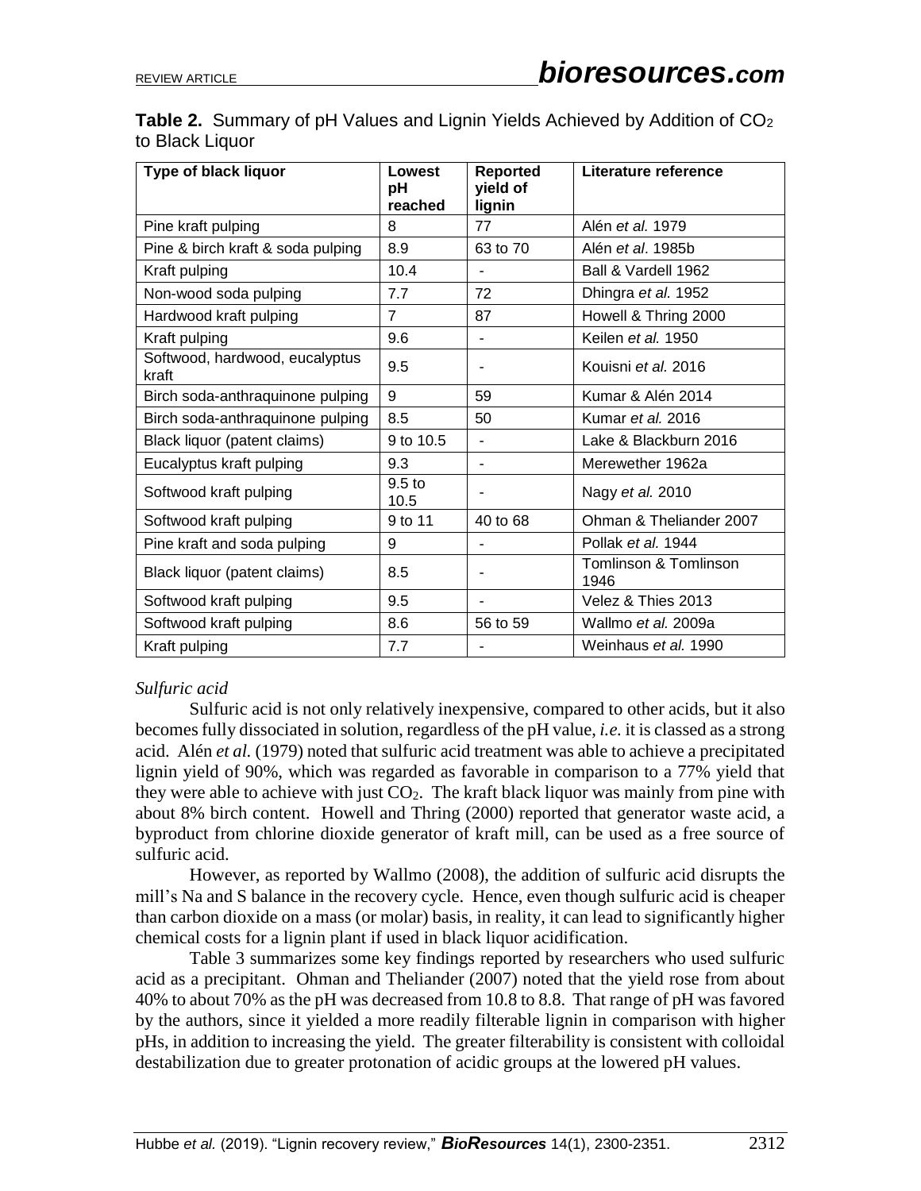**Table 2.** Summary of pH Values and Lignin Yields Achieved by Addition of $CO_2$ to Black Liquor

| Type of black liquor | Lowest pH reached | Reported yield of lignin | Literature reference |
|---|---|---|---|
| Pine kraft pulping | 8 | 77 | Alén *et al.* 1979 |
| Pine & birch kraft & soda pulping | 8.9 | 63 to 70 | Alén *et al*. 1985b |
| Kraft pulping | 10.4 | - | Ball & Vardell 1962 |
| Non-wood soda pulping | 7.7 | 72 | Dhingra *et al.* 1952 |
| Hardwood kraft pulping | 7 | 87 | Howell & Thring 2000 |
| Kraft pulping | 9.6 | - | Keilen *et al.* 1950 |
| Softwood, hardwood, eucalyptus kraft | 9.5 | - | Kouisni *et al.* 2016 |
| Birch soda-anthraquinone pulping | 9 | 59 | Kumar & Alén 2014 |
| Birch soda-anthraquinone pulping | 8.5 | 50 | Kumar *et al.* 2016 |
| Black liquor (patent claims) | 9 to 10.5 | - | Lake & Blackburn 2016 |
| Eucalyptus kraft pulping | 9.3 | - | Merewether 1962a |
| Softwood kraft pulping | 9.5 to 10.5 | - | Nagy *et al.* 2010 |
| Softwood kraft pulping | 9 to 11 | 40 to 68 | Ohman & Theliander 2007 |
| Pine kraft and soda pulping | 9 | - | Pollak *et al.* 1944 |
| Black liquor (patent claims) | 8.5 | - | Tomlinson & Tomlinson 1946 |
| Softwood kraft pulping | 9.5 | - | Velez & Thies 2013 |
| Softwood kraft pulping | 8.6 | 56 to 59 | Wallmo *et al.* 2009a |
| Kraft pulping | 7.7 | - | Weinhaus *et al.* 1990 |

*Sulfuric acid*

Sulfuric acid is not only relatively inexpensive, compared to other acids, but it also becomes fully dissociated in solution, regardless of the pH value, *i.e.* it is classed as a strong acid. Alén *et al.* (1979) noted that sulfuric acid treatment was able to achieve a precipitated lignin yield of 90%, which was regarded as favorable in comparison to a 77% yield that they were able to achieve with just $CO_2$. The kraft black liquor was mainly from pine with about 8% birch content. Howell and Thring (2000) reported that generator waste acid, a byproduct from chlorine dioxide generator of kraft mill, can be used as a free source of sulfuric acid.

However, as reported by Wallmo (2008), the addition of sulfuric acid disrupts the mill's Na and S balance in the recovery cycle. Hence, even though sulfuric acid is cheaper than carbon dioxide on a mass (or molar) basis, in reality, it can lead to significantly higher chemical costs for a lignin plant if used in black liquor acidification.

Table 3 summarizes some key findings reported by researchers who used sulfuric acid as a precipitant. Ohman and Theliander (2007) noted that the yield rose from about 40% to about 70% as the pH was decreased from 10.8 to 8.8. That range of pH was favored by the authors, since it yielded a more readily filterable lignin in comparison with higher pHs, in addition to increasing the yield. The greater filterability is consistent with colloidal destabilization due to greater protonation of acidic groups at the lowered pH values.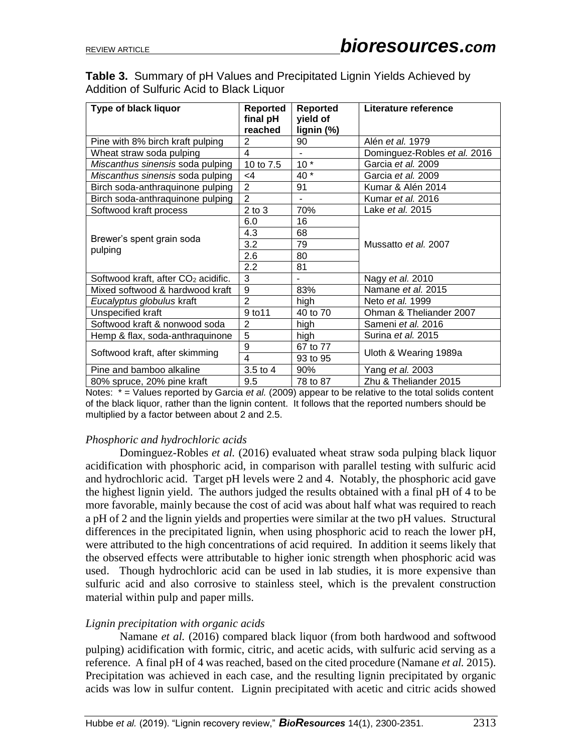**Table 3.** Summary of pH Values and Precipitated Lignin Yields Achieved by Addition of Sulfuric Acid to Black Liquor

| Type of black liquor | Reported final pH reached | Reported yield of lignin (%) | Literature reference |
|---|---|---|---|
| Pine with 8% birch kraft pulping | 2 | 90 | Alén *et al.* 1979 |
| Wheat straw soda pulping | 4 | - | Dominguez-Robles *et al.* 2016 |
| *Miscanthus sinensis* soda pulping | 10 to 7.5 | 10 * | Garcia *et al.* 2009 |
| *Miscanthus sinensis* soda pulping | <4 | 40 * | Garcia *et al.* 2009 |
| Birch soda-anthraquinone pulping | 2 | 91 | Kumar & Alén 2014 |
| Birch soda-anthraquinone pulping | 2 | - | Kumar *et al.* 2016 |
| Softwood kraft process | 2 to 3 | 70% | Lake *et al.* 2015 |
| Brewer's spent grain soda pulping | 6.0 | 16 | Mussatto *et al.* 2007 |
| | 4.3 | 68 | |
| | 3.2 | 79 | |
| | 2.6 | 80 | |
| | 2.2 | 81 | |
| Softwood kraft, after $CO_2$ acidific. | 3 | - | Nagy *et al.* 2010 |
| Mixed softwood & hardwood kraft | 9 | 83% | Namane *et al.* 2015 |
| *Eucalyptus globulus* kraft | 2 | high | Neto *et al.* 1999 |
| Unspecified kraft | 9 to11 | 40 to 70 | Ohman & Theliander 2007 |
| Softwood kraft & nonwood soda | 2 | high | Sameni *et al.* 2016 |
| Hemp & flax, soda-anthraquinone | 5 | high | Surina *et al.* 2015 |
| Softwood kraft, after skimming | 9 | 67 to 77 | Uloth & Wearing 1989a |
| | 4 | 93 to 95 | |
| Pine and bamboo alkaline | 3.5 to 4 | 90% | Yang *et al.* 2003 |
| 80% spruce, 20% pine kraft | 9.5 | 78 to 87 | Zhu & Theliander 2015 |

Notes: * = Values reported by Garcia *et al.* (2009) appear to be relative to the total solids content of the black liquor, rather than the lignin content. It follows that the reported numbers should be multiplied by a factor between about 2 and 2.5.

*Phosphoric and hydrochloric acids*

Dominguez-Robles *et al.* (2016) evaluated wheat straw soda pulping black liquor acidification with phosphoric acid, in comparison with parallel testing with sulfuric acid and hydrochloric acid. Target pH levels were 2 and 4. Notably, the phosphoric acid gave the highest lignin yield. The authors judged the results obtained with a final pH of 4 to be more favorable, mainly because the cost of acid was about half what was required to reach a pH of 2 and the lignin yields and properties were similar at the two pH values. Structural differences in the precipitated lignin, when using phosphoric acid to reach the lower pH, were attributed to the high concentrations of acid required. In addition it seems likely that the observed effects were attributable to higher ionic strength when phosphoric acid was used. Though hydrochloric acid can be used in lab studies, it is more expensive than sulfuric acid and also corrosive to stainless steel, which is the prevalent construction material within pulp and paper mills.

*Lignin precipitation with organic acids*

Namane *et al.* (2016) compared black liquor (from both hardwood and softwood pulping) acidification with formic, citric, and acetic acids, with sulfuric acid serving as a reference. A final pH of 4 was reached, based on the cited procedure (Namane *et al.* 2015). Precipitation was achieved in each case, and the resulting lignin precipitated by organic acids was low in sulfur content. Lignin precipitated with acetic and citric acids showed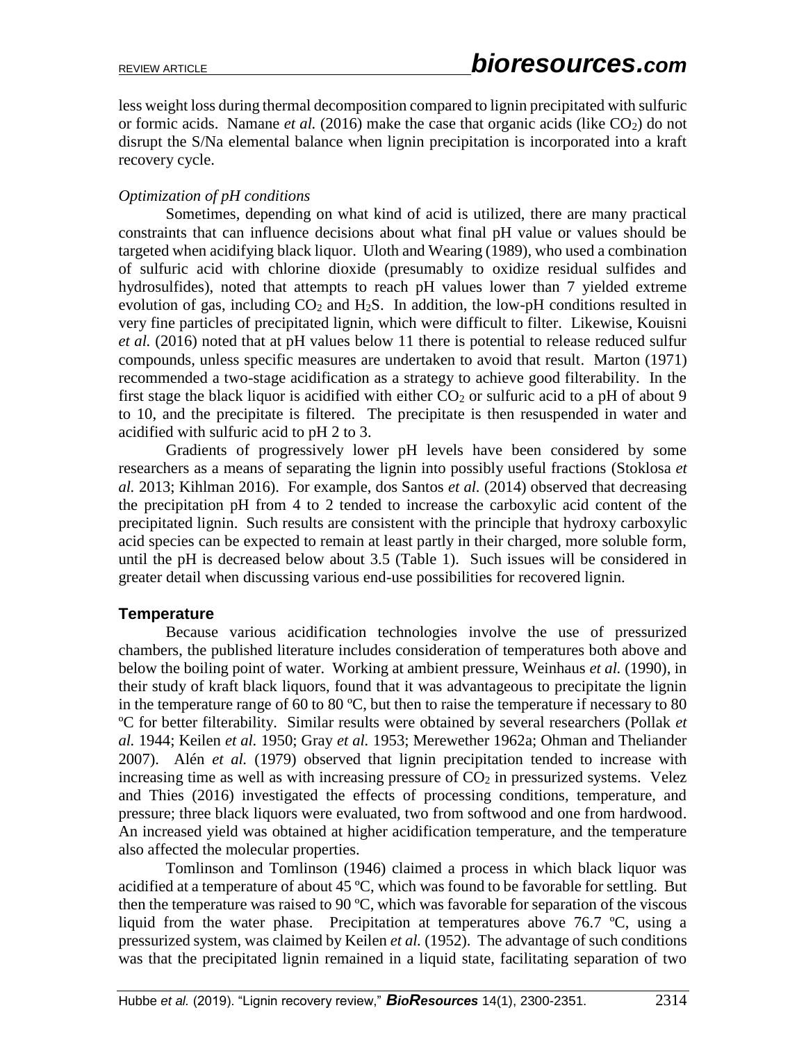less weight loss during thermal decomposition compared to lignin precipitated with sulfuric or formic acids. Namane *et al.* (2016) make the case that organic acids (like $CO_2$) do not disrupt the S/Na elemental balance when lignin precipitation is incorporated into a kraft recovery cycle.

*Optimization of pH conditions*

Sometimes, depending on what kind of acid is utilized, there are many practical constraints that can influence decisions about what final pH value or values should be targeted when acidifying black liquor. Uloth and Wearing (1989), who used a combination of sulfuric acid with chlorine dioxide (presumably to oxidize residual sulfides and hydrosulfides), noted that attempts to reach pH values lower than 7 yielded extreme evolution of gas, including $CO_2$ and $H_2S$. In addition, the low-pH conditions resulted in very fine particles of precipitated lignin, which were difficult to filter. Likewise, Kouisni *et al.* (2016) noted that at pH values below 11 there is potential to release reduced sulfur compounds, unless specific measures are undertaken to avoid that result. Marton (1971) recommended a two-stage acidification as a strategy to achieve good filterability. In the first stage the black liquor is acidified with either $CO_2$ or sulfuric acid to a pH of about 9 to 10, and the precipitate is filtered. The precipitate is then resuspended in water and acidified with sulfuric acid to pH 2 to 3.

Gradients of progressively lower pH levels have been considered by some researchers as a means of separating the lignin into possibly useful fractions (Stoklosa *et al.* 2013; Kihlman 2016). For example, dos Santos *et al.* (2014) observed that decreasing the precipitation pH from 4 to 2 tended to increase the carboxylic acid content of the precipitated lignin. Such results are consistent with the principle that hydroxy carboxylic acid species can be expected to remain at least partly in their charged, more soluble form, until the pH is decreased below about 3.5 (Table 1). Such issues will be considered in greater detail when discussing various end-use possibilities for recovered lignin.

## Temperature

Because various acidification technologies involve the use of pressurized chambers, the published literature includes consideration of temperatures both above and below the boiling point of water. Working at ambient pressure, Weinhaus *et al.* (1990), in their study of kraft black liquors, found that it was advantageous to precipitate the lignin in the temperature range of 60 to 80 ºC, but then to raise the temperature if necessary to 80 ºC for better filterability. Similar results were obtained by several researchers (Pollak *et al.* 1944; Keilen *et al.* 1950; Gray *et al.* 1953; Merewether 1962a; Ohman and Theliander 2007). Alén *et al.* (1979) observed that lignin precipitation tended to increase with increasing time as well as with increasing pressure of $CO_2$ in pressurized systems. Velez and Thies (2016) investigated the effects of processing conditions, temperature, and pressure; three black liquors were evaluated, two from softwood and one from hardwood. An increased yield was obtained at higher acidification temperature, and the temperature also affected the molecular properties.

Tomlinson and Tomlinson (1946) claimed a process in which black liquor was acidified at a temperature of about 45 ºC, which was found to be favorable for settling. But then the temperature was raised to 90 ºC, which was favorable for separation of the viscous liquid from the water phase. Precipitation at temperatures above 76.7 ºC, using a pressurized system, was claimed by Keilen *et al.* (1952). The advantage of such conditions was that the precipitated lignin remained in a liquid state, facilitating separation of two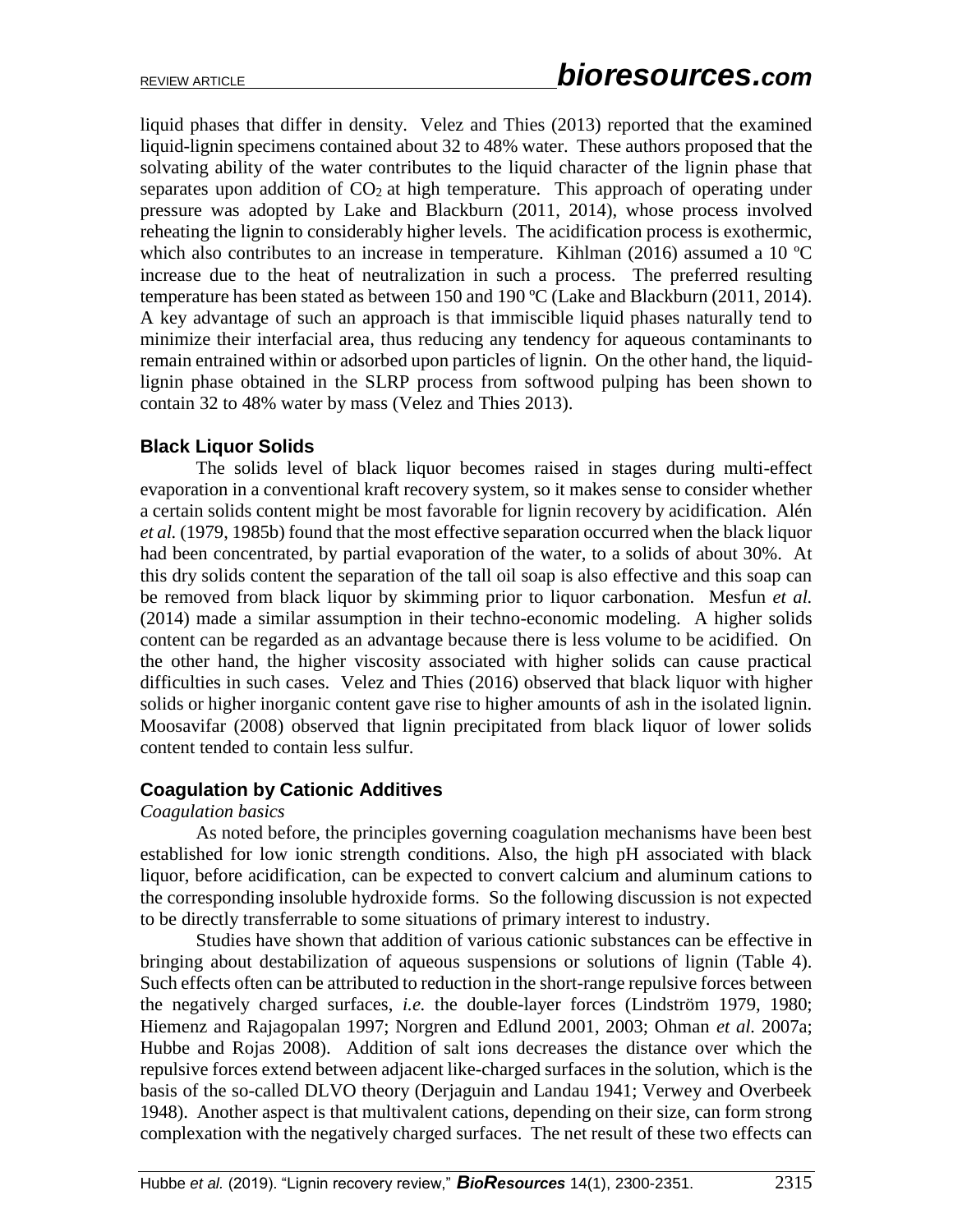liquid phases that differ in density. Velez and Thies (2013) reported that the examined liquid-lignin specimens contained about 32 to 48% water. These authors proposed that the solvating ability of the water contributes to the liquid character of the lignin phase that separates upon addition of $CO_2$ at high temperature. This approach of operating under pressure was adopted by Lake and Blackburn (2011, 2014), whose process involved reheating the lignin to considerably higher levels. The acidification process is exothermic, which also contributes to an increase in temperature. Kihlman (2016) assumed a 10 ºC increase due to the heat of neutralization in such a process. The preferred resulting temperature has been stated as between 150 and 190 ºC (Lake and Blackburn (2011, 2014). A key advantage of such an approach is that immiscible liquid phases naturally tend to minimize their interfacial area, thus reducing any tendency for aqueous contaminants to remain entrained within or adsorbed upon particles of lignin. On the other hand, the liquid-lignin phase obtained in the SLRP process from softwood pulping has been shown to contain 32 to 48% water by mass (Velez and Thies 2013).

### Black Liquor Solids

The solids level of black liquor becomes raised in stages during multi-effect evaporation in a conventional kraft recovery system, so it makes sense to consider whether a certain solids content might be most favorable for lignin recovery by acidification. Alén *et al.* (1979, 1985b) found that the most effective separation occurred when the black liquor had been concentrated, by partial evaporation of the water, to a solids of about 30%. At this dry solids content the separation of the tall oil soap is also effective and this soap can be removed from black liquor by skimming prior to liquor carbonation. Mesfun *et al.* (2014) made a similar assumption in their techno-economic modeling. A higher solids content can be regarded as an advantage because there is less volume to be acidified. On the other hand, the higher viscosity associated with higher solids can cause practical difficulties in such cases. Velez and Thies (2016) observed that black liquor with higher solids or higher inorganic content gave rise to higher amounts of ash in the isolated lignin. Moosavifar (2008) observed that lignin precipitated from black liquor of lower solids content tended to contain less sulfur.

### Coagulation by Cationic Additives

*Coagulation basics*

As noted before, the principles governing coagulation mechanisms have been best established for low ionic strength conditions. Also, the high pH associated with black liquor, before acidification, can be expected to convert calcium and aluminum cations to the corresponding insoluble hydroxide forms. So the following discussion is not expected to be directly transferrable to some situations of primary interest to industry.

Studies have shown that addition of various cationic substances can be effective in bringing about destabilization of aqueous suspensions or solutions of lignin (Table 4). Such effects often can be attributed to reduction in the short-range repulsive forces between the negatively charged surfaces, *i.e.* the double-layer forces (Lindström 1979, 1980; Hiemenz and Rajagopalan 1997; Norgren and Edlund 2001, 2003; Ohman *et al.* 2007a; Hubbe and Rojas 2008). Addition of salt ions decreases the distance over which the repulsive forces extend between adjacent like-charged surfaces in the solution, which is the basis of the so-called DLVO theory (Derjaguin and Landau 1941; Verwey and Overbeek 1948). Another aspect is that multivalent cations, depending on their size, can form strong complexation with the negatively charged surfaces. The net result of these two effects can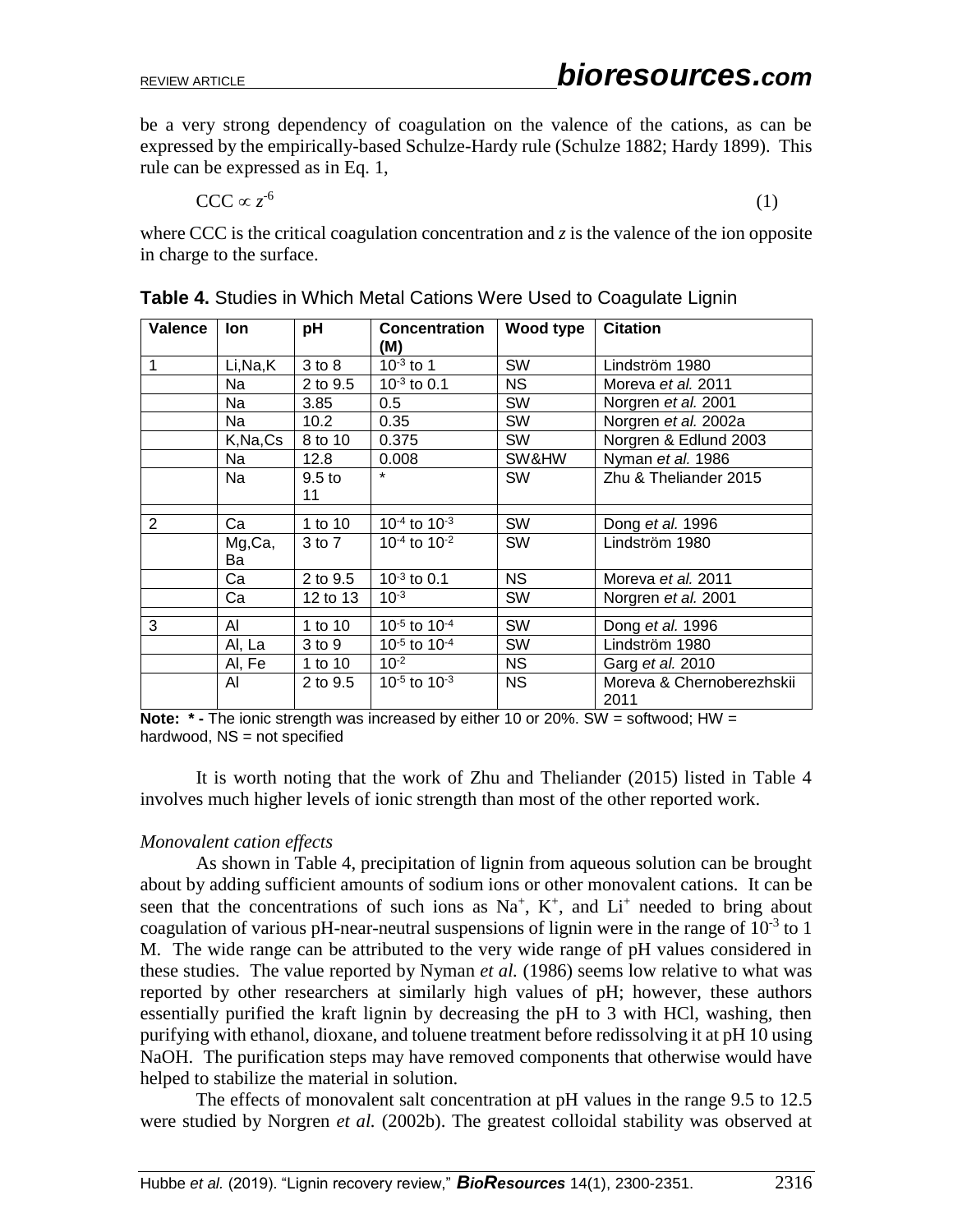be a very strong dependency of coagulation on the valence of the cations, as can be expressed by the empirically-based Schulze-Hardy rule (Schulze 1882; Hardy 1899). This rule can be expressed as in Eq. 1,

$$\mathrm{CCC} \propto z^{-6} \tag{1}$$

where CCC is the critical coagulation concentration and $z$ is the valence of the ion opposite in charge to the surface.

**Table 4.** Studies in Which Metal Cations Were Used to Coagulate Lignin

| Valence | Ion | pH | Concentration (M) | Wood type | Citation |
|---|---|---|---|---|---|
| 1 | Li,Na,K | 3 to 8 | $10^{-3}$ to 1 | SW | Lindström 1980 |
| | Na | 2 to 9.5 | $10^{-3}$ to 0.1 | NS | Moreva *et al.* 2011 |
| | Na | 3.85 | 0.5 | SW | Norgren *et al.* 2001 |
| | Na | 10.2 | 0.35 | SW | Norgren *et al.* 2002a |
| | K,Na,Cs | 8 to 10 | 0.375 | SW | Norgren & Edlund 2003 |
| | Na | 12.8 | 0.008 | SW&HW | Nyman *et al.* 1986 |
| | Na | 9.5 to 11 | * | SW | Zhu & Theliander 2015 |
| | | | | | |
| 2 | Ca | 1 to 10 | $10^{-4}$ to $10^{-3}$ | SW | Dong *et al.* 1996 |
| | Mg,Ca, Ba | 3 to 7 | $10^{-4}$ to $10^{-2}$ | SW | Lindström 1980 |
| | Ca | 2 to 9.5 | $10^{-3}$ to 0.1 | NS | Moreva *et al.* 2011 |
| | Ca | 12 to 13 | $10^{-3}$ | SW | Norgren *et al.* 2001 |
| | | | | | |
| 3 | Al | 1 to 10 | $10^{-5}$ to $10^{-4}$ | SW | Dong *et al.* 1996 |
| | Al, La | 3 to 9 | $10^{-5}$ to $10^{-4}$ | SW | Lindström 1980 |
| | Al, Fe | 1 to 10 | $10^{-2}$ | NS | Garg *et al.* 2010 |
| | Al | 2 to 9.5 | $10^{-5}$ to $10^{-3}$ | NS | Moreva & Chernoberezhskii 2011 |

**Note: * -** The ionic strength was increased by either 10 or 20%. SW = softwood; HW = hardwood, NS = not specified

It is worth noting that the work of Zhu and Theliander (2015) listed in Table 4 involves much higher levels of ionic strength than most of the other reported work.

*Monovalent cation effects*

As shown in Table 4, precipitation of lignin from aqueous solution can be brought about by adding sufficient amounts of sodium ions or other monovalent cations. It can be seen that the concentrations of such ions as $Na^+$, $K^+$, and $Li^+$ needed to bring about coagulation of various pH-near-neutral suspensions of lignin were in the range of $10^{-3}$ to 1 M. The wide range can be attributed to the very wide range of pH values considered in these studies. The value reported by Nyman *et al.* (1986) seems low relative to what was reported by other researchers at similarly high values of pH; however, these authors essentially purified the kraft lignin by decreasing the pH to 3 with HCl, washing, then purifying with ethanol, dioxane, and toluene treatment before redissolving it at pH 10 using NaOH. The purification steps may have removed components that otherwise would have helped to stabilize the material in solution.

The effects of monovalent salt concentration at pH values in the range 9.5 to 12.5 were studied by Norgren *et al.* (2002b). The greatest colloidal stability was observed at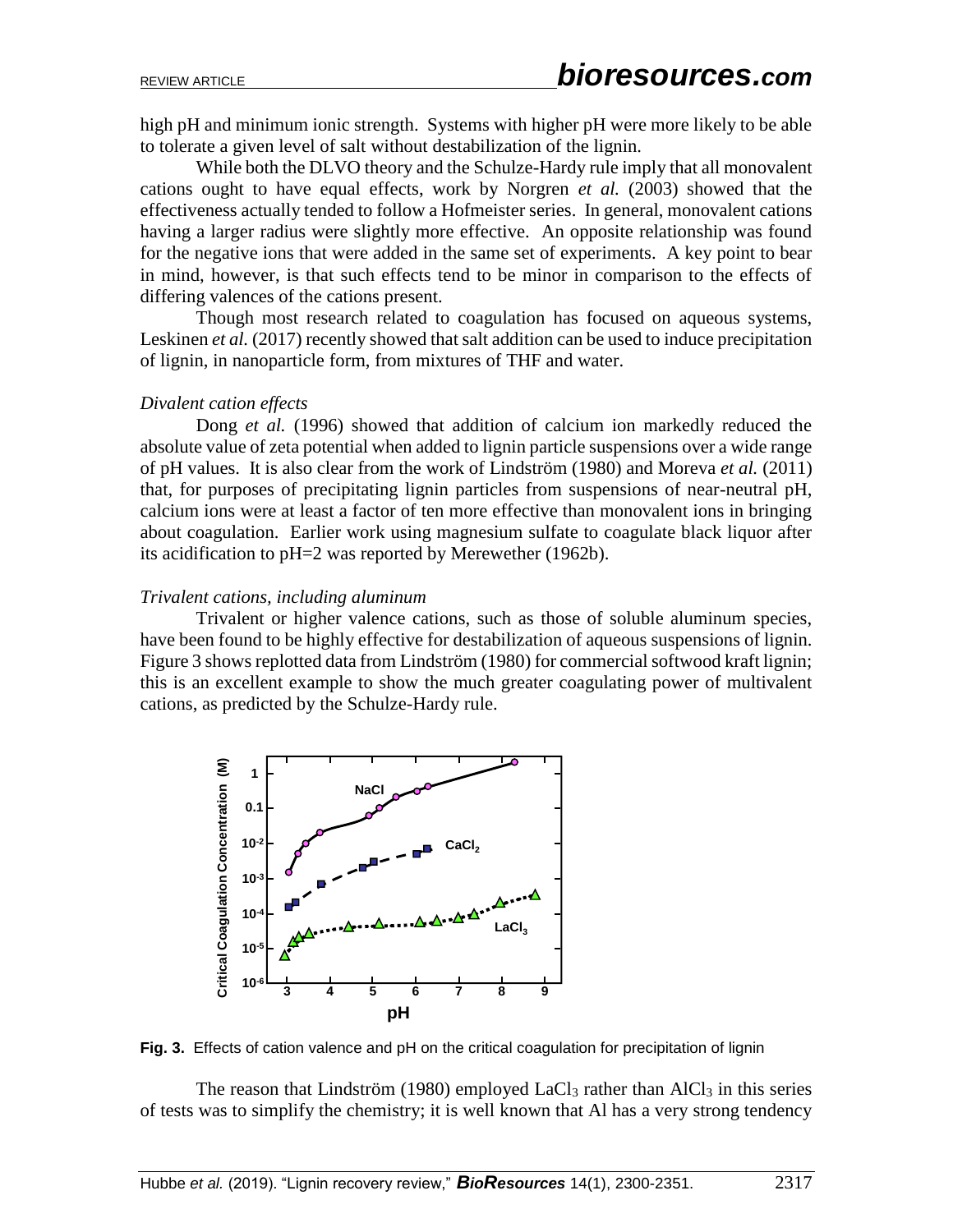high pH and minimum ionic strength. Systems with higher pH were more likely to be able to tolerate a given level of salt without destabilization of the lignin.

While both the DLVO theory and the Schulze-Hardy rule imply that all monovalent cations ought to have equal effects, work by Norgren *et al.* (2003) showed that the effectiveness actually tended to follow a Hofmeister series. In general, monovalent cations having a larger radius were slightly more effective. An opposite relationship was found for the negative ions that were added in the same set of experiments. A key point to bear in mind, however, is that such effects tend to be minor in comparison to the effects of differing valences of the cations present.

Though most research related to coagulation has focused on aqueous systems, Leskinen *et al.* (2017) recently showed that salt addition can be used to induce precipitation of lignin, in nanoparticle form, from mixtures of THF and water.

*Divalent cation effects*

Dong *et al.* (1996) showed that addition of calcium ion markedly reduced the absolute value of zeta potential when added to lignin particle suspensions over a wide range of pH values. It is also clear from the work of Lindström (1980) and Moreva *et al.* (2011) that, for purposes of precipitating lignin particles from suspensions of near-neutral pH, calcium ions were at least a factor of ten more effective than monovalent ions in bringing about coagulation. Earlier work using magnesium sulfate to coagulate black liquor after its acidification to pH=2 was reported by Merewether (1962b).

*Trivalent cations, including aluminum*

Trivalent or higher valence cations, such as those of soluble aluminum species, have been found to be highly effective for destabilization of aqueous suspensions of lignin. Figure 3 shows replotted data from Lindström (1980) for commercial softwood kraft lignin; this is an excellent example to show the much greater coagulating power of multivalent cations, as predicted by the Schulze-Hardy rule.

**Fig. 3.** Effects of cation valence and pH on the critical coagulation for precipitation of lignin

The reason that Lindström (1980) employed $LaCl_3$ rather than $AlCl_3$ in this series of tests was to simplify the chemistry; it is well known that Al has a very strong tendency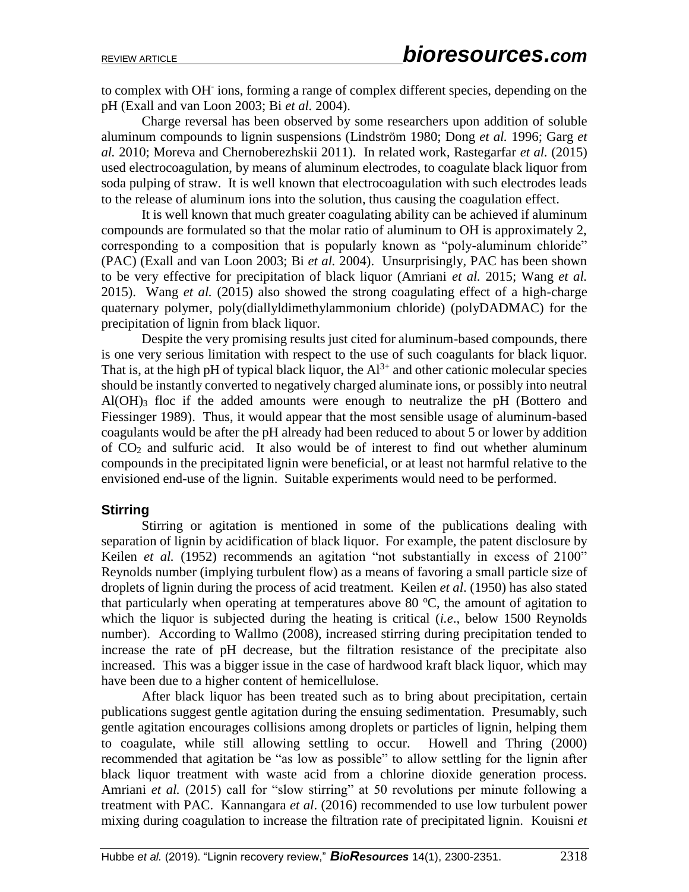to complex with $OH^-$ ions, forming a range of complex different species, depending on the pH (Exall and van Loon 2003; Bi *et al.* 2004).

Charge reversal has been observed by some researchers upon addition of soluble aluminum compounds to lignin suspensions (Lindström 1980; Dong *et al.* 1996; Garg *et al.* 2010; Moreva and Chernoberezhskii 2011). In related work, Rastegarfar *et al.* (2015) used electrocoagulation, by means of aluminum electrodes, to coagulate black liquor from soda pulping of straw. It is well known that electrocoagulation with such electrodes leads to the release of aluminum ions into the solution, thus causing the coagulation effect.

It is well known that much greater coagulating ability can be achieved if aluminum compounds are formulated so that the molar ratio of aluminum to OH is approximately 2, corresponding to a composition that is popularly known as "poly-aluminum chloride" (PAC) (Exall and van Loon 2003; Bi *et al.* 2004). Unsurprisingly, PAC has been shown to be very effective for precipitation of black liquor (Amriani *et al.* 2015; Wang *et al.* 2015). Wang *et al.* (2015) also showed the strong coagulating effect of a high-charge quaternary polymer, poly(diallyldimethylammonium chloride) (polyDADMAC) for the precipitation of lignin from black liquor.

Despite the very promising results just cited for aluminum-based compounds, there is one very serious limitation with respect to the use of such coagulants for black liquor. That is, at the high pH of typical black liquor, the $Al^{3+}$ and other cationic molecular species should be instantly converted to negatively charged aluminate ions, or possibly into neutral $Al(OH)_3$ floc if the added amounts were enough to neutralize the pH (Bottero and Fiessinger 1989). Thus, it would appear that the most sensible usage of aluminum-based coagulants would be after the pH already had been reduced to about 5 or lower by addition of $CO_2$ and sulfuric acid. It also would be of interest to find out whether aluminum compounds in the precipitated lignin were beneficial, or at least not harmful relative to the envisioned end-use of the lignin. Suitable experiments would need to be performed.

### Stirring

Stirring or agitation is mentioned in some of the publications dealing with separation of lignin by acidification of black liquor. For example, the patent disclosure by Keilen *et al.* (1952) recommends an agitation "not substantially in excess of 2100" Reynolds number (implying turbulent flow) as a means of favoring a small particle size of droplets of lignin during the process of acid treatment. Keilen *et al*. (1950) has also stated that particularly when operating at temperatures above 80 °C, the amount of agitation to which the liquor is subjected during the heating is critical (*i.e*., below 1500 Reynolds number). According to Wallmo (2008), increased stirring during precipitation tended to increase the rate of pH decrease, but the filtration resistance of the precipitate also increased. This was a bigger issue in the case of hardwood kraft black liquor, which may have been due to a higher content of hemicellulose.

After black liquor has been treated such as to bring about precipitation, certain publications suggest gentle agitation during the ensuing sedimentation. Presumably, such gentle agitation encourages collisions among droplets or particles of lignin, helping them to coagulate, while still allowing settling to occur. Howell and Thring (2000) recommended that agitation be "as low as possible" to allow settling for the lignin after black liquor treatment with waste acid from a chlorine dioxide generation process. Amriani *et al.* (2015) call for "slow stirring" at 50 revolutions per minute following a treatment with PAC. Kannangara *et al*. (2016) recommended to use low turbulent power mixing during coagulation to increase the filtration rate of precipitated lignin. Kouisni *et*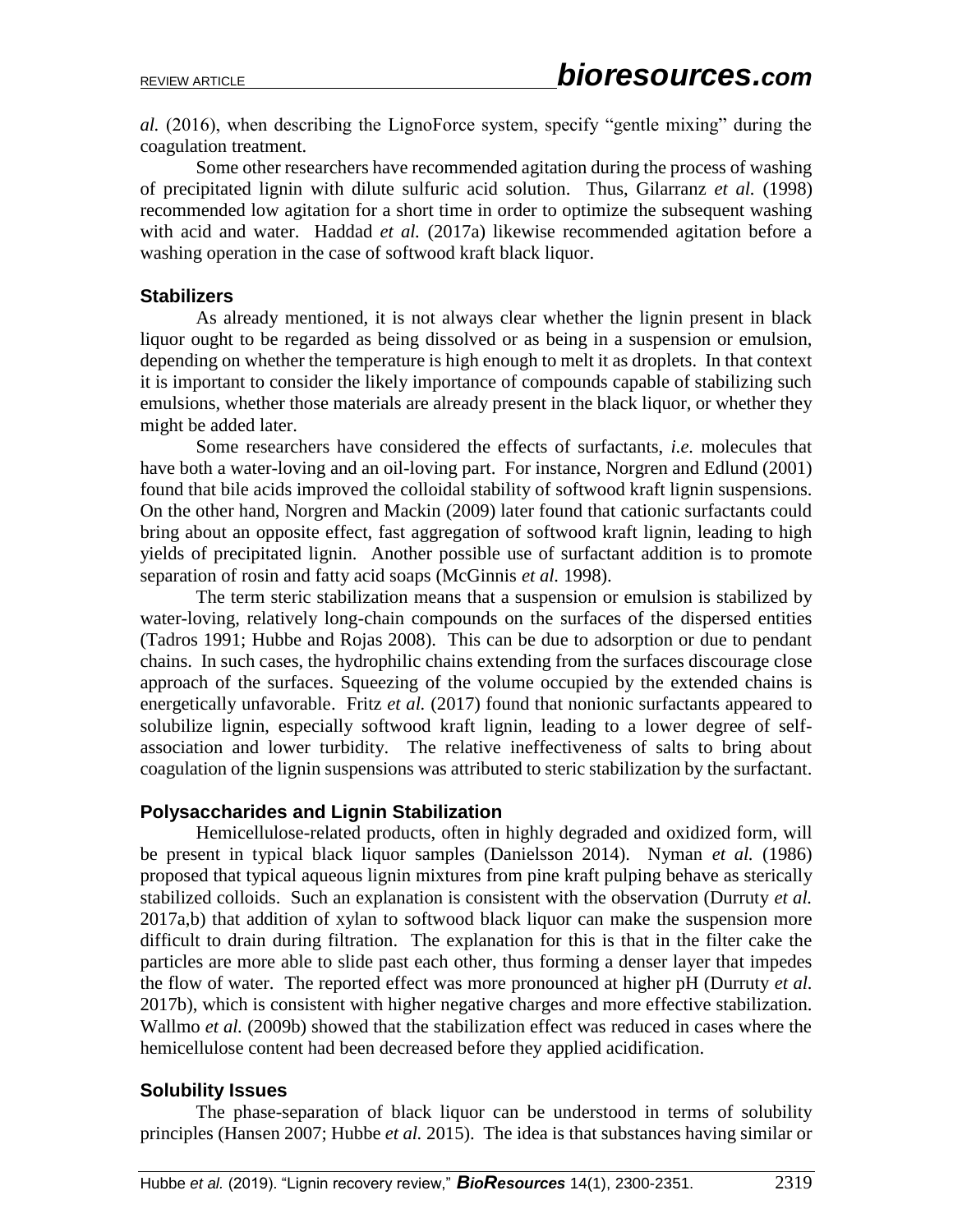*al.* (2016), when describing the LignoForce system, specify "gentle mixing" during the coagulation treatment.

Some other researchers have recommended agitation during the process of washing of precipitated lignin with dilute sulfuric acid solution. Thus, Gilarranz *et al.* (1998) recommended low agitation for a short time in order to optimize the subsequent washing with acid and water. Haddad *et al.* (2017a) likewise recommended agitation before a washing operation in the case of softwood kraft black liquor.

### Stabilizers

As already mentioned, it is not always clear whether the lignin present in black liquor ought to be regarded as being dissolved or as being in a suspension or emulsion, depending on whether the temperature is high enough to melt it as droplets. In that context it is important to consider the likely importance of compounds capable of stabilizing such emulsions, whether those materials are already present in the black liquor, or whether they might be added later.

Some researchers have considered the effects of surfactants, *i.e.* molecules that have both a water-loving and an oil-loving part. For instance, Norgren and Edlund (2001) found that bile acids improved the colloidal stability of softwood kraft lignin suspensions. On the other hand, Norgren and Mackin (2009) later found that cationic surfactants could bring about an opposite effect, fast aggregation of softwood kraft lignin, leading to high yields of precipitated lignin. Another possible use of surfactant addition is to promote separation of rosin and fatty acid soaps (McGinnis *et al.* 1998).

The term steric stabilization means that a suspension or emulsion is stabilized by water-loving, relatively long-chain compounds on the surfaces of the dispersed entities (Tadros 1991; Hubbe and Rojas 2008). This can be due to adsorption or due to pendant chains. In such cases, the hydrophilic chains extending from the surfaces discourage close approach of the surfaces. Squeezing of the volume occupied by the extended chains is energetically unfavorable. Fritz *et al.* (2017) found that nonionic surfactants appeared to solubilize lignin, especially softwood kraft lignin, leading to a lower degree of self-association and lower turbidity. The relative ineffectiveness of salts to bring about coagulation of the lignin suspensions was attributed to steric stabilization by the surfactant.

### Polysaccharides and Lignin Stabilization

Hemicellulose-related products, often in highly degraded and oxidized form, will be present in typical black liquor samples (Danielsson 2014). Nyman *et al.* (1986) proposed that typical aqueous lignin mixtures from pine kraft pulping behave as sterically stabilized colloids. Such an explanation is consistent with the observation (Durruty *et al.* 2017a,b) that addition of xylan to softwood black liquor can make the suspension more difficult to drain during filtration. The explanation for this is that in the filter cake the particles are more able to slide past each other, thus forming a denser layer that impedes the flow of water. The reported effect was more pronounced at higher pH (Durruty *et al.* 2017b), which is consistent with higher negative charges and more effective stabilization. Wallmo *et al.* (2009b) showed that the stabilization effect was reduced in cases where the hemicellulose content had been decreased before they applied acidification.

### Solubility Issues

The phase-separation of black liquor can be understood in terms of solubility principles (Hansen 2007; Hubbe *et al.* 2015). The idea is that substances having similar or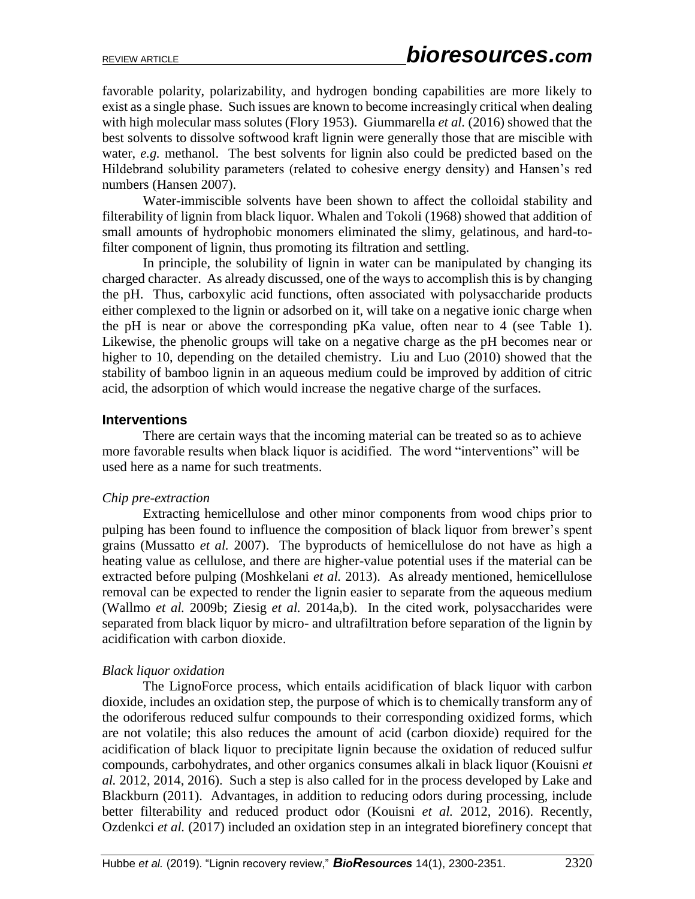favorable polarity, polarizability, and hydrogen bonding capabilities are more likely to exist as a single phase. Such issues are known to become increasingly critical when dealing with high molecular mass solutes (Flory 1953). Giummarella *et al.* (2016) showed that the best solvents to dissolve softwood kraft lignin were generally those that are miscible with water, *e.g.* methanol. The best solvents for lignin also could be predicted based on the Hildebrand solubility parameters (related to cohesive energy density) and Hansen's red numbers (Hansen 2007).

Water-immiscible solvents have been shown to affect the colloidal stability and filterability of lignin from black liquor. Whalen and Tokoli (1968) showed that addition of small amounts of hydrophobic monomers eliminated the slimy, gelatinous, and hard-to-filter component of lignin, thus promoting its filtration and settling.

In principle, the solubility of lignin in water can be manipulated by changing its charged character. As already discussed, one of the ways to accomplish this is by changing the pH. Thus, carboxylic acid functions, often associated with polysaccharide products either complexed to the lignin or adsorbed on it, will take on a negative ionic charge when the pH is near or above the corresponding pKa value, often near to 4 (see Table 1). Likewise, the phenolic groups will take on a negative charge as the pH becomes near or higher to 10, depending on the detailed chemistry. Liu and Luo (2010) showed that the stability of bamboo lignin in an aqueous medium could be improved by addition of citric acid, the adsorption of which would increase the negative charge of the surfaces.

### Interventions

There are certain ways that the incoming material can be treated so as to achieve more favorable results when black liquor is acidified. The word "interventions" will be used here as a name for such treatments.

*Chip pre-extraction*

Extracting hemicellulose and other minor components from wood chips prior to pulping has been found to influence the composition of black liquor from brewer's spent grains (Mussatto *et al.* 2007). The byproducts of hemicellulose do not have as high a heating value as cellulose, and there are higher-value potential uses if the material can be extracted before pulping (Moshkelani *et al.* 2013). As already mentioned, hemicellulose removal can be expected to render the lignin easier to separate from the aqueous medium (Wallmo *et al.* 2009b; Ziesig *et al.* 2014a,b). In the cited work, polysaccharides were separated from black liquor by micro- and ultrafiltration before separation of the lignin by acidification with carbon dioxide.

*Black liquor oxidation*

The LignoForce process, which entails acidification of black liquor with carbon dioxide, includes an oxidation step, the purpose of which is to chemically transform any of the odoriferous reduced sulfur compounds to their corresponding oxidized forms, which are not volatile; this also reduces the amount of acid (carbon dioxide) required for the acidification of black liquor to precipitate lignin because the oxidation of reduced sulfur compounds, carbohydrates, and other organics consumes alkali in black liquor (Kouisni *et al.* 2012, 2014, 2016). Such a step is also called for in the process developed by Lake and Blackburn (2011). Advantages, in addition to reducing odors during processing, include better filterability and reduced product odor (Kouisni *et al.* 2012, 2016). Recently, Ozdenkci *et al.* (2017) included an oxidation step in an integrated biorefinery concept that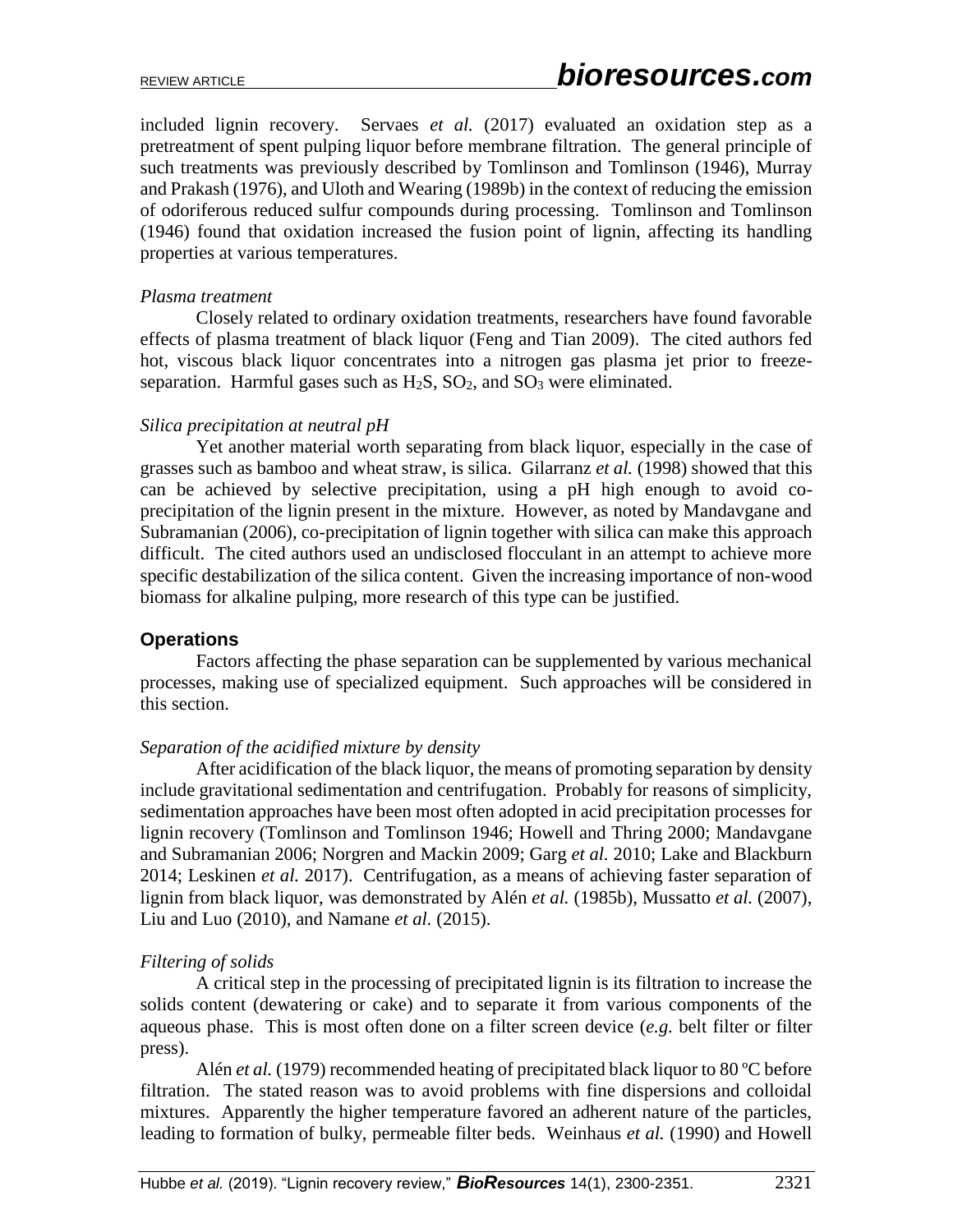included lignin recovery. Servaes *et al.* (2017) evaluated an oxidation step as a pretreatment of spent pulping liquor before membrane filtration. The general principle of such treatments was previously described by Tomlinson and Tomlinson (1946), Murray and Prakash (1976), and Uloth and Wearing (1989b) in the context of reducing the emission of odoriferous reduced sulfur compounds during processing. Tomlinson and Tomlinson (1946) found that oxidation increased the fusion point of lignin, affecting its handling properties at various temperatures.

*Plasma treatment*

Closely related to ordinary oxidation treatments, researchers have found favorable effects of plasma treatment of black liquor (Feng and Tian 2009). The cited authors fed hot, viscous black liquor concentrates into a nitrogen gas plasma jet prior to freeze-separation. Harmful gases such as $H_2S$, $SO_2$, and $SO_3$ were eliminated.

*Silica precipitation at neutral pH*

Yet another material worth separating from black liquor, especially in the case of grasses such as bamboo and wheat straw, is silica. Gilarranz *et al.* (1998) showed that this can be achieved by selective precipitation, using a pH high enough to avoid co-precipitation of the lignin present in the mixture. However, as noted by Mandavgane and Subramanian (2006), co-precipitation of lignin together with silica can make this approach difficult. The cited authors used an undisclosed flocculant in an attempt to achieve more specific destabilization of the silica content. Given the increasing importance of non-wood biomass for alkaline pulping, more research of this type can be justified.

## Operations

Factors affecting the phase separation can be supplemented by various mechanical processes, making use of specialized equipment. Such approaches will be considered in this section.

*Separation of the acidified mixture by density*

After acidification of the black liquor, the means of promoting separation by density include gravitational sedimentation and centrifugation. Probably for reasons of simplicity, sedimentation approaches have been most often adopted in acid precipitation processes for lignin recovery (Tomlinson and Tomlinson 1946; Howell and Thring 2000; Mandavgane and Subramanian 2006; Norgren and Mackin 2009; Garg *et al.* 2010; Lake and Blackburn 2014; Leskinen *et al.* 2017). Centrifugation, as a means of achieving faster separation of lignin from black liquor, was demonstrated by Alén *et al.* (1985b), Mussatto *et al.* (2007), Liu and Luo (2010), and Namane *et al.* (2015).

*Filtering of solids*

A critical step in the processing of precipitated lignin is its filtration to increase the solids content (dewatering or cake) and to separate it from various components of the aqueous phase. This is most often done on a filter screen device (*e.g.* belt filter or filter press).

Alén *et al.* (1979) recommended heating of precipitated black liquor to 80 ºC before filtration. The stated reason was to avoid problems with fine dispersions and colloidal mixtures. Apparently the higher temperature favored an adherent nature of the particles, leading to formation of bulky, permeable filter beds. Weinhaus *et al.* (1990) and Howell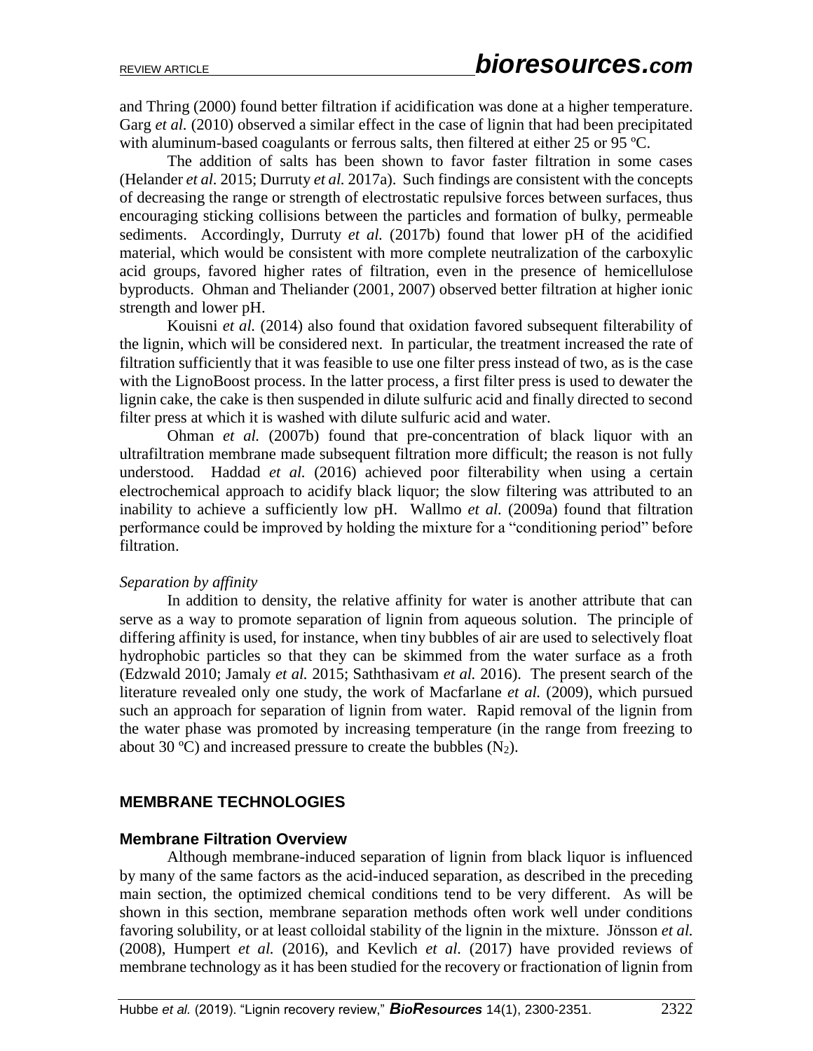and Thring (2000) found better filtration if acidification was done at a higher temperature. Garg *et al.* (2010) observed a similar effect in the case of lignin that had been precipitated with aluminum-based coagulants or ferrous salts, then filtered at either 25 or 95 ºC.

The addition of salts has been shown to favor faster filtration in some cases (Helander *et al.* 2015; Durruty *et al.* 2017a). Such findings are consistent with the concepts of decreasing the range or strength of electrostatic repulsive forces between surfaces, thus encouraging sticking collisions between the particles and formation of bulky, permeable sediments. Accordingly, Durruty *et al.* (2017b) found that lower pH of the acidified material, which would be consistent with more complete neutralization of the carboxylic acid groups, favored higher rates of filtration, even in the presence of hemicellulose byproducts. Ohman and Theliander (2001, 2007) observed better filtration at higher ionic strength and lower pH.

Kouisni *et al.* (2014) also found that oxidation favored subsequent filterability of the lignin, which will be considered next. In particular, the treatment increased the rate of filtration sufficiently that it was feasible to use one filter press instead of two, as is the case with the LignoBoost process. In the latter process, a first filter press is used to dewater the lignin cake, the cake is then suspended in dilute sulfuric acid and finally directed to second filter press at which it is washed with dilute sulfuric acid and water.

Ohman *et al.* (2007b) found that pre-concentration of black liquor with an ultrafiltration membrane made subsequent filtration more difficult; the reason is not fully understood. Haddad *et al.* (2016) achieved poor filterability when using a certain electrochemical approach to acidify black liquor; the slow filtering was attributed to an inability to achieve a sufficiently low pH. Wallmo *et al.* (2009a) found that filtration performance could be improved by holding the mixture for a "conditioning period" before filtration.

*Separation by affinity*

In addition to density, the relative affinity for water is another attribute that can serve as a way to promote separation of lignin from aqueous solution. The principle of differing affinity is used, for instance, when tiny bubbles of air are used to selectively float hydrophobic particles so that they can be skimmed from the water surface as a froth (Edzwald 2010; Jamaly *et al.* 2015; Saththasivam *et al.* 2016). The present search of the literature revealed only one study, the work of Macfarlane *et al.* (2009), which pursued such an approach for separation of lignin from water. Rapid removal of the lignin from the water phase was promoted by increasing temperature (in the range from freezing to about 30 ºC) and increased pressure to create the bubbles ($N_2$).

## MEMBRANE TECHNOLOGIES

### Membrane Filtration Overview

Although membrane-induced separation of lignin from black liquor is influenced by many of the same factors as the acid-induced separation, as described in the preceding main section, the optimized chemical conditions tend to be very different. As will be shown in this section, membrane separation methods often work well under conditions favoring solubility, or at least colloidal stability of the lignin in the mixture. Jönsson *et al.* (2008), Humpert *et al.* (2016), and Kevlich *et al.* (2017) have provided reviews of membrane technology as it has been studied for the recovery or fractionation of lignin from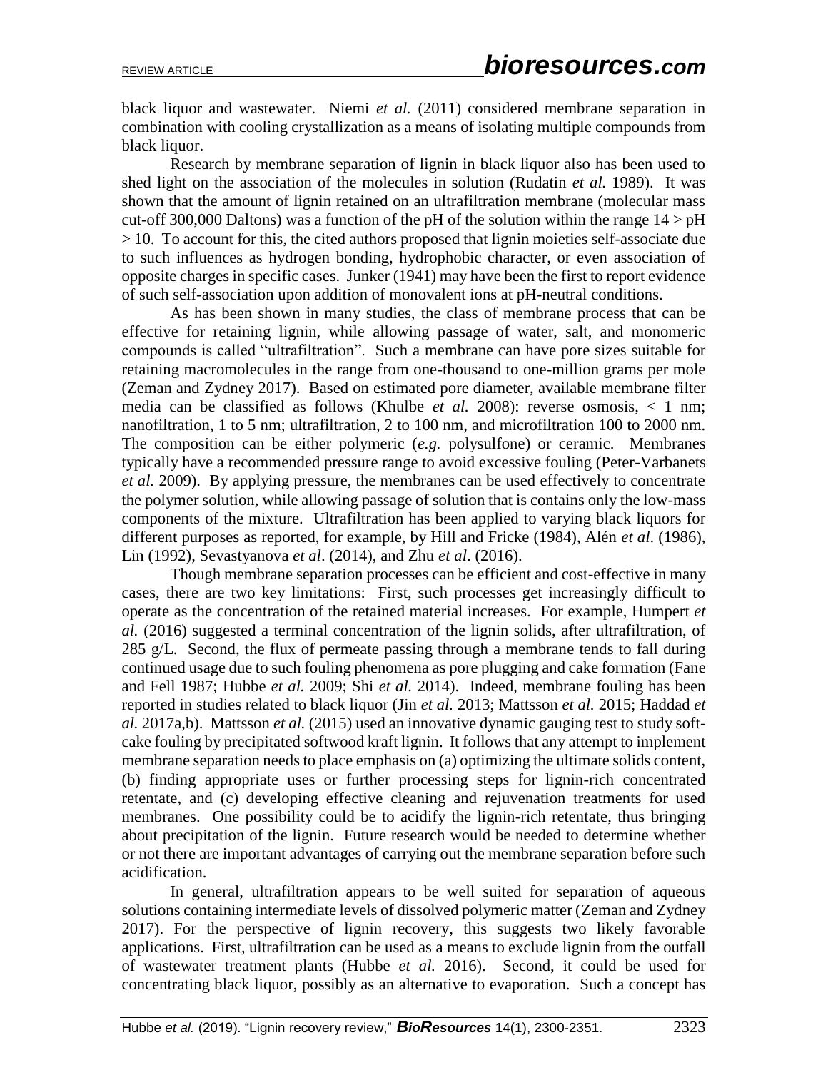black liquor and wastewater. Niemi *et al.* (2011) considered membrane separation in combination with cooling crystallization as a means of isolating multiple compounds from black liquor.

Research by membrane separation of lignin in black liquor also has been used to shed light on the association of the molecules in solution (Rudatin *et al.* 1989). It was shown that the amount of lignin retained on an ultrafiltration membrane (molecular mass cut-off 300,000 Daltons) was a function of the pH of the solution within the range $14 > \text{pH} > 10$. To account for this, the cited authors proposed that lignin moieties self-associate due to such influences as hydrogen bonding, hydrophobic character, or even association of opposite charges in specific cases. Junker (1941) may have been the first to report evidence of such self-association upon addition of monovalent ions at pH-neutral conditions.

As has been shown in many studies, the class of membrane process that can be effective for retaining lignin, while allowing passage of water, salt, and monomeric compounds is called "ultrafiltration". Such a membrane can have pore sizes suitable for retaining macromolecules in the range from one-thousand to one-million grams per mole (Zeman and Zydney 2017). Based on estimated pore diameter, available membrane filter media can be classified as follows (Khulbe *et al.* 2008): reverse osmosis, < 1 nm; nanofiltration, 1 to 5 nm; ultrafiltration, 2 to 100 nm, and microfiltration 100 to 2000 nm. The composition can be either polymeric (*e.g.* polysulfone) or ceramic. Membranes typically have a recommended pressure range to avoid excessive fouling (Peter-Varbanets *et al.* 2009). By applying pressure, the membranes can be used effectively to concentrate the polymer solution, while allowing passage of solution that is contains only the low-mass components of the mixture. Ultrafiltration has been applied to varying black liquors for different purposes as reported, for example, by Hill and Fricke (1984), Alén *et al*. (1986), Lin (1992), Sevastyanova *et al*. (2014), and Zhu *et al*. (2016).

Though membrane separation processes can be efficient and cost-effective in many cases, there are two key limitations: First, such processes get increasingly difficult to operate as the concentration of the retained material increases. For example, Humpert *et al.* (2016) suggested a terminal concentration of the lignin solids, after ultrafiltration, of 285 g/L. Second, the flux of permeate passing through a membrane tends to fall during continued usage due to such fouling phenomena as pore plugging and cake formation (Fane and Fell 1987; Hubbe *et al.* 2009; Shi *et al.* 2014). Indeed, membrane fouling has been reported in studies related to black liquor (Jin *et al.* 2013; Mattsson *et al.* 2015; Haddad *et al.* 2017a,b). Mattsson *et al.* (2015) used an innovative dynamic gauging test to study soft-cake fouling by precipitated softwood kraft lignin. It follows that any attempt to implement membrane separation needs to place emphasis on (a) optimizing the ultimate solids content, (b) finding appropriate uses or further processing steps for lignin-rich concentrated retentate, and (c) developing effective cleaning and rejuvenation treatments for used membranes. One possibility could be to acidify the lignin-rich retentate, thus bringing about precipitation of the lignin. Future research would be needed to determine whether or not there are important advantages of carrying out the membrane separation before such acidification.

In general, ultrafiltration appears to be well suited for separation of aqueous solutions containing intermediate levels of dissolved polymeric matter (Zeman and Zydney 2017). For the perspective of lignin recovery, this suggests two likely favorable applications. First, ultrafiltration can be used as a means to exclude lignin from the outfall of wastewater treatment plants (Hubbe *et al.* 2016). Second, it could be used for concentrating black liquor, possibly as an alternative to evaporation. Such a concept has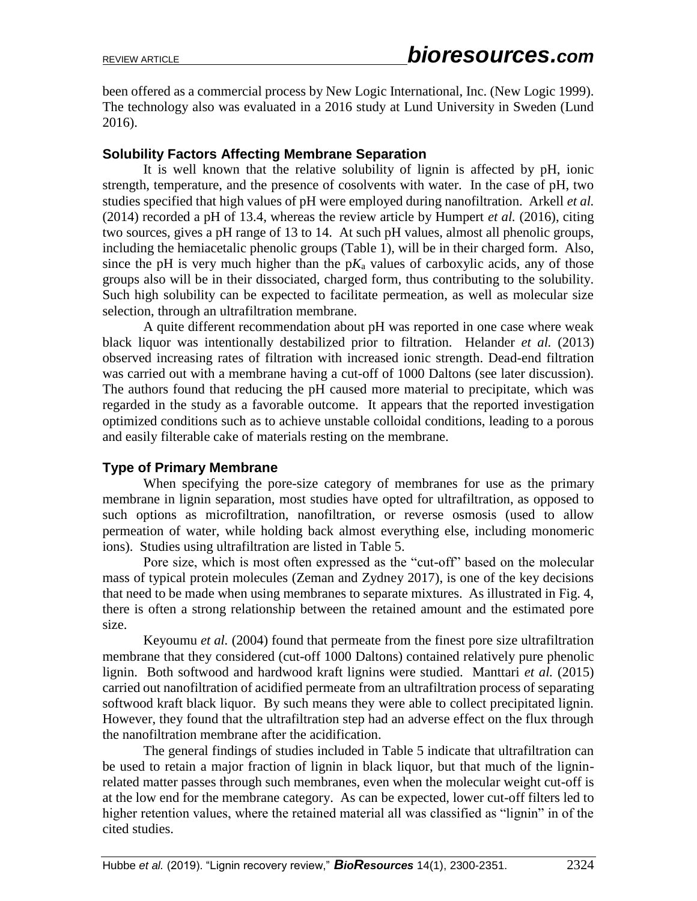been offered as a commercial process by New Logic International, Inc. (New Logic 1999). The technology also was evaluated in a 2016 study at Lund University in Sweden (Lund 2016).

### Solubility Factors Affecting Membrane Separation

It is well known that the relative solubility of lignin is affected by pH, ionic strength, temperature, and the presence of cosolvents with water. In the case of pH, two studies specified that high values of pH were employed during nanofiltration. Arkell *et al.* (2014) recorded a pH of 13.4, whereas the review article by Humpert *et al.* (2016), citing two sources, gives a pH range of 13 to 14. At such pH values, almost all phenolic groups, including the hemiacetalic phenolic groups (Table 1), will be in their charged form. Also, since the pH is very much higher than the p$K_a$ values of carboxylic acids, any of those groups also will be in their dissociated, charged form, thus contributing to the solubility. Such high solubility can be expected to facilitate permeation, as well as molecular size selection, through an ultrafiltration membrane.

A quite different recommendation about pH was reported in one case where weak black liquor was intentionally destabilized prior to filtration. Helander *et al.* (2013) observed increasing rates of filtration with increased ionic strength. Dead-end filtration was carried out with a membrane having a cut-off of 1000 Daltons (see later discussion). The authors found that reducing the pH caused more material to precipitate, which was regarded in the study as a favorable outcome. It appears that the reported investigation optimized conditions such as to achieve unstable colloidal conditions, leading to a porous and easily filterable cake of materials resting on the membrane.

### Type of Primary Membrane

When specifying the pore-size category of membranes for use as the primary membrane in lignin separation, most studies have opted for ultrafiltration, as opposed to such options as microfiltration, nanofiltration, or reverse osmosis (used to allow permeation of water, while holding back almost everything else, including monomeric ions). Studies using ultrafiltration are listed in Table 5.

Pore size, which is most often expressed as the "cut-off" based on the molecular mass of typical protein molecules (Zeman and Zydney 2017), is one of the key decisions that need to be made when using membranes to separate mixtures. As illustrated in Fig. 4, there is often a strong relationship between the retained amount and the estimated pore size.

Keyoumu *et al.* (2004) found that permeate from the finest pore size ultrafiltration membrane that they considered (cut-off 1000 Daltons) contained relatively pure phenolic lignin. Both softwood and hardwood kraft lignins were studied. Manttari *et al.* (2015) carried out nanofiltration of acidified permeate from an ultrafiltration process of separating softwood kraft black liquor. By such means they were able to collect precipitated lignin. However, they found that the ultrafiltration step had an adverse effect on the flux through the nanofiltration membrane after the acidification.

The general findings of studies included in Table 5 indicate that ultrafiltration can be used to retain a major fraction of lignin in black liquor, but that much of the lignin-related matter passes through such membranes, even when the molecular weight cut-off is at the low end for the membrane category. As can be expected, lower cut-off filters led to higher retention values, where the retained material all was classified as "lignin" in of the cited studies.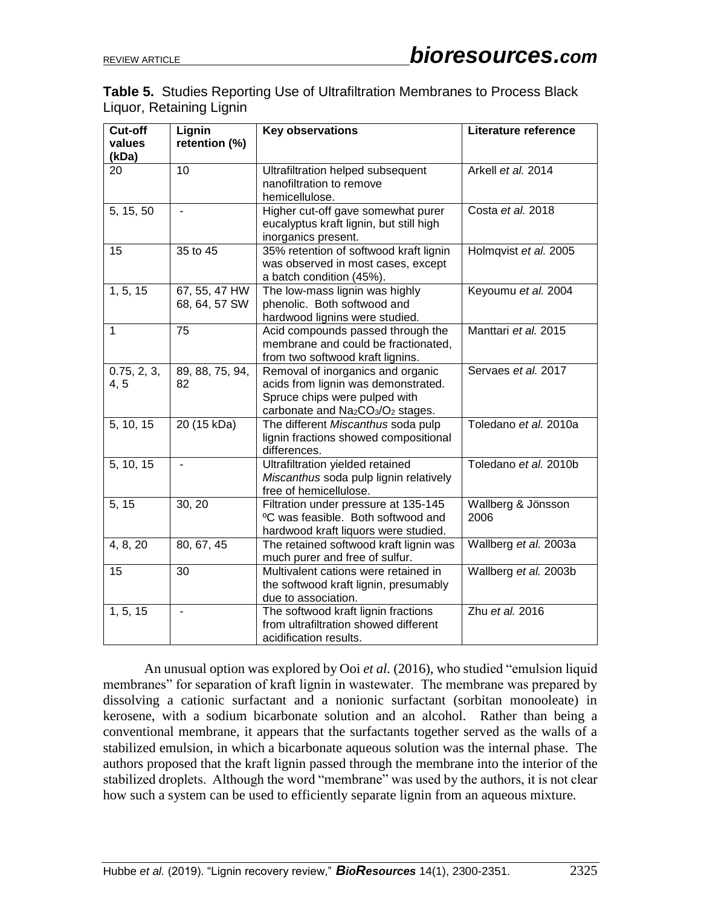**Table 5.** Studies Reporting Use of Ultrafiltration Membranes to Process Black Liquor, Retaining Lignin

| Cut-off values (kDa) | Lignin retention (%) | Key observations | Literature reference |
|---|---|---|---|
| 20 | 10 | Ultrafiltration helped subsequent nanofiltration to remove hemicellulose. | Arkell *et al.* 2014 |
| 5, 15, 50 | - | Higher cut-off gave somewhat purer eucalyptus kraft lignin, but still high inorganics present. | Costa *et al.* 2018 |
| 15 | 35 to 45 | 35% retention of softwood kraft lignin was observed in most cases, except a batch condition (45%). | Holmqvist *et al.* 2005 |
| 1, 5, 15 | 67, 55, 47 HW 68, 64, 57 SW | The low-mass lignin was highly phenolic. Both softwood and hardwood lignins were studied. | Keyoumu *et al.* 2004 |
| 1 | 75 | Acid compounds passed through the membrane and could be fractionated, from two softwood kraft lignins. | Manttari *et al.* 2015 |
| 0.75, 2, 3, 4, 5 | 89, 88, 75, 94, 82 | Removal of inorganics and organic acids from lignin was demonstrated. Spruce chips were pulped with carbonate and $Na_2CO_3/O_2$ stages. | Servaes *et al.* 2017 |
| 5, 10, 15 | 20 (15 kDa) | The different *Miscanthus* soda pulp lignin fractions showed compositional differences. | Toledano *et al.* 2010a |
| 5, 10, 15 | - | Ultrafiltration yielded retained *Miscanthus* soda pulp lignin relatively free of hemicellulose. | Toledano *et al.* 2010b |
| 5, 15 | 30, 20 | Filtration under pressure at 135-145 ºC was feasible. Both softwood and hardwood kraft liquors were studied. | Wallberg & Jönsson 2006 |
| 4, 8, 20 | 80, 67, 45 | The retained softwood kraft lignin was much purer and free of sulfur. | Wallberg *et al.* 2003a |
| 15 | 30 | Multivalent cations were retained in the softwood kraft lignin, presumably due to association. | Wallberg *et al.* 2003b |
| 1, 5, 15 | - | The softwood kraft lignin fractions from ultrafiltration showed different acidification results. | Zhu *et al.* 2016 |

An unusual option was explored by Ooi *et al*. (2016), who studied "emulsion liquid membranes" for separation of kraft lignin in wastewater. The membrane was prepared by dissolving a cationic surfactant and a nonionic surfactant (sorbitan monooleate) in kerosene, with a sodium bicarbonate solution and an alcohol. Rather than being a conventional membrane, it appears that the surfactants together served as the walls of a stabilized emulsion, in which a bicarbonate aqueous solution was the internal phase. The authors proposed that the kraft lignin passed through the membrane into the interior of the stabilized droplets. Although the word "membrane" was used by the authors, it is not clear how such a system can be used to efficiently separate lignin from an aqueous mixture.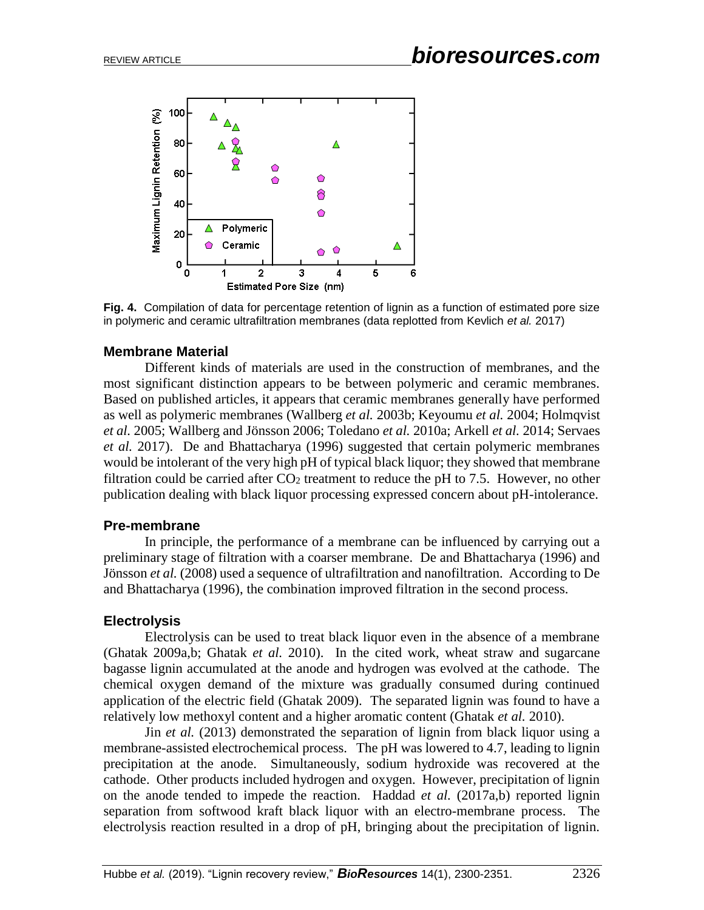**Fig. 4.** Compilation of data for percentage retention of lignin as a function of estimated pore size in polymeric and ceramic ultrafiltration membranes (data replotted from Kevlich *et al.* 2017)

### Membrane Material

Different kinds of materials are used in the construction of membranes, and the most significant distinction appears to be between polymeric and ceramic membranes. Based on published articles, it appears that ceramic membranes generally have performed as well as polymeric membranes (Wallberg *et al.* 2003b; Keyoumu *et al.* 2004; Holmqvist *et al.* 2005; Wallberg and Jönsson 2006; Toledano *et al.* 2010a; Arkell *et al.* 2014; Servaes *et al.* 2017). De and Bhattacharya (1996) suggested that certain polymeric membranes would be intolerant of the very high pH of typical black liquor; they showed that membrane filtration could be carried after $CO_2$ treatment to reduce the pH to 7.5. However, no other publication dealing with black liquor processing expressed concern about pH-intolerance.

### Pre-membrane

In principle, the performance of a membrane can be influenced by carrying out a preliminary stage of filtration with a coarser membrane. De and Bhattacharya (1996) and Jönsson *et al.* (2008) used a sequence of ultrafiltration and nanofiltration. According to De and Bhattacharya (1996), the combination improved filtration in the second process.

### Electrolysis

Electrolysis can be used to treat black liquor even in the absence of a membrane (Ghatak 2009a,b; Ghatak *et al.* 2010). In the cited work, wheat straw and sugarcane bagasse lignin accumulated at the anode and hydrogen was evolved at the cathode. The chemical oxygen demand of the mixture was gradually consumed during continued application of the electric field (Ghatak 2009). The separated lignin was found to have a relatively low methoxyl content and a higher aromatic content (Ghatak *et al.* 2010).

Jin *et al.* (2013) demonstrated the separation of lignin from black liquor using a membrane-assisted electrochemical process. The pH was lowered to 4.7, leading to lignin precipitation at the anode. Simultaneously, sodium hydroxide was recovered at the cathode. Other products included hydrogen and oxygen. However, precipitation of lignin on the anode tended to impede the reaction. Haddad *et al.* (2017a,b) reported lignin separation from softwood kraft black liquor with an electro-membrane process. The electrolysis reaction resulted in a drop of pH, bringing about the precipitation of lignin.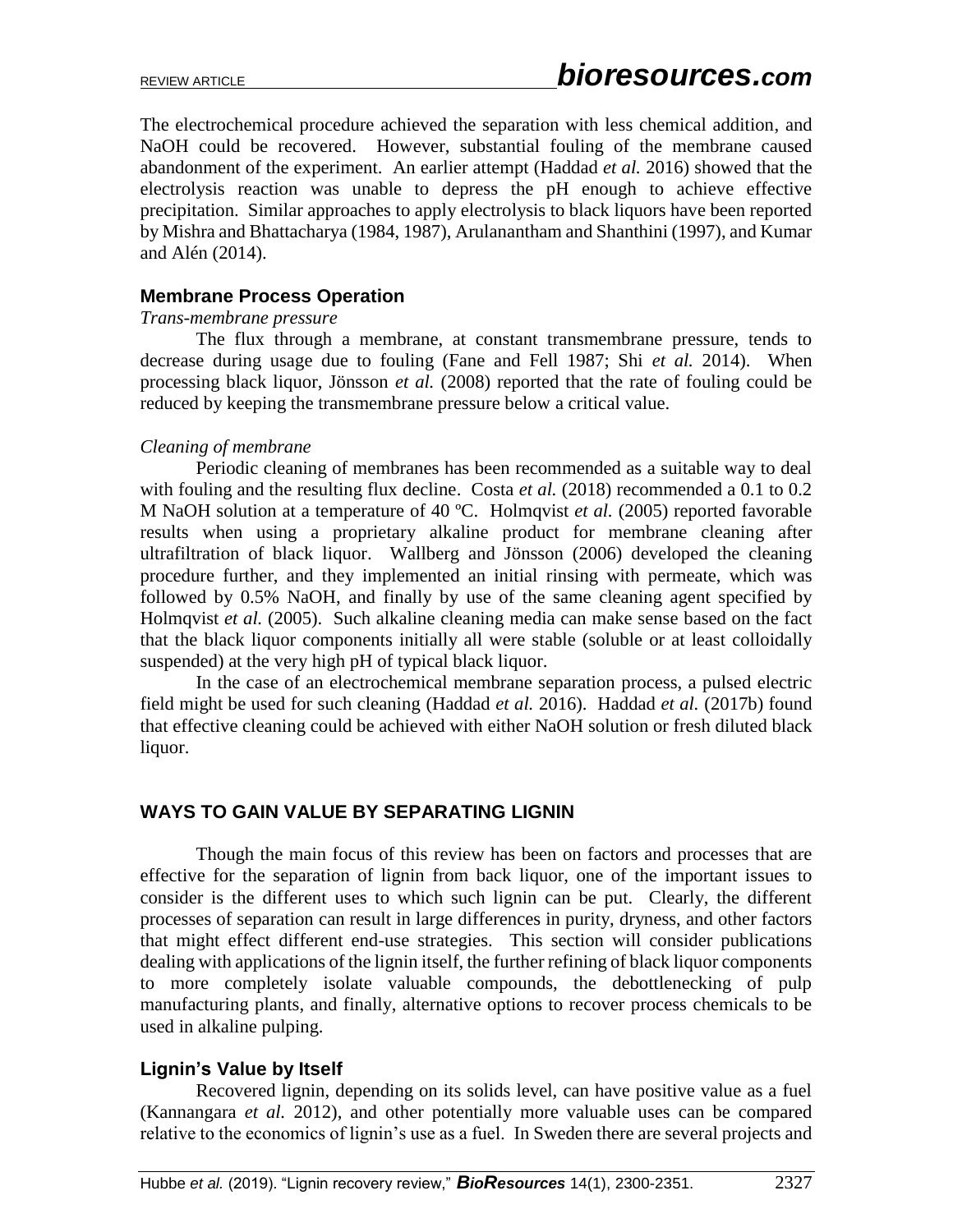The electrochemical procedure achieved the separation with less chemical addition, and NaOH could be recovered. However, substantial fouling of the membrane caused abandonment of the experiment. An earlier attempt (Haddad *et al.* 2016) showed that the electrolysis reaction was unable to depress the pH enough to achieve effective precipitation. Similar approaches to apply electrolysis to black liquors have been reported by Mishra and Bhattacharya (1984, 1987), Arulanantham and Shanthini (1997), and Kumar and Alén (2014).

### Membrane Process Operation

*Trans-membrane pressure*

The flux through a membrane, at constant transmembrane pressure, tends to decrease during usage due to fouling (Fane and Fell 1987; Shi *et al.* 2014). When processing black liquor, Jönsson *et al.* (2008) reported that the rate of fouling could be reduced by keeping the transmembrane pressure below a critical value.

*Cleaning of membrane*

Periodic cleaning of membranes has been recommended as a suitable way to deal with fouling and the resulting flux decline. Costa *et al.* (2018) recommended a 0.1 to 0.2 M NaOH solution at a temperature of 40 ºC. Holmqvist *et al.* (2005) reported favorable results when using a proprietary alkaline product for membrane cleaning after ultrafiltration of black liquor. Wallberg and Jönsson (2006) developed the cleaning procedure further, and they implemented an initial rinsing with permeate, which was followed by 0.5% NaOH, and finally by use of the same cleaning agent specified by Holmqvist *et al.* (2005). Such alkaline cleaning media can make sense based on the fact that the black liquor components initially all were stable (soluble or at least colloidally suspended) at the very high pH of typical black liquor.

In the case of an electrochemical membrane separation process, a pulsed electric field might be used for such cleaning (Haddad *et al.* 2016). Haddad *et al.* (2017b) found that effective cleaning could be achieved with either NaOH solution or fresh diluted black liquor.

## WAYS TO GAIN VALUE BY SEPARATING LIGNIN

Though the main focus of this review has been on factors and processes that are effective for the separation of lignin from back liquor, one of the important issues to consider is the different uses to which such lignin can be put. Clearly, the different processes of separation can result in large differences in purity, dryness, and other factors that might effect different end-use strategies. This section will consider publications dealing with applications of the lignin itself, the further refining of black liquor components to more completely isolate valuable compounds, the debottlenecking of pulp manufacturing plants, and finally, alternative options to recover process chemicals to be used in alkaline pulping.

### Lignin's Value by Itself

Recovered lignin, depending on its solids level, can have positive value as a fuel (Kannangara *et al*. 2012), and other potentially more valuable uses can be compared relative to the economics of lignin's use as a fuel. In Sweden there are several projects and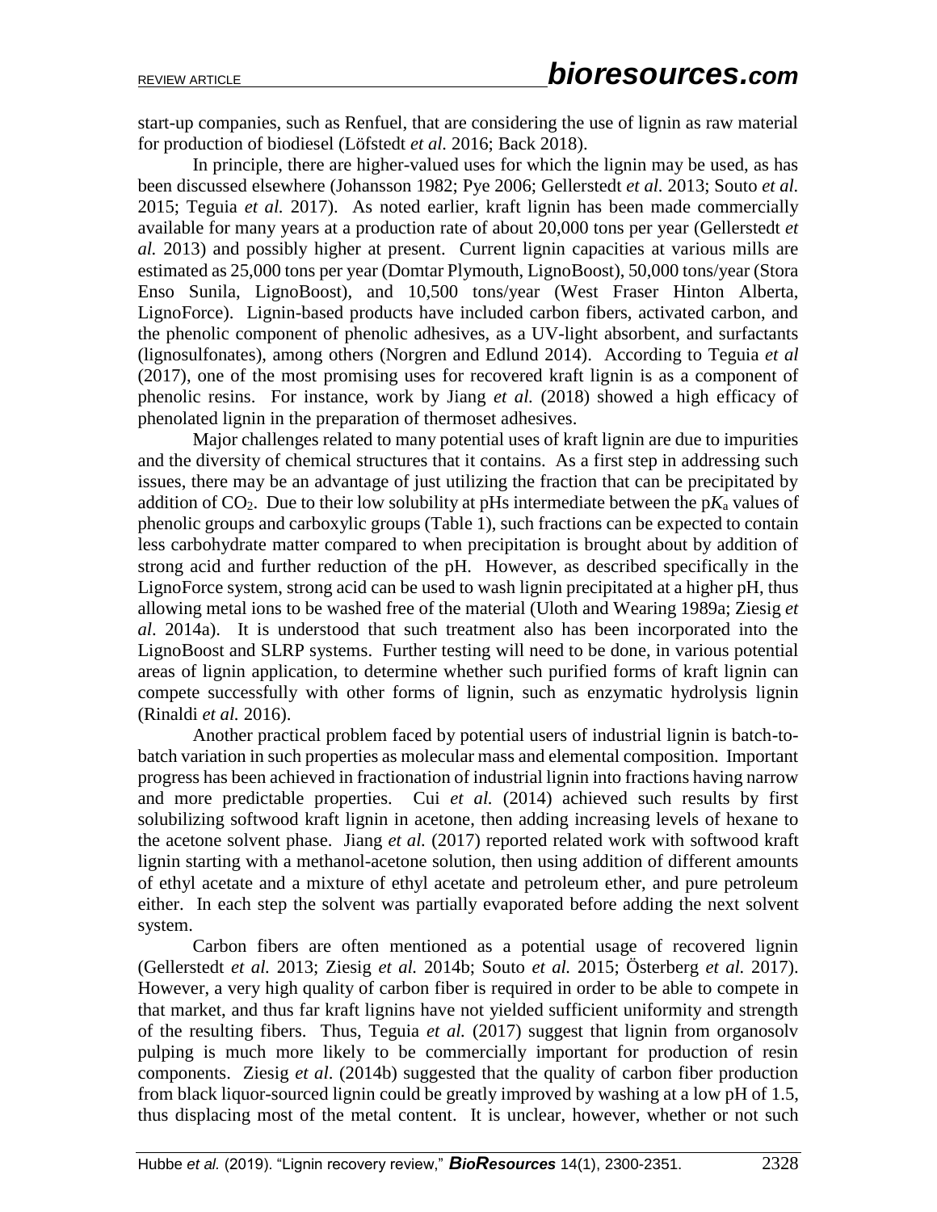start-up companies, such as Renfuel, that are considering the use of lignin as raw material for production of biodiesel (Löfstedt *et al.* 2016; Back 2018).

In principle, there are higher-valued uses for which the lignin may be used, as has been discussed elsewhere (Johansson 1982; Pye 2006; Gellerstedt *et al.* 2013; Souto *et al.* 2015; Teguia *et al.* 2017). As noted earlier, kraft lignin has been made commercially available for many years at a production rate of about 20,000 tons per year (Gellerstedt *et al.* 2013) and possibly higher at present. Current lignin capacities at various mills are estimated as 25,000 tons per year (Domtar Plymouth, LignoBoost), 50,000 tons/year (Stora Enso Sunila, LignoBoost), and 10,500 tons/year (West Fraser Hinton Alberta, LignoForce). Lignin-based products have included carbon fibers, activated carbon, and the phenolic component of phenolic adhesives, as a UV-light absorbent, and surfactants (lignosulfonates), among others (Norgren and Edlund 2014). According to Teguia *et al* (2017), one of the most promising uses for recovered kraft lignin is as a component of phenolic resins. For instance, work by Jiang *et al.* (2018) showed a high efficacy of phenolated lignin in the preparation of thermoset adhesives.

Major challenges related to many potential uses of kraft lignin are due to impurities and the diversity of chemical structures that it contains. As a first step in addressing such issues, there may be an advantage of just utilizing the fraction that can be precipitated by addition of $CO_2$. Due to their low solubility at pHs intermediate between the p$K_a$ values of phenolic groups and carboxylic groups (Table 1), such fractions can be expected to contain less carbohydrate matter compared to when precipitation is brought about by addition of strong acid and further reduction of the pH. However, as described specifically in the LignoForce system, strong acid can be used to wash lignin precipitated at a higher pH, thus allowing metal ions to be washed free of the material (Uloth and Wearing 1989a; Ziesig *et al*. 2014a). It is understood that such treatment also has been incorporated into the LignoBoost and SLRP systems. Further testing will need to be done, in various potential areas of lignin application, to determine whether such purified forms of kraft lignin can compete successfully with other forms of lignin, such as enzymatic hydrolysis lignin (Rinaldi *et al.* 2016).

Another practical problem faced by potential users of industrial lignin is batch-to-batch variation in such properties as molecular mass and elemental composition. Important progress has been achieved in fractionation of industrial lignin into fractions having narrow and more predictable properties. Cui *et al.* (2014) achieved such results by first solubilizing softwood kraft lignin in acetone, then adding increasing levels of hexane to the acetone solvent phase. Jiang *et al.* (2017) reported related work with softwood kraft lignin starting with a methanol-acetone solution, then using addition of different amounts of ethyl acetate and a mixture of ethyl acetate and petroleum ether, and pure petroleum either. In each step the solvent was partially evaporated before adding the next solvent system.

Carbon fibers are often mentioned as a potential usage of recovered lignin (Gellerstedt *et al.* 2013; Ziesig *et al.* 2014b; Souto *et al.* 2015; Österberg *et al.* 2017). However, a very high quality of carbon fiber is required in order to be able to compete in that market, and thus far kraft lignins have not yielded sufficient uniformity and strength of the resulting fibers. Thus, Teguia *et al.* (2017) suggest that lignin from organosolv pulping is much more likely to be commercially important for production of resin components. Ziesig *et al*. (2014b) suggested that the quality of carbon fiber production from black liquor-sourced lignin could be greatly improved by washing at a low pH of 1.5, thus displacing most of the metal content. It is unclear, however, whether or not such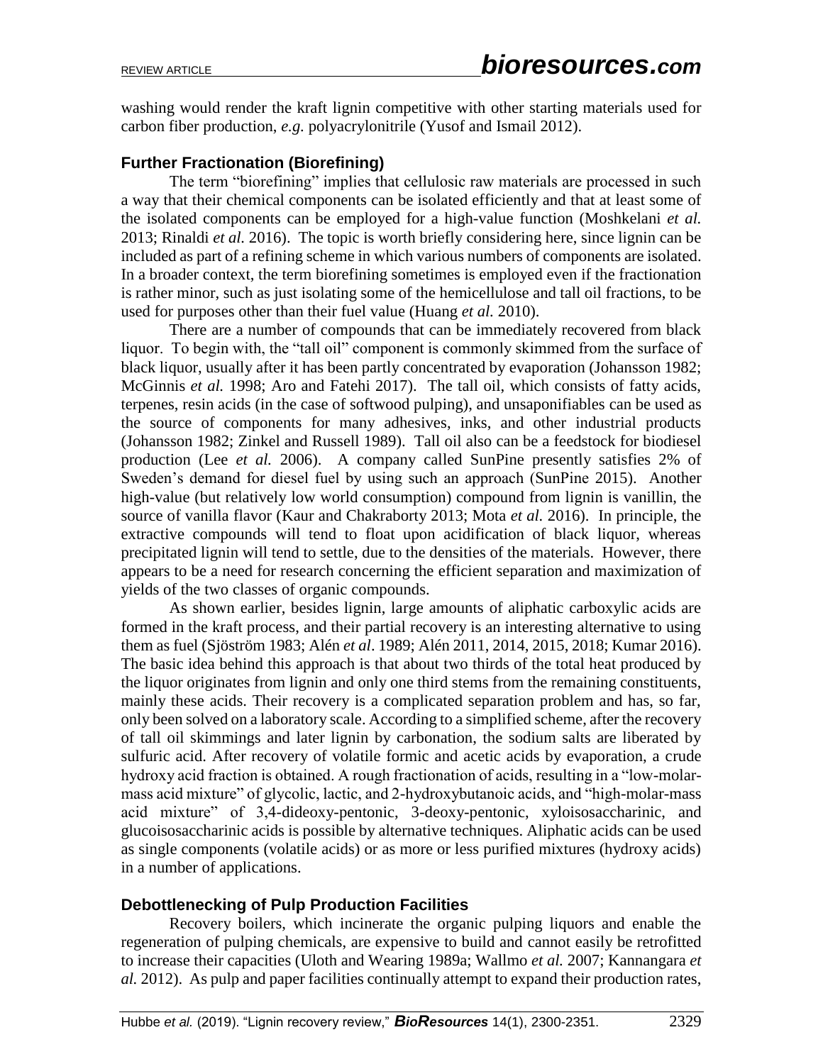washing would render the kraft lignin competitive with other starting materials used for carbon fiber production, *e.g.* polyacrylonitrile (Yusof and Ismail 2012).

### Further Fractionation (Biorefining)

The term "biorefining" implies that cellulosic raw materials are processed in such a way that their chemical components can be isolated efficiently and that at least some of the isolated components can be employed for a high-value function (Moshkelani *et al.* 2013; Rinaldi *et al.* 2016). The topic is worth briefly considering here, since lignin can be included as part of a refining scheme in which various numbers of components are isolated. In a broader context, the term biorefining sometimes is employed even if the fractionation is rather minor, such as just isolating some of the hemicellulose and tall oil fractions, to be used for purposes other than their fuel value (Huang *et al.* 2010).

There are a number of compounds that can be immediately recovered from black liquor. To begin with, the "tall oil" component is commonly skimmed from the surface of black liquor, usually after it has been partly concentrated by evaporation (Johansson 1982; McGinnis *et al.* 1998; Aro and Fatehi 2017). The tall oil, which consists of fatty acids, terpenes, resin acids (in the case of softwood pulping), and unsaponifiables can be used as the source of components for many adhesives, inks, and other industrial products (Johansson 1982; Zinkel and Russell 1989). Tall oil also can be a feedstock for biodiesel production (Lee *et al.* 2006). A company called SunPine presently satisfies 2% of Sweden's demand for diesel fuel by using such an approach (SunPine 2015). Another high-value (but relatively low world consumption) compound from lignin is vanillin, the source of vanilla flavor (Kaur and Chakraborty 2013; Mota *et al.* 2016). In principle, the extractive compounds will tend to float upon acidification of black liquor, whereas precipitated lignin will tend to settle, due to the densities of the materials. However, there appears to be a need for research concerning the efficient separation and maximization of yields of the two classes of organic compounds.

As shown earlier, besides lignin, large amounts of aliphatic carboxylic acids are formed in the kraft process, and their partial recovery is an interesting alternative to using them as fuel (Sjöström 1983; Alén *et al*. 1989; Alén 2011, 2014, 2015, 2018; Kumar 2016). The basic idea behind this approach is that about two thirds of the total heat produced by the liquor originates from lignin and only one third stems from the remaining constituents, mainly these acids. Their recovery is a complicated separation problem and has, so far, only been solved on a laboratory scale. According to a simplified scheme, after the recovery of tall oil skimmings and later lignin by carbonation, the sodium salts are liberated by sulfuric acid. After recovery of volatile formic and acetic acids by evaporation, a crude hydroxy acid fraction is obtained. A rough fractionation of acids, resulting in a "low-molar-mass acid mixture" of glycolic, lactic, and 2-hydroxybutanoic acids, and "high-molar-mass acid mixture" of 3,4-dideoxy-pentonic, 3-deoxy-pentonic, xyloisosaccharinic, and glucoisosaccharinic acids is possible by alternative techniques. Aliphatic acids can be used as single components (volatile acids) or as more or less purified mixtures (hydroxy acids) in a number of applications.

### Debottlenecking of Pulp Production Facilities

Recovery boilers, which incinerate the organic pulping liquors and enable the regeneration of pulping chemicals, are expensive to build and cannot easily be retrofitted to increase their capacities (Uloth and Wearing 1989a; Wallmo *et al.* 2007; Kannangara *et al.* 2012). As pulp and paper facilities continually attempt to expand their production rates,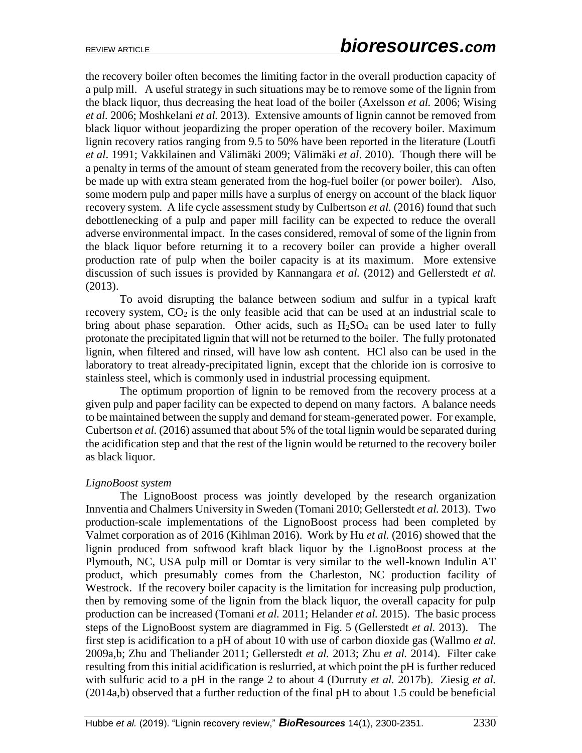the recovery boiler often becomes the limiting factor in the overall production capacity of a pulp mill. A useful strategy in such situations may be to remove some of the lignin from the black liquor, thus decreasing the heat load of the boiler (Axelsson *et al.* 2006; Wising *et al*. 2006; Moshkelani *et al.* 2013). Extensive amounts of lignin cannot be removed from black liquor without jeopardizing the proper operation of the recovery boiler. Maximum lignin recovery ratios ranging from 9.5 to 50% have been reported in the literature (Loutfi *et al*. 1991; Vakkilainen and Välimäki 2009; Välimäki *et al*. 2010). Though there will be a penalty in terms of the amount of steam generated from the recovery boiler, this can often be made up with extra steam generated from the hog-fuel boiler (or power boiler). Also, some modern pulp and paper mills have a surplus of energy on account of the black liquor recovery system. A life cycle assessment study by Culbertson *et al.* (2016) found that such debottlenecking of a pulp and paper mill facility can be expected to reduce the overall adverse environmental impact. In the cases considered, removal of some of the lignin from the black liquor before returning it to a recovery boiler can provide a higher overall production rate of pulp when the boiler capacity is at its maximum. More extensive discussion of such issues is provided by Kannangara *et al.* (2012) and Gellerstedt *et al.* (2013).

To avoid disrupting the balance between sodium and sulfur in a typical kraft recovery system, $CO_2$ is the only feasible acid that can be used at an industrial scale to bring about phase separation. Other acids, such as $H_2SO_4$ can be used later to fully protonate the precipitated lignin that will not be returned to the boiler. The fully protonated lignin, when filtered and rinsed, will have low ash content. HCl also can be used in the laboratory to treat already-precipitated lignin, except that the chloride ion is corrosive to stainless steel, which is commonly used in industrial processing equipment.

The optimum proportion of lignin to be removed from the recovery process at a given pulp and paper facility can be expected to depend on many factors. A balance needs to be maintained between the supply and demand for steam-generated power. For example, Cubertson *et al.* (2016) assumed that about 5% of the total lignin would be separated during the acidification step and that the rest of the lignin would be returned to the recovery boiler as black liquor.

*LignoBoost system*

The LignoBoost process was jointly developed by the research organization Innventia and Chalmers University in Sweden (Tomani 2010; Gellerstedt *et al.* 2013). Two production-scale implementations of the LignoBoost process had been completed by Valmet corporation as of 2016 (Kihlman 2016). Work by Hu *et al.* (2016) showed that the lignin produced from softwood kraft black liquor by the LignoBoost process at the Plymouth, NC, USA pulp mill or Domtar is very similar to the well-known Indulin AT product, which presumably comes from the Charleston, NC production facility of Westrock. If the recovery boiler capacity is the limitation for increasing pulp production, then by removing some of the lignin from the black liquor, the overall capacity for pulp production can be increased (Tomani *et al.* 2011; Helander *et al.* 2015). The basic process steps of the LignoBoost system are diagrammed in Fig. 5 (Gellerstedt *et al.* 2013). The first step is acidification to a pH of about 10 with use of carbon dioxide gas (Wallmo *et al.* 2009a,b; Zhu and Theliander 2011; Gellerstedt *et al.* 2013; Zhu *et al.* 2014). Filter cake resulting from this initial acidification is reslurried, at which point the pH is further reduced with sulfuric acid to a pH in the range 2 to about 4 (Durruty *et al.* 2017b). Ziesig *et al.* (2014a,b) observed that a further reduction of the final pH to about 1.5 could be beneficial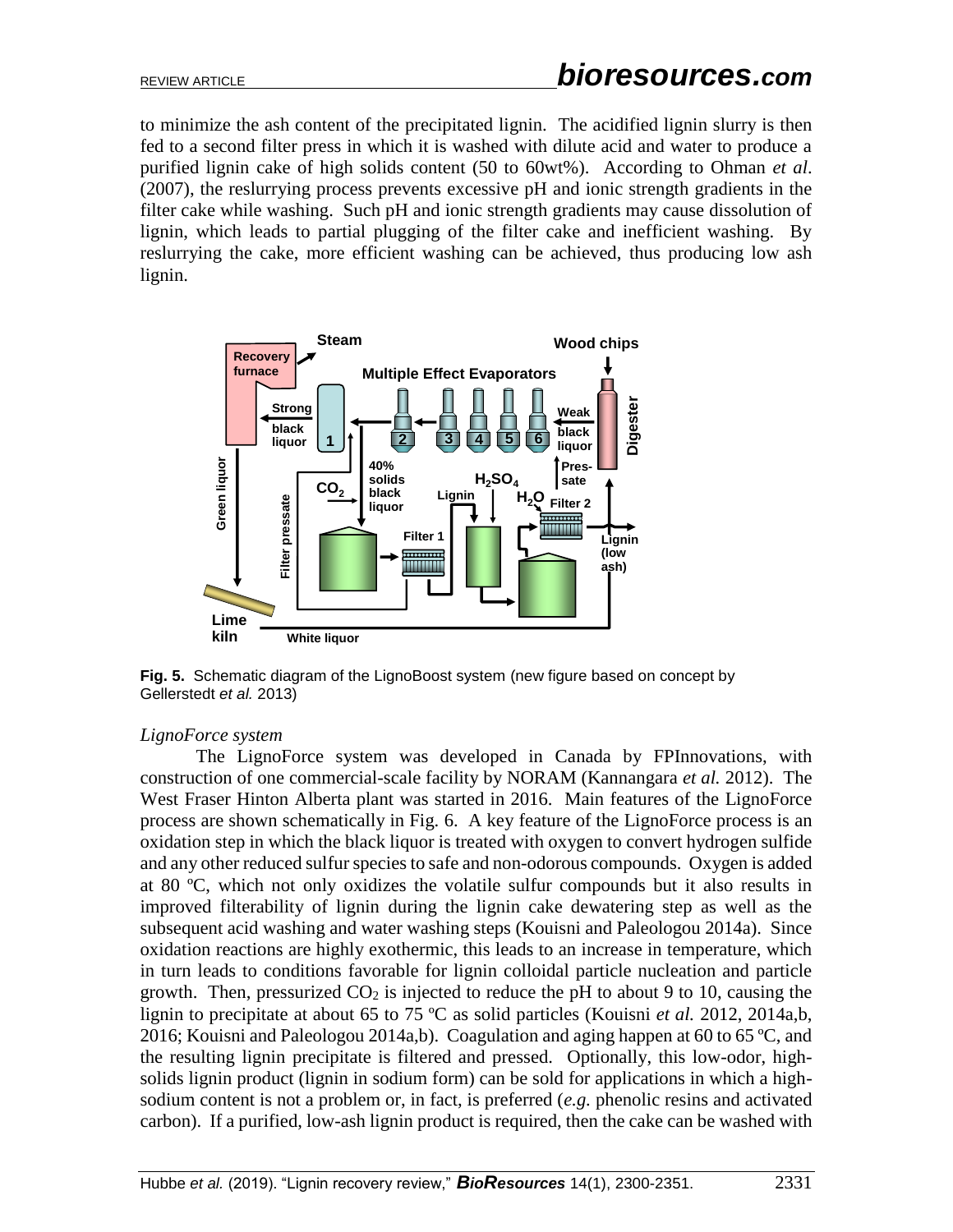to minimize the ash content of the precipitated lignin. The acidified lignin slurry is then fed to a second filter press in which it is washed with dilute acid and water to produce a purified lignin cake of high solids content (50 to 60wt%). According to Ohman *et al.* (2007), the reslurrying process prevents excessive pH and ionic strength gradients in the filter cake while washing. Such pH and ionic strength gradients may cause dissolution of lignin, which leads to partial plugging of the filter cake and inefficient washing. By reslurrying the cake, more efficient washing can be achieved, thus producing low ash lignin.

**Fig. 5.** Schematic diagram of the LignoBoost system (new figure based on concept by Gellerstedt *et al.* 2013)

*LignoForce system*

The LignoForce system was developed in Canada by FPInnovations, with construction of one commercial-scale facility by NORAM (Kannangara *et al.* 2012). The West Fraser Hinton Alberta plant was started in 2016. Main features of the LignoForce process are shown schematically in Fig. 6. A key feature of the LignoForce process is an oxidation step in which the black liquor is treated with oxygen to convert hydrogen sulfide and any other reduced sulfur species to safe and non-odorous compounds. Oxygen is added at 80 ºC, which not only oxidizes the volatile sulfur compounds but it also results in improved filterability of lignin during the lignin cake dewatering step as well as the subsequent acid washing and water washing steps (Kouisni and Paleologou 2014a). Since oxidation reactions are highly exothermic, this leads to an increase in temperature, which in turn leads to conditions favorable for lignin colloidal particle nucleation and particle growth. Then, pressurized $CO_2$ is injected to reduce the pH to about 9 to 10, causing the lignin to precipitate at about 65 to 75 ºC as solid particles (Kouisni *et al.* 2012, 2014a,b, 2016; Kouisni and Paleologou 2014a,b). Coagulation and aging happen at 60 to 65 ºC, and the resulting lignin precipitate is filtered and pressed. Optionally, this low-odor, high-solids lignin product (lignin in sodium form) can be sold for applications in which a high-sodium content is not a problem or, in fact, is preferred (*e.g.* phenolic resins and activated carbon). If a purified, low-ash lignin product is required, then the cake can be washed with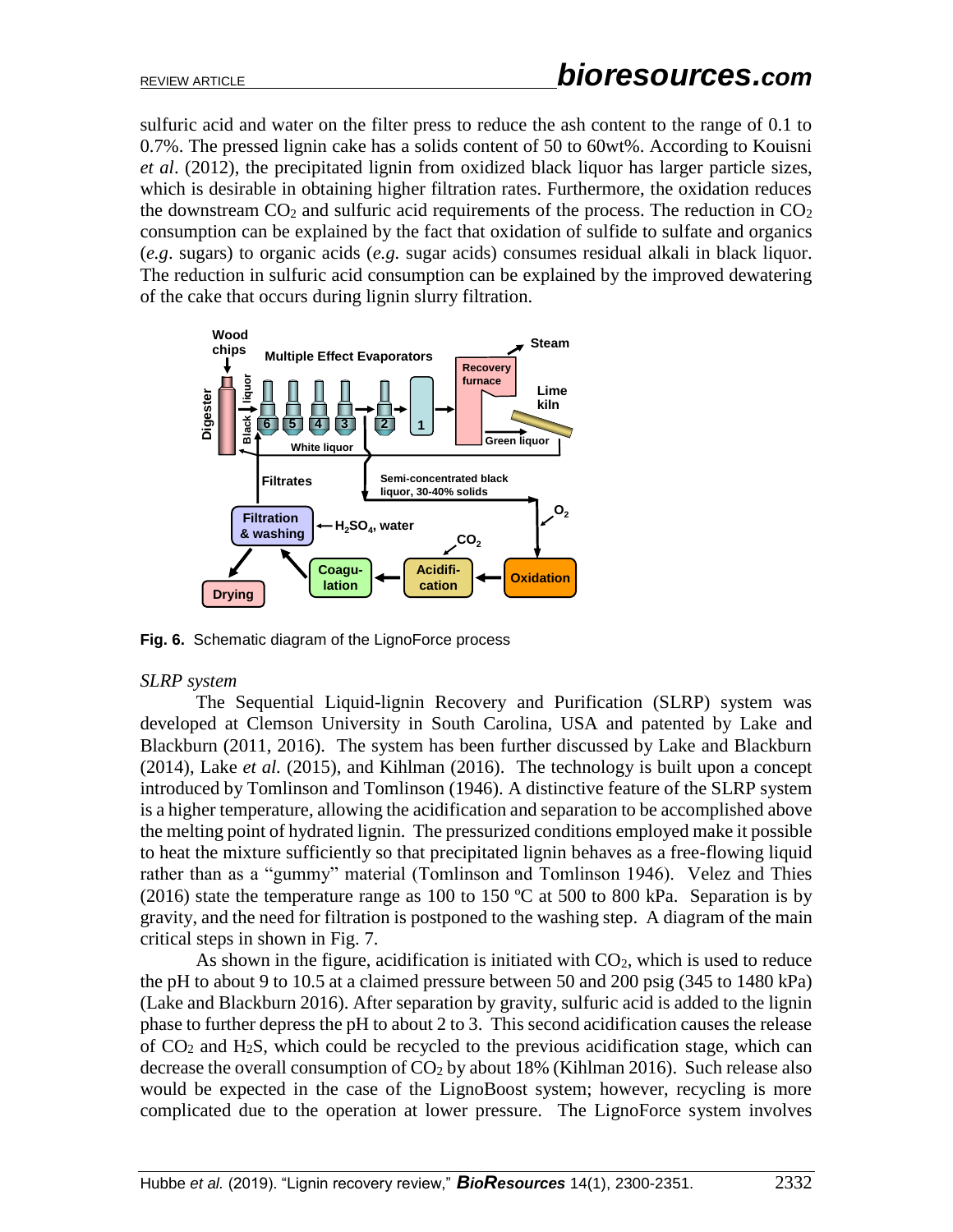sulfuric acid and water on the filter press to reduce the ash content to the range of 0.1 to 0.7%. The pressed lignin cake has a solids content of 50 to 60wt%. According to Kouisni *et al*. (2012), the precipitated lignin from oxidized black liquor has larger particle sizes, which is desirable in obtaining higher filtration rates. Furthermore, the oxidation reduces the downstream $CO_2$ and sulfuric acid requirements of the process. The reduction in $CO_2$ consumption can be explained by the fact that oxidation of sulfide to sulfate and organics (*e.g*. sugars) to organic acids (*e.g.* sugar acids) consumes residual alkali in black liquor. The reduction in sulfuric acid consumption can be explained by the improved dewatering of the cake that occurs during lignin slurry filtration.

**Fig. 6.** Schematic diagram of the LignoForce process

*SLRP system*

The Sequential Liquid-lignin Recovery and Purification (SLRP) system was developed at Clemson University in South Carolina, USA and patented by Lake and Blackburn (2011, 2016). The system has been further discussed by Lake and Blackburn (2014), Lake *et al.* (2015), and Kihlman (2016). The technology is built upon a concept introduced by Tomlinson and Tomlinson (1946). A distinctive feature of the SLRP system is a higher temperature, allowing the acidification and separation to be accomplished above the melting point of hydrated lignin. The pressurized conditions employed make it possible to heat the mixture sufficiently so that precipitated lignin behaves as a free-flowing liquid rather than as a "gummy" material (Tomlinson and Tomlinson 1946). Velez and Thies (2016) state the temperature range as 100 to 150 ºC at 500 to 800 kPa. Separation is by gravity, and the need for filtration is postponed to the washing step. A diagram of the main critical steps in shown in Fig. 7.

As shown in the figure, acidification is initiated with $CO_2$, which is used to reduce the pH to about 9 to 10.5 at a claimed pressure between 50 and 200 psig (345 to 1480 kPa) (Lake and Blackburn 2016). After separation by gravity, sulfuric acid is added to the lignin phase to further depress the pH to about 2 to 3. This second acidification causes the release of $CO_2$ and $H_2S$, which could be recycled to the previous acidification stage, which can decrease the overall consumption of $CO_2$ by about 18% (Kihlman 2016). Such release also would be expected in the case of the LignoBoost system; however, recycling is more complicated due to the operation at lower pressure. The LignoForce system involves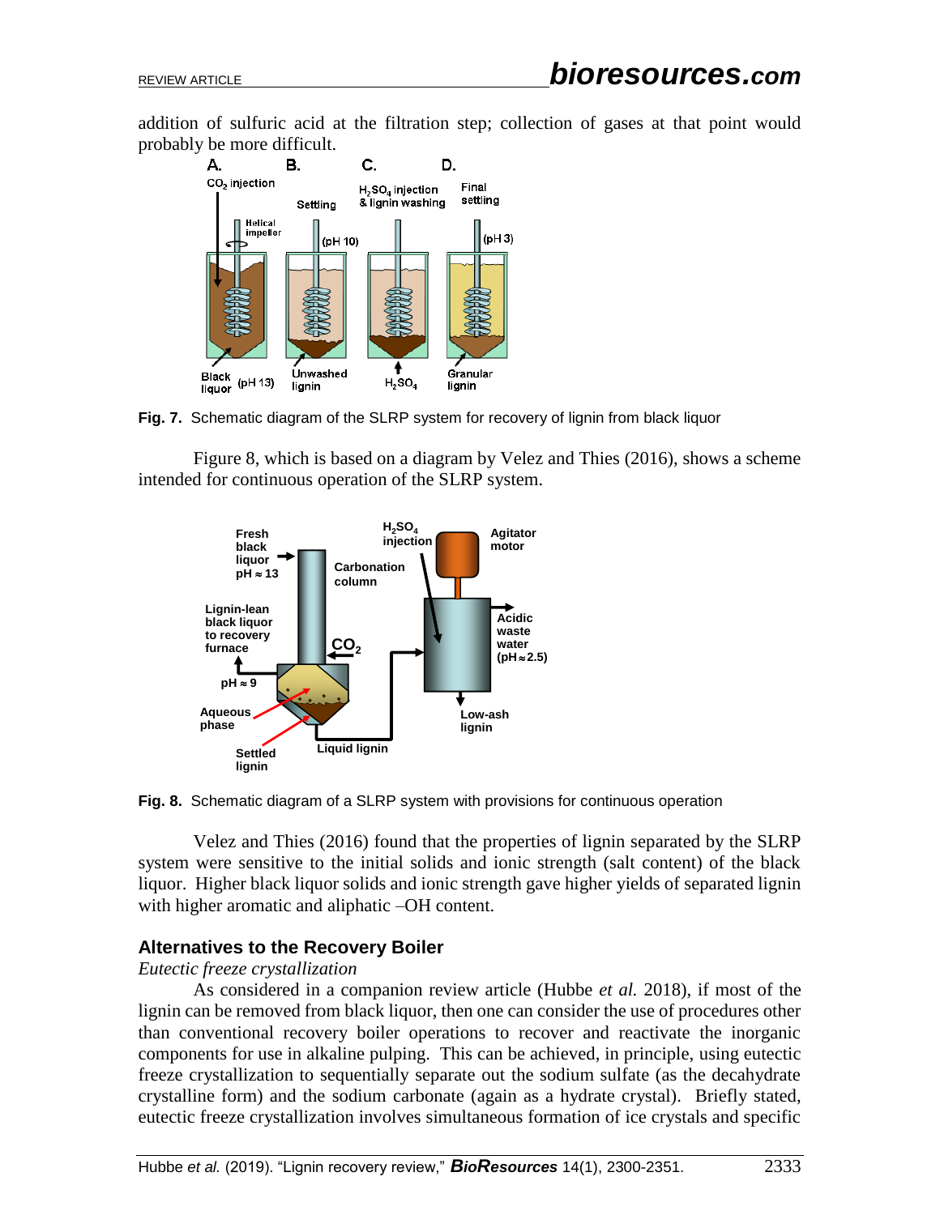addition of sulfuric acid at the filtration step; collection of gases at that point would probably be more difficult.

**Fig. 7.** Schematic diagram of the SLRP system for recovery of lignin from black liquor

Figure 8, which is based on a diagram by Velez and Thies (2016), shows a scheme intended for continuous operation of the SLRP system.

**Fig. 8.** Schematic diagram of a SLRP system with provisions for continuous operation

Velez and Thies (2016) found that the properties of lignin separated by the SLRP system were sensitive to the initial solids and ionic strength (salt content) of the black liquor. Higher black liquor solids and ionic strength gave higher yields of separated lignin with higher aromatic and aliphatic –OH content.

## Alternatives to the Recovery Boiler

*Eutectic freeze crystallization*

As considered in a companion review article (Hubbe *et al.* 2018), if most of the lignin can be removed from black liquor, then one can consider the use of procedures other than conventional recovery boiler operations to recover and reactivate the inorganic components for use in alkaline pulping. This can be achieved, in principle, using eutectic freeze crystallization to sequentially separate out the sodium sulfate (as the decahydrate crystalline form) and the sodium carbonate (again as a hydrate crystal). Briefly stated, eutectic freeze crystallization involves simultaneous formation of ice crystals and specific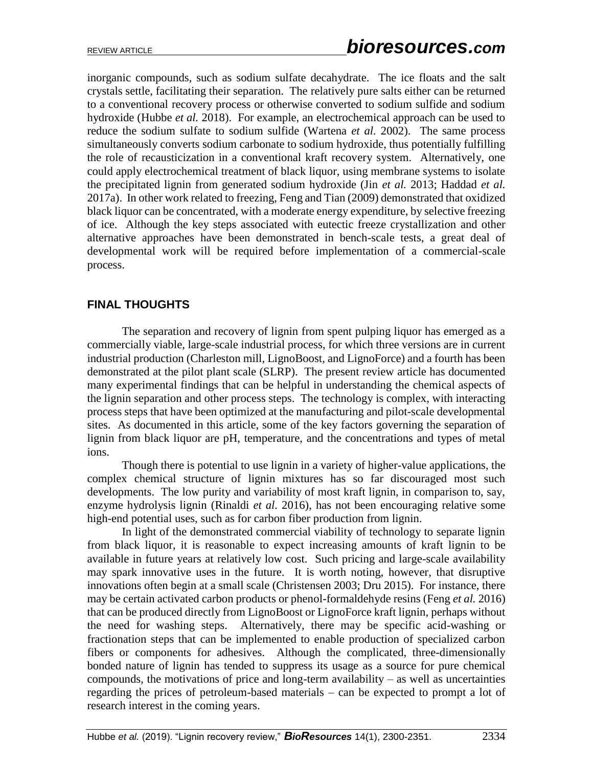inorganic compounds, such as sodium sulfate decahydrate. The ice floats and the salt crystals settle, facilitating their separation. The relatively pure salts either can be returned to a conventional recovery process or otherwise converted to sodium sulfide and sodium hydroxide (Hubbe *et al.* 2018). For example, an electrochemical approach can be used to reduce the sodium sulfate to sodium sulfide (Wartena *et al.* 2002). The same process simultaneously converts sodium carbonate to sodium hydroxide, thus potentially fulfilling the role of recausticization in a conventional kraft recovery system. Alternatively, one could apply electrochemical treatment of black liquor, using membrane systems to isolate the precipitated lignin from generated sodium hydroxide (Jin *et al.* 2013; Haddad *et al.* 2017a). In other work related to freezing, Feng and Tian (2009) demonstrated that oxidized black liquor can be concentrated, with a moderate energy expenditure, by selective freezing of ice. Although the key steps associated with eutectic freeze crystallization and other alternative approaches have been demonstrated in bench-scale tests, a great deal of developmental work will be required before implementation of a commercial-scale process.

## FINAL THOUGHTS

The separation and recovery of lignin from spent pulping liquor has emerged as a commercially viable, large-scale industrial process, for which three versions are in current industrial production (Charleston mill, LignoBoost, and LignoForce) and a fourth has been demonstrated at the pilot plant scale (SLRP). The present review article has documented many experimental findings that can be helpful in understanding the chemical aspects of the lignin separation and other process steps. The technology is complex, with interacting process steps that have been optimized at the manufacturing and pilot-scale developmental sites. As documented in this article, some of the key factors governing the separation of lignin from black liquor are pH, temperature, and the concentrations and types of metal ions.

Though there is potential to use lignin in a variety of higher-value applications, the complex chemical structure of lignin mixtures has so far discouraged most such developments. The low purity and variability of most kraft lignin, in comparison to, say, enzyme hydrolysis lignin (Rinaldi *et al.* 2016), has not been encouraging relative some high-end potential uses, such as for carbon fiber production from lignin.

In light of the demonstrated commercial viability of technology to separate lignin from black liquor, it is reasonable to expect increasing amounts of kraft lignin to be available in future years at relatively low cost. Such pricing and large-scale availability may spark innovative uses in the future. It is worth noting, however, that disruptive innovations often begin at a small scale (Christensen 2003; Dru 2015). For instance, there may be certain activated carbon products or phenol-formaldehyde resins (Feng *et al.* 2016) that can be produced directly from LignoBoost or LignoForce kraft lignin, perhaps without the need for washing steps. Alternatively, there may be specific acid-washing or fractionation steps that can be implemented to enable production of specialized carbon fibers or components for adhesives. Although the complicated, three-dimensionally bonded nature of lignin has tended to suppress its usage as a source for pure chemical compounds, the motivations of price and long-term availability – as well as uncertainties regarding the prices of petroleum-based materials – can be expected to prompt a lot of research interest in the coming years.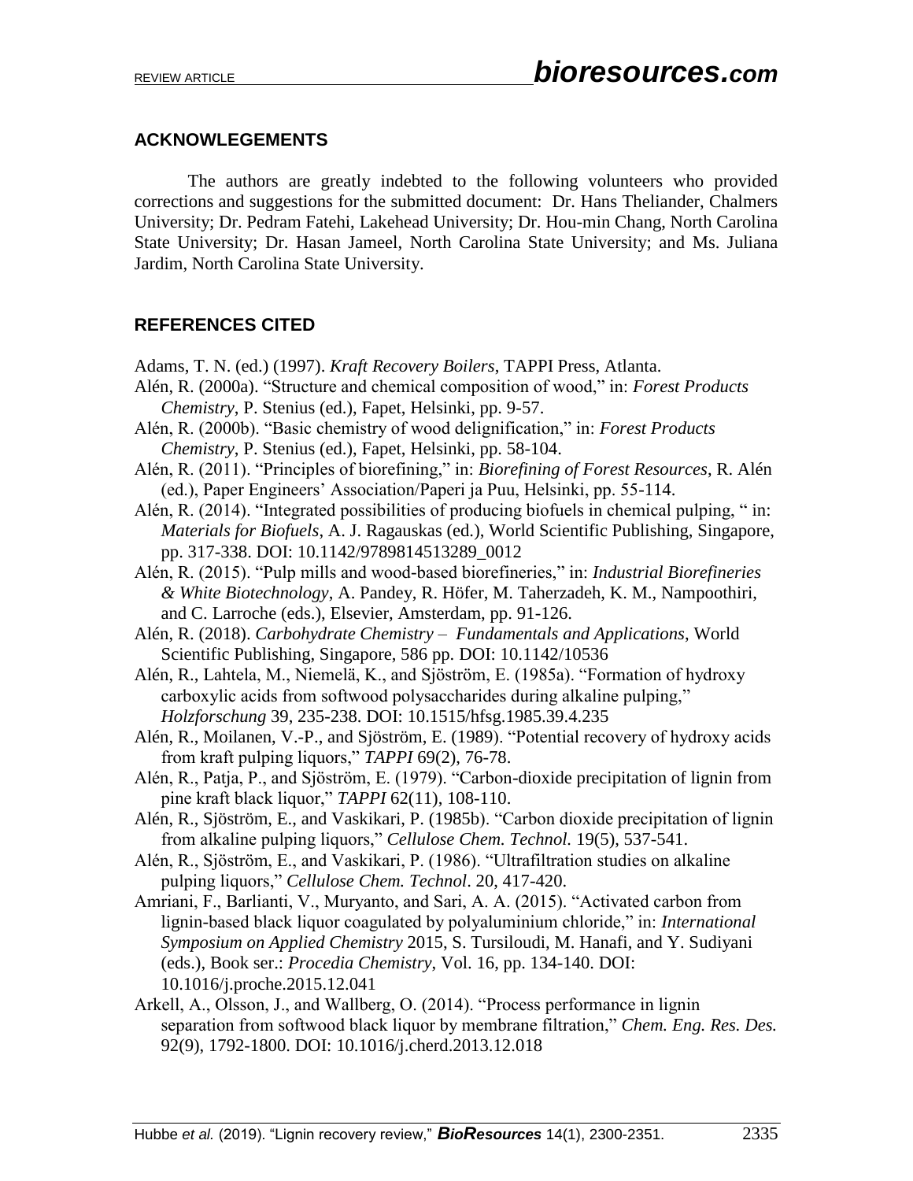## ACKNOWLEGEMENTS

The authors are greatly indebted to the following volunteers who provided corrections and suggestions for the submitted document: Dr. Hans Theliander, Chalmers University; Dr. Pedram Fatehi, Lakehead University; Dr. Hou-min Chang, North Carolina State University; Dr. Hasan Jameel, North Carolina State University; and Ms. Juliana Jardim, North Carolina State University.

## REFERENCES CITED

Adams, T. N. (ed.) (1997). *Kraft Recovery Boilers*, TAPPI Press, Atlanta.

Alén, R. (2000a). "Structure and chemical composition of wood," in: *Forest Products Chemistry*, P. Stenius (ed.), Fapet, Helsinki, pp. 9-57.

Alén, R. (2000b). "Basic chemistry of wood delignification," in: *Forest Products Chemistry*, P. Stenius (ed.), Fapet, Helsinki, pp. 58-104.

Alén, R. (2011). "Principles of biorefining," in: *Biorefining of Forest Resources*, R. Alén (ed.), Paper Engineers' Association/Paperi ja Puu, Helsinki, pp. 55-114.

Alén, R. (2014). "Integrated possibilities of producing biofuels in chemical pulping, " in: *Materials for Biofuels*, A. J. Ragauskas (ed.), World Scientific Publishing, Singapore, pp. 317-338. DOI: 10.1142/9789814513289_0012

Alén, R. (2015). "Pulp mills and wood-based biorefineries," in: *Industrial Biorefineries & White Biotechnology*, A. Pandey, R. Höfer, M. Taherzadeh, K. M., Nampoothiri, and C. Larroche (eds.), Elsevier, Amsterdam, pp. 91-126.

Alén, R. (2018). *Carbohydrate Chemistry – Fundamentals and Applications*, World Scientific Publishing, Singapore, 586 pp. DOI: 10.1142/10536

Alén, R., Lahtela, M., Niemelä, K., and Sjöström, E. (1985a). "Formation of hydroxy carboxylic acids from softwood polysaccharides during alkaline pulping," *Holzforschung* 39, 235-238. DOI: 10.1515/hfsg.1985.39.4.235

Alén, R., Moilanen, V.-P., and Sjöström, E. (1989). "Potential recovery of hydroxy acids from kraft pulping liquors," *TAPPI* 69(2), 76-78.

Alén, R., Patja, P., and Sjöström, E. (1979). "Carbon-dioxide precipitation of lignin from pine kraft black liquor," *TAPPI* 62(11), 108-110.

Alén, R., Sjöström, E., and Vaskikari, P. (1985b). "Carbon dioxide precipitation of lignin from alkaline pulping liquors," *Cellulose Chem. Technol.* 19(5), 537-541.

Alén, R., Sjöström, E., and Vaskikari, P. (1986). "Ultrafiltration studies on alkaline pulping liquors," *Cellulose Chem. Technol*. 20, 417-420.

Amriani, F., Barlianti, V., Muryanto, and Sari, A. A. (2015). "Activated carbon from lignin-based black liquor coagulated by polyaluminium chloride," in: *International Symposium on Applied Chemistry* 2015, S. Tursiloudi, M. Hanafi, and Y. Sudiyani (eds.), Book ser.: *Procedia Chemistry*, Vol. 16, pp. 134-140. DOI: 10.1016/j.proche.2015.12.041

Arkell, A., Olsson, J., and Wallberg, O. (2014). "Process performance in lignin separation from softwood black liquor by membrane filtration," *Chem. Eng. Res. Des.* 92(9), 1792-1800. DOI: 10.1016/j.cherd.2013.12.018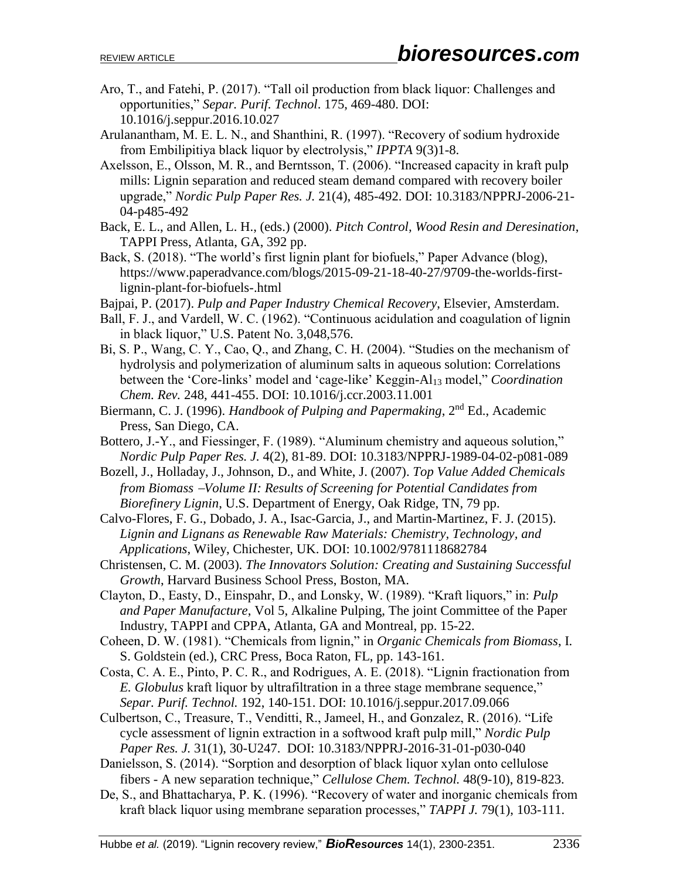Aro, T., and Fatehi, P. (2017). "Tall oil production from black liquor: Challenges and opportunities," *Separ. Purif. Technol*. 175, 469-480. DOI: 10.1016/j.seppur.2016.10.027

Arulanantham, M. E. L. N., and Shanthini, R. (1997). "Recovery of sodium hydroxide from Embilipitiya black liquor by electrolysis," *IPPTA* 9(3)1-8.

Axelsson, E., Olsson, M. R., and Berntsson, T. (2006). "Increased capacity in kraft pulp mills: Lignin separation and reduced steam demand compared with recovery boiler upgrade," *Nordic Pulp Paper Res. J.* 21(4), 485-492. DOI: 10.3183/NPPRJ-2006-21-04-p485-492

Back, E. L., and Allen, L. H., (eds.) (2000). *Pitch Control, Wood Resin and Deresination*, TAPPI Press, Atlanta, GA, 392 pp.

Back, S. (2018). "The world's first lignin plant for biofuels," Paper Advance (blog), https://www.paperadvance.com/blogs/2015-09-21-18-40-27/9709-the-worlds-first-lignin-plant-for-biofuels-.html

Bajpai, P. (2017). *Pulp and Paper Industry Chemical Recovery*, Elsevier, Amsterdam.

Ball, F. J., and Vardell, W. C. (1962). "Continuous acidulation and coagulation of lignin in black liquor," U.S. Patent No. 3,048,576.

Bi, S. P., Wang, C. Y., Cao, Q., and Zhang, C. H. (2004). "Studies on the mechanism of hydrolysis and polymerization of aluminum salts in aqueous solution: Correlations between the 'Core-links' model and 'cage-like' Keggin-$Al_{13}$ model," *Coordination Chem. Rev.* 248, 441-455. DOI: 10.1016/j.ccr.2003.11.001

Biermann, C. J. (1996). *Handbook of Pulping and Papermaking*, 2nd Ed., Academic Press, San Diego, CA.

Bottero, J.-Y., and Fiessinger, F. (1989). "Aluminum chemistry and aqueous solution," *Nordic Pulp Paper Res. J.* 4(2), 81-89. DOI: 10.3183/NPPRJ-1989-04-02-p081-089

Bozell, J., Holladay, J., Johnson, D., and White, J. (2007). *Top Value Added Chemicals from Biomass –Volume II: Results of Screening for Potential Candidates from Biorefinery Lignin*, U.S. Department of Energy, Oak Ridge, TN, 79 pp.

Calvo-Flores, F. G., Dobado, J. A., Isac-Garcia, J., and Martin-Martinez, F. J. (2015). *Lignin and Lignans as Renewable Raw Materials: Chemistry, Technology, and Applications*, Wiley, Chichester, UK. DOI: 10.1002/9781118682784

Christensen, C. M. (2003). *The Innovators Solution: Creating and Sustaining Successful Growth*, Harvard Business School Press, Boston, MA.

Clayton, D., Easty, D., Einspahr, D., and Lonsky, W. (1989). "Kraft liquors," in: *Pulp and Paper Manufacture*, Vol 5, Alkaline Pulping, The joint Committee of the Paper Industry, TAPPI and CPPA, Atlanta, GA and Montreal, pp. 15-22.

Coheen, D. W. (1981). "Chemicals from lignin," in *Organic Chemicals from Biomass*, I. S. Goldstein (ed.), CRC Press, Boca Raton, FL, pp. 143-161.

Costa, C. A. E., Pinto, P. C. R., and Rodrigues, A. E. (2018). "Lignin fractionation from *E. Globulus* kraft liquor by ultrafiltration in a three stage membrane sequence," *Separ. Purif. Technol.* 192, 140-151. DOI: 10.1016/j.seppur.2017.09.066

Culbertson, C., Treasure, T., Venditti, R., Jameel, H., and Gonzalez, R. (2016). "Life cycle assessment of lignin extraction in a softwood kraft pulp mill," *Nordic Pulp Paper Res. J.* 31(1), 30-U247. DOI: 10.3183/NPPRJ-2016-31-01-p030-040

Danielsson, S. (2014). "Sorption and desorption of black liquor xylan onto cellulose fibers - A new separation technique," *Cellulose Chem. Technol.* 48(9-10), 819-823.

De, S., and Bhattacharya, P. K. (1996). "Recovery of water and inorganic chemicals from kraft black liquor using membrane separation processes," *TAPPI J.* 79(1), 103-111.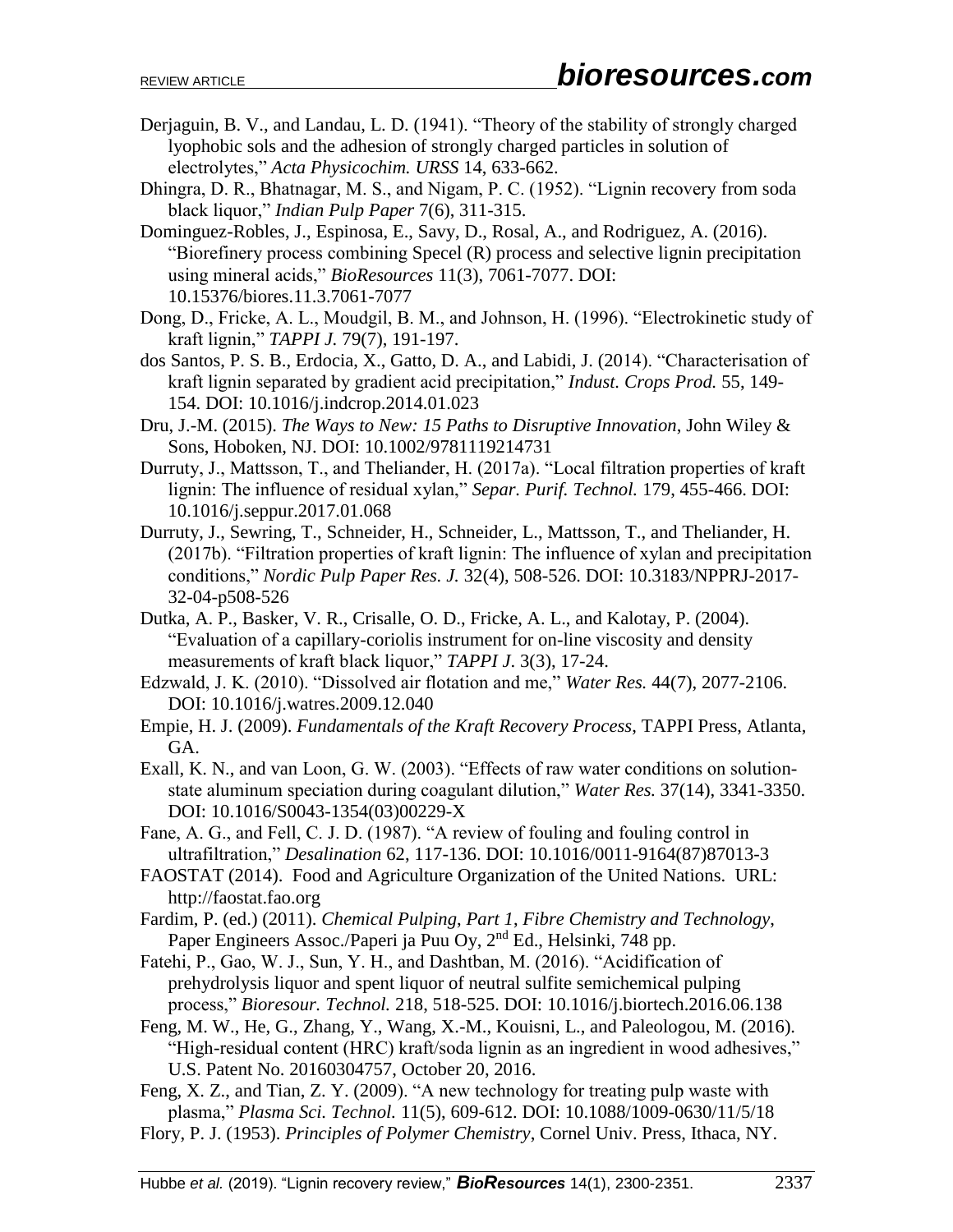Derjaguin, B. V., and Landau, L. D. (1941). "Theory of the stability of strongly charged lyophobic sols and the adhesion of strongly charged particles in solution of electrolytes," *Acta Physicochim. URSS* 14, 633-662.

Dhingra, D. R., Bhatnagar, M. S., and Nigam, P. C. (1952). "Lignin recovery from soda black liquor," *Indian Pulp Paper* 7(6), 311-315.

Dominguez-Robles, J., Espinosa, E., Savy, D., Rosal, A., and Rodriguez, A. (2016). "Biorefinery process combining Specel (R) process and selective lignin precipitation using mineral acids," *BioResources* 11(3), 7061-7077. DOI: 10.15376/biores.11.3.7061-7077

Dong, D., Fricke, A. L., Moudgil, B. M., and Johnson, H. (1996). "Electrokinetic study of kraft lignin," *TAPPI J.* 79(7), 191-197.

dos Santos, P. S. B., Erdocia, X., Gatto, D. A., and Labidi, J. (2014). "Characterisation of kraft lignin separated by gradient acid precipitation," *Indust. Crops Prod.* 55, 149-154. DOI: 10.1016/j.indcrop.2014.01.023

Dru, J.-M. (2015). *The Ways to New: 15 Paths to Disruptive Innovation*, John Wiley & Sons, Hoboken, NJ. DOI: 10.1002/9781119214731

Durruty, J., Mattsson, T., and Theliander, H. (2017a). "Local filtration properties of kraft lignin: The influence of residual xylan," *Separ. Purif. Technol.* 179, 455-466. DOI: 10.1016/j.seppur.2017.01.068

Durruty, J., Sewring, T., Schneider, H., Schneider, L., Mattsson, T., and Theliander, H. (2017b). "Filtration properties of kraft lignin: The influence of xylan and precipitation conditions," *Nordic Pulp Paper Res. J.* 32(4), 508-526. DOI: 10.3183/NPPRJ-2017-32-04-p508-526

Dutka, A. P., Basker, V. R., Crisalle, O. D., Fricke, A. L., and Kalotay, P. (2004). "Evaluation of a capillary-coriolis instrument for on-line viscosity and density measurements of kraft black liquor," *TAPPI J.* 3(3), 17-24.

Edzwald, J. K. (2010). "Dissolved air flotation and me," *Water Res.* 44(7), 2077-2106. DOI: 10.1016/j.watres.2009.12.040

Empie, H. J. (2009). *Fundamentals of the Kraft Recovery Process*, TAPPI Press, Atlanta, GA.

Exall, K. N., and van Loon, G. W. (2003). "Effects of raw water conditions on solution-state aluminum speciation during coagulant dilution," *Water Res.* 37(14), 3341-3350. DOI: 10.1016/S0043-1354(03)00229-X

Fane, A. G., and Fell, C. J. D. (1987). "A review of fouling and fouling control in ultrafiltration," *Desalination* 62, 117-136. DOI: 10.1016/0011-9164(87)87013-3

FAOSTAT (2014). Food and Agriculture Organization of the United Nations. URL: http://faostat.fao.org

Fardim, P. (ed.) (2011). *Chemical Pulping, Part 1, Fibre Chemistry and Technology*, Paper Engineers Assoc./Paperi ja Puu Oy, 2nd Ed., Helsinki, 748 pp.

Fatehi, P., Gao, W. J., Sun, Y. H., and Dashtban, M. (2016). "Acidification of prehydrolysis liquor and spent liquor of neutral sulfite semichemical pulping process," *Bioresour. Technol.* 218, 518-525. DOI: 10.1016/j.biortech.2016.06.138

Feng, M. W., He, G., Zhang, Y., Wang, X.-M., Kouisni, L., and Paleologou, M. (2016). "High-residual content (HRC) kraft/soda lignin as an ingredient in wood adhesives," U.S. Patent No. 20160304757, October 20, 2016.

Feng, X. Z., and Tian, Z. Y. (2009). "A new technology for treating pulp waste with plasma," *Plasma Sci. Technol.* 11(5), 609-612. DOI: 10.1088/1009-0630/11/5/18

Flory, P. J. (1953). *Principles of Polymer Chemistry*, Cornel Univ. Press, Ithaca, NY.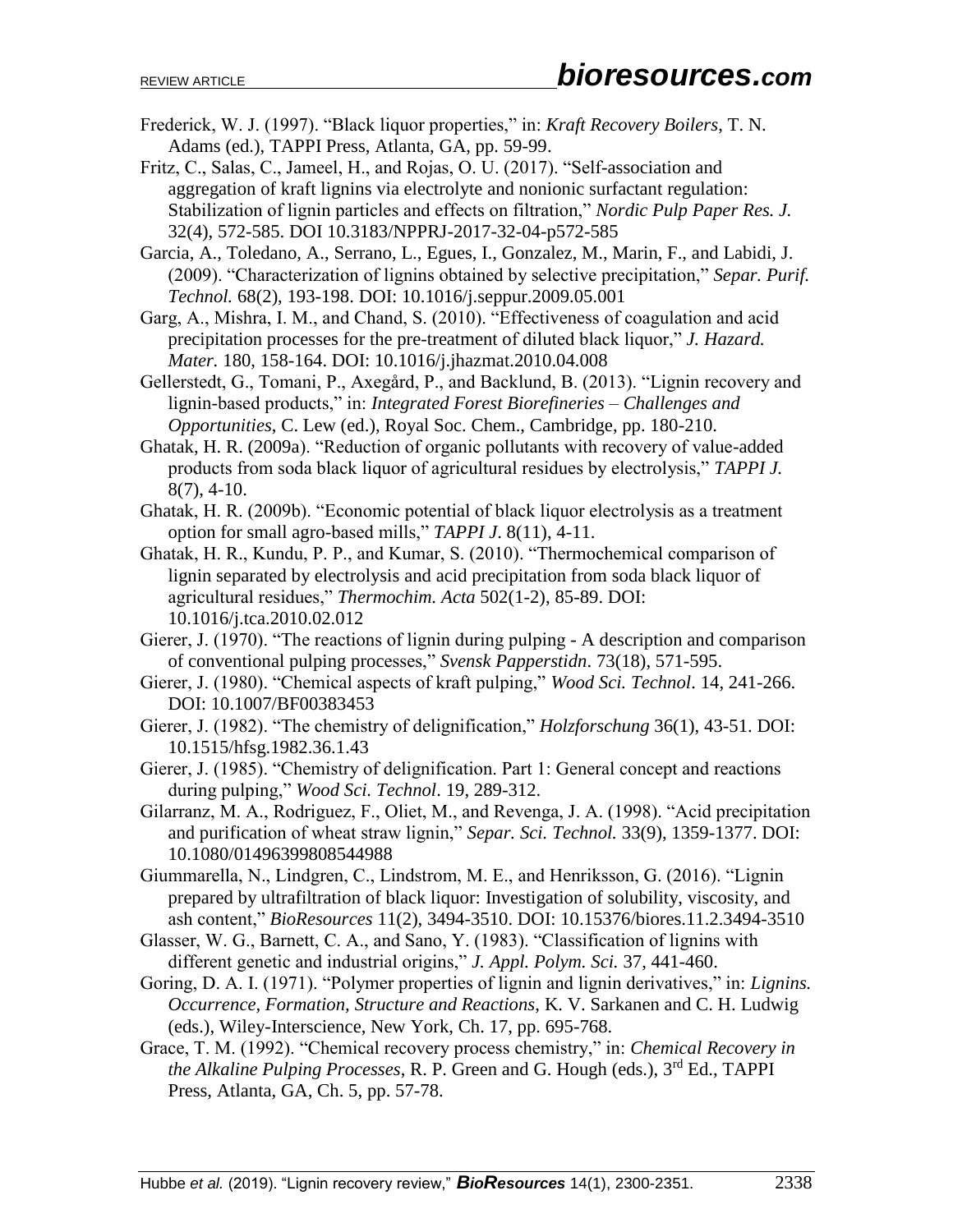Frederick, W. J. (1997). "Black liquor properties," in: *Kraft Recovery Boilers*, T. N. Adams (ed.), TAPPI Press, Atlanta, GA, pp. 59-99.

Fritz, C., Salas, C., Jameel, H., and Rojas, O. U. (2017). "Self-association and aggregation of kraft lignins via electrolyte and nonionic surfactant regulation: Stabilization of lignin particles and effects on filtration," *Nordic Pulp Paper Res. J.* 32(4), 572-585. DOI 10.3183/NPPRJ-2017-32-04-p572-585

Garcia, A., Toledano, A., Serrano, L., Egues, I., Gonzalez, M., Marin, F., and Labidi, J. (2009). "Characterization of lignins obtained by selective precipitation," *Separ. Purif. Technol.* 68(2), 193-198. DOI: 10.1016/j.seppur.2009.05.001

Garg, A., Mishra, I. M., and Chand, S. (2010). "Effectiveness of coagulation and acid precipitation processes for the pre-treatment of diluted black liquor," *J. Hazard. Mater.* 180, 158-164. DOI: 10.1016/j.jhazmat.2010.04.008

Gellerstedt, G., Tomani, P., Axegård, P., and Backlund, B. (2013). "Lignin recovery and lignin-based products," in: *Integrated Forest Biorefineries – Challenges and Opportunities*, C. Lew (ed.), Royal Soc. Chem., Cambridge, pp. 180-210.

Ghatak, H. R. (2009a). "Reduction of organic pollutants with recovery of value-added products from soda black liquor of agricultural residues by electrolysis," *TAPPI J.* 8(7), 4-10.

Ghatak, H. R. (2009b). "Economic potential of black liquor electrolysis as a treatment option for small agro-based mills," *TAPPI J.* 8(11), 4-11.

Ghatak, H. R., Kundu, P. P., and Kumar, S. (2010). "Thermochemical comparison of lignin separated by electrolysis and acid precipitation from soda black liquor of agricultural residues," *Thermochim. Acta* 502(1-2), 85-89. DOI: 10.1016/j.tca.2010.02.012

Gierer, J. (1970). "The reactions of lignin during pulping - A description and comparison of conventional pulping processes," *Svensk Papperstidn.* 73(18), 571-595.

Gierer, J. (1980). "Chemical aspects of kraft pulping," *Wood Sci. Technol.* 14, 241-266. DOI: 10.1007/BF00383453

Gierer, J. (1982). "The chemistry of delignification," *Holzforschung* 36(1), 43-51. DOI: 10.1515/hfsg.1982.36.1.43

Gierer, J. (1985). "Chemistry of delignification. Part 1: General concept and reactions during pulping," *Wood Sci. Technol.* 19, 289-312.

Gilarranz, M. A., Rodriguez, F., Oliet, M., and Revenga, J. A. (1998). "Acid precipitation and purification of wheat straw lignin," *Separ. Sci. Technol.* 33(9), 1359-1377. DOI: 10.1080/01496399808544988

Giummarella, N., Lindgren, C., Lindstrom, M. E., and Henriksson, G. (2016). "Lignin prepared by ultrafiltration of black liquor: Investigation of solubility, viscosity, and ash content," *BioResources* 11(2), 3494-3510. DOI: 10.15376/biores.11.2.3494-3510

Glasser, W. G., Barnett, C. A., and Sano, Y. (1983). "Classification of lignins with different genetic and industrial origins," *J. Appl. Polym. Sci.* 37, 441-460.

Goring, D. A. I. (1971). "Polymer properties of lignin and lignin derivatives," in: *Lignins. Occurrence, Formation, Structure and Reactions*, K. V. Sarkanen and C. H. Ludwig (eds.), Wiley-Interscience, New York, Ch. 17, pp. 695-768.

Grace, T. M. (1992). "Chemical recovery process chemistry," in: *Chemical Recovery in the Alkaline Pulping Processes*, R. P. Green and G. Hough (eds.), 3rd Ed., TAPPI Press, Atlanta, GA, Ch. 5, pp. 57-78.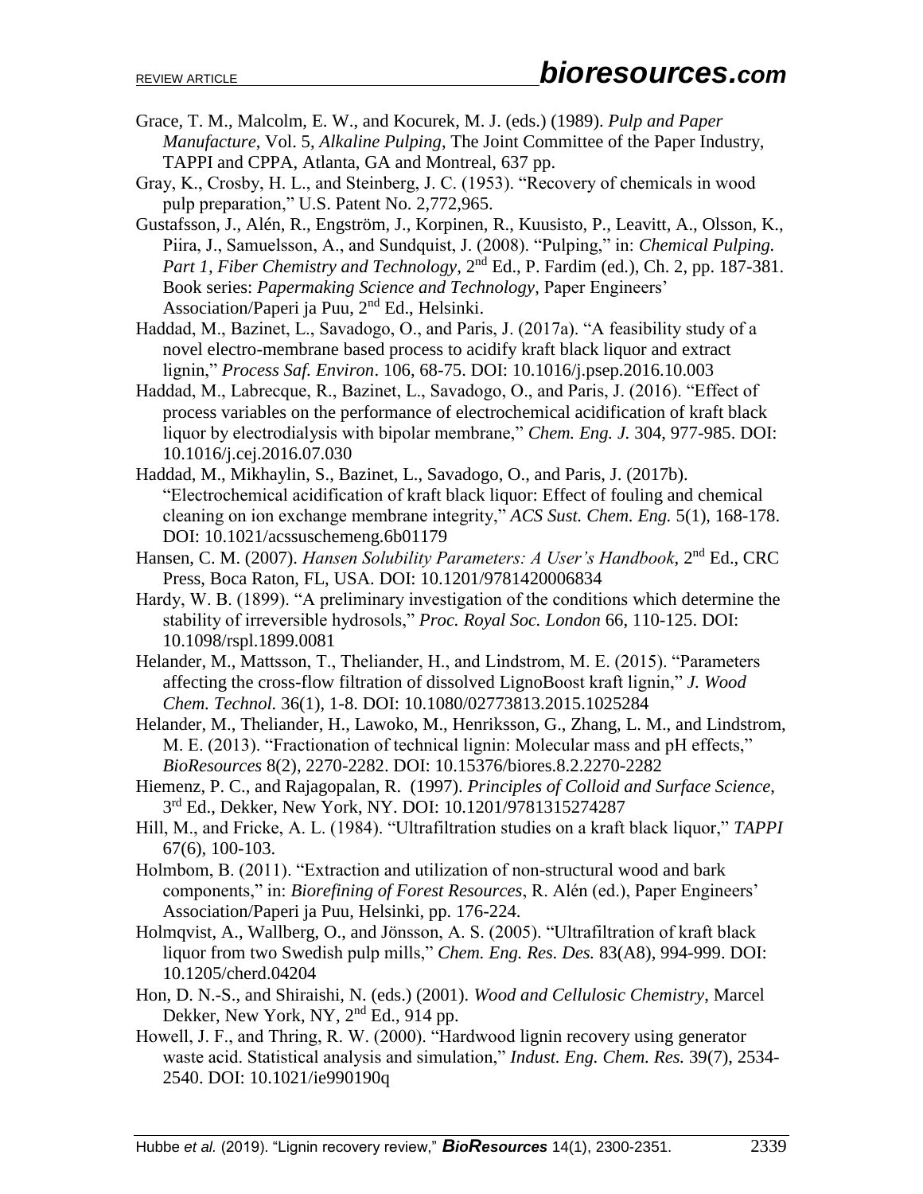Grace, T. M., Malcolm, E. W., and Kocurek, M. J. (eds.) (1989). *Pulp and Paper Manufacture*, Vol. 5, *Alkaline Pulping*, The Joint Committee of the Paper Industry, TAPPI and CPPA, Atlanta, GA and Montreal, 637 pp.

Gray, K., Crosby, H. L., and Steinberg, J. C. (1953). "Recovery of chemicals in wood pulp preparation," U.S. Patent No. 2,772,965.

Gustafsson, J., Alén, R., Engström, J., Korpinen, R., Kuusisto, P., Leavitt, A., Olsson, K., Piira, J., Samuelsson, A., and Sundquist, J. (2008). "Pulping," in: *Chemical Pulping. Part 1, Fiber Chemistry and Technology*, 2nd Ed., P. Fardim (ed.), Ch. 2, pp. 187-381. Book series: *Papermaking Science and Technology*, Paper Engineers' Association/Paperi ja Puu, 2nd Ed., Helsinki.

Haddad, M., Bazinet, L., Savadogo, O., and Paris, J. (2017a). "A feasibility study of a novel electro-membrane based process to acidify kraft black liquor and extract lignin," *Process Saf. Environ*. 106, 68-75. DOI: 10.1016/j.psep.2016.10.003

Haddad, M., Labrecque, R., Bazinet, L., Savadogo, O., and Paris, J. (2016). "Effect of process variables on the performance of electrochemical acidification of kraft black liquor by electrodialysis with bipolar membrane," *Chem. Eng. J.* 304, 977-985. DOI: 10.1016/j.cej.2016.07.030

Haddad, M., Mikhaylin, S., Bazinet, L., Savadogo, O., and Paris, J. (2017b). "Electrochemical acidification of kraft black liquor: Effect of fouling and chemical cleaning on ion exchange membrane integrity," *ACS Sust. Chem. Eng.* 5(1), 168-178. DOI: 10.1021/acssuschemeng.6b01179

Hansen, C. M. (2007). *Hansen Solubility Parameters: A User's Handbook*, 2nd Ed., CRC Press, Boca Raton, FL, USA. DOI: 10.1201/9781420006834

Hardy, W. B. (1899). "A preliminary investigation of the conditions which determine the stability of irreversible hydrosols," *Proc. Royal Soc. London* 66, 110-125. DOI: 10.1098/rspl.1899.0081

Helander, M., Mattsson, T., Theliander, H., and Lindstrom, M. E. (2015). "Parameters affecting the cross-flow filtration of dissolved LignoBoost kraft lignin," *J. Wood Chem. Technol.* 36(1), 1-8. DOI: 10.1080/02773813.2015.1025284

Helander, M., Theliander, H., Lawoko, M., Henriksson, G., Zhang, L. M., and Lindstrom, M. E. (2013). "Fractionation of technical lignin: Molecular mass and pH effects," *BioResources* 8(2), 2270-2282. DOI: 10.15376/biores.8.2.2270-2282

Hiemenz, P. C., and Rajagopalan, R. (1997). *Principles of Colloid and Surface Science*, 3rd Ed., Dekker, New York, NY. DOI: 10.1201/9781315274287

Hill, M., and Fricke, A. L. (1984). "Ultrafiltration studies on a kraft black liquor," *TAPPI* 67(6), 100-103.

Holmbom, B. (2011). "Extraction and utilization of non-structural wood and bark components," in: *Biorefining of Forest Resources*, R. Alén (ed.), Paper Engineers' Association/Paperi ja Puu, Helsinki, pp. 176-224.

Holmqvist, A., Wallberg, O., and Jönsson, A. S. (2005). "Ultrafiltration of kraft black liquor from two Swedish pulp mills," *Chem. Eng. Res. Des.* 83(A8), 994-999. DOI: 10.1205/cherd.04204

Hon, D. N.-S., and Shiraishi, N. (eds.) (2001). *Wood and Cellulosic Chemistry*, Marcel Dekker, New York, NY, 2nd Ed., 914 pp.

Howell, J. F., and Thring, R. W. (2000). "Hardwood lignin recovery using generator waste acid. Statistical analysis and simulation," *Indust. Eng. Chem. Res.* 39(7), 2534-2540. DOI: 10.1021/ie990190q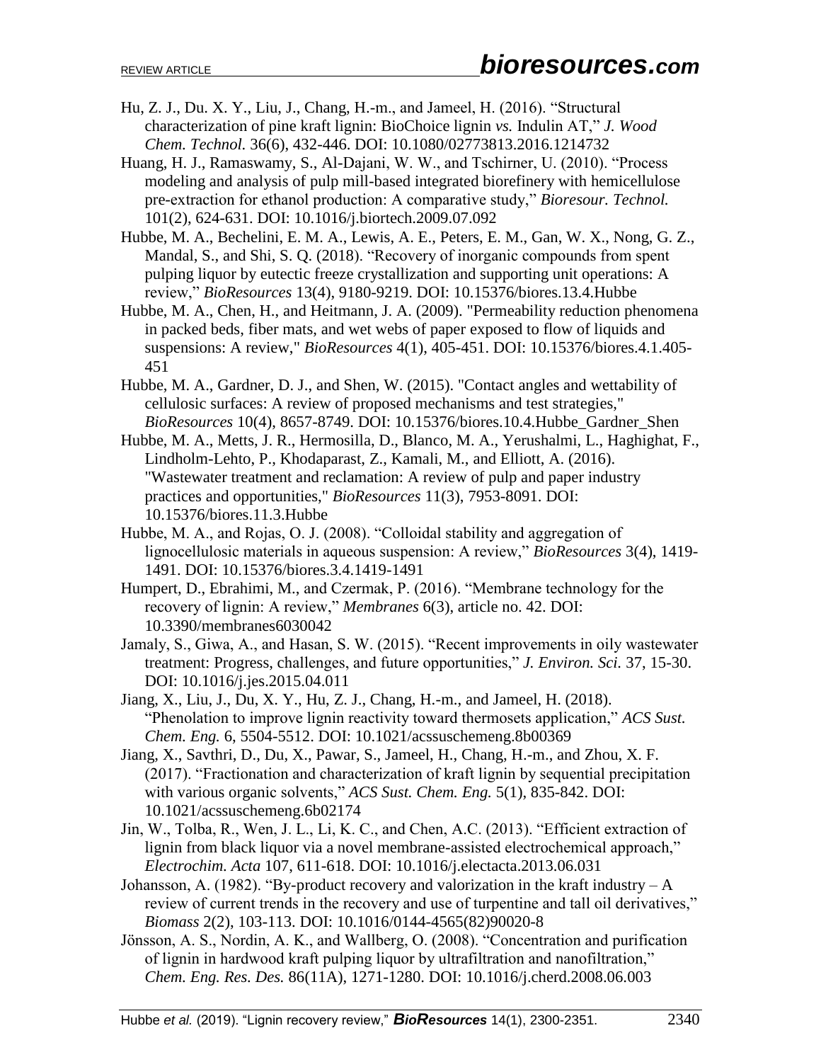Hu, Z. J., Du. X. Y., Liu, J., Chang, H.-m., and Jameel, H. (2016). "Structural characterization of pine kraft lignin: BioChoice lignin *vs.* Indulin AT," *J. Wood Chem. Technol.* 36(6), 432-446. DOI: 10.1080/02773813.2016.1214732

Huang, H. J., Ramaswamy, S., Al-Dajani, W. W., and Tschirner, U. (2010). "Process modeling and analysis of pulp mill-based integrated biorefinery with hemicellulose pre-extraction for ethanol production: A comparative study," *Bioresour. Technol.* 101(2), 624-631. DOI: 10.1016/j.biortech.2009.07.092

Hubbe, M. A., Bechelini, E. M. A., Lewis, A. E., Peters, E. M., Gan, W. X., Nong, G. Z., Mandal, S., and Shi, S. Q. (2018). "Recovery of inorganic compounds from spent pulping liquor by eutectic freeze crystallization and supporting unit operations: A review," *BioResources* 13(4), 9180-9219. DOI: 10.15376/biores.13.4.Hubbe

Hubbe, M. A., Chen, H., and Heitmann, J. A. (2009). "Permeability reduction phenomena in packed beds, fiber mats, and wet webs of paper exposed to flow of liquids and suspensions: A review," *BioResources* 4(1), 405-451. DOI: 10.15376/biores.4.1.405-451

Hubbe, M. A., Gardner, D. J., and Shen, W. (2015). "Contact angles and wettability of cellulosic surfaces: A review of proposed mechanisms and test strategies," *BioResources* 10(4), 8657-8749. DOI: 10.15376/biores.10.4.Hubbe_Gardner_Shen

Hubbe, M. A., Metts, J. R., Hermosilla, D., Blanco, M. A., Yerushalmi, L., Haghighat, F., Lindholm-Lehto, P., Khodaparast, Z., Kamali, M., and Elliott, A. (2016). "Wastewater treatment and reclamation: A review of pulp and paper industry practices and opportunities," *BioResources* 11(3), 7953-8091. DOI: 10.15376/biores.11.3.Hubbe

Hubbe, M. A., and Rojas, O. J. (2008). "Colloidal stability and aggregation of lignocellulosic materials in aqueous suspension: A review," *BioResources* 3(4), 1419-1491. DOI: 10.15376/biores.3.4.1419-1491

Humpert, D., Ebrahimi, M., and Czermak, P. (2016). "Membrane technology for the recovery of lignin: A review," *Membranes* 6(3), article no. 42. DOI: 10.3390/membranes6030042

Jamaly, S., Giwa, A., and Hasan, S. W. (2015). "Recent improvements in oily wastewater treatment: Progress, challenges, and future opportunities," *J. Environ. Sci.* 37, 15-30. DOI: 10.1016/j.jes.2015.04.011

Jiang, X., Liu, J., Du, X. Y., Hu, Z. J., Chang, H.-m., and Jameel, H. (2018). "Phenolation to improve lignin reactivity toward thermosets application," *ACS Sust. Chem. Eng.* 6, 5504-5512. DOI: 10.1021/acssuschemeng.8b00369

Jiang, X., Savthri, D., Du, X., Pawar, S., Jameel, H., Chang, H.-m., and Zhou, X. F. (2017). "Fractionation and characterization of kraft lignin by sequential precipitation with various organic solvents," *ACS Sust. Chem. Eng.* 5(1), 835-842. DOI: 10.1021/acssuschemeng.6b02174

Jin, W., Tolba, R., Wen, J. L., Li, K. C., and Chen, A.C. (2013). "Efficient extraction of lignin from black liquor via a novel membrane-assisted electrochemical approach," *Electrochim. Acta* 107, 611-618. DOI: 10.1016/j.electacta.2013.06.031

Johansson, A. (1982). "By-product recovery and valorization in the kraft industry – A review of current trends in the recovery and use of turpentine and tall oil derivatives," *Biomass* 2(2), 103-113. DOI: 10.1016/0144-4565(82)90020-8

Jönsson, A. S., Nordin, A. K., and Wallberg, O. (2008). "Concentration and purification of lignin in hardwood kraft pulping liquor by ultrafiltration and nanofiltration," *Chem. Eng. Res. Des.* 86(11A), 1271-1280. DOI: 10.1016/j.cherd.2008.06.003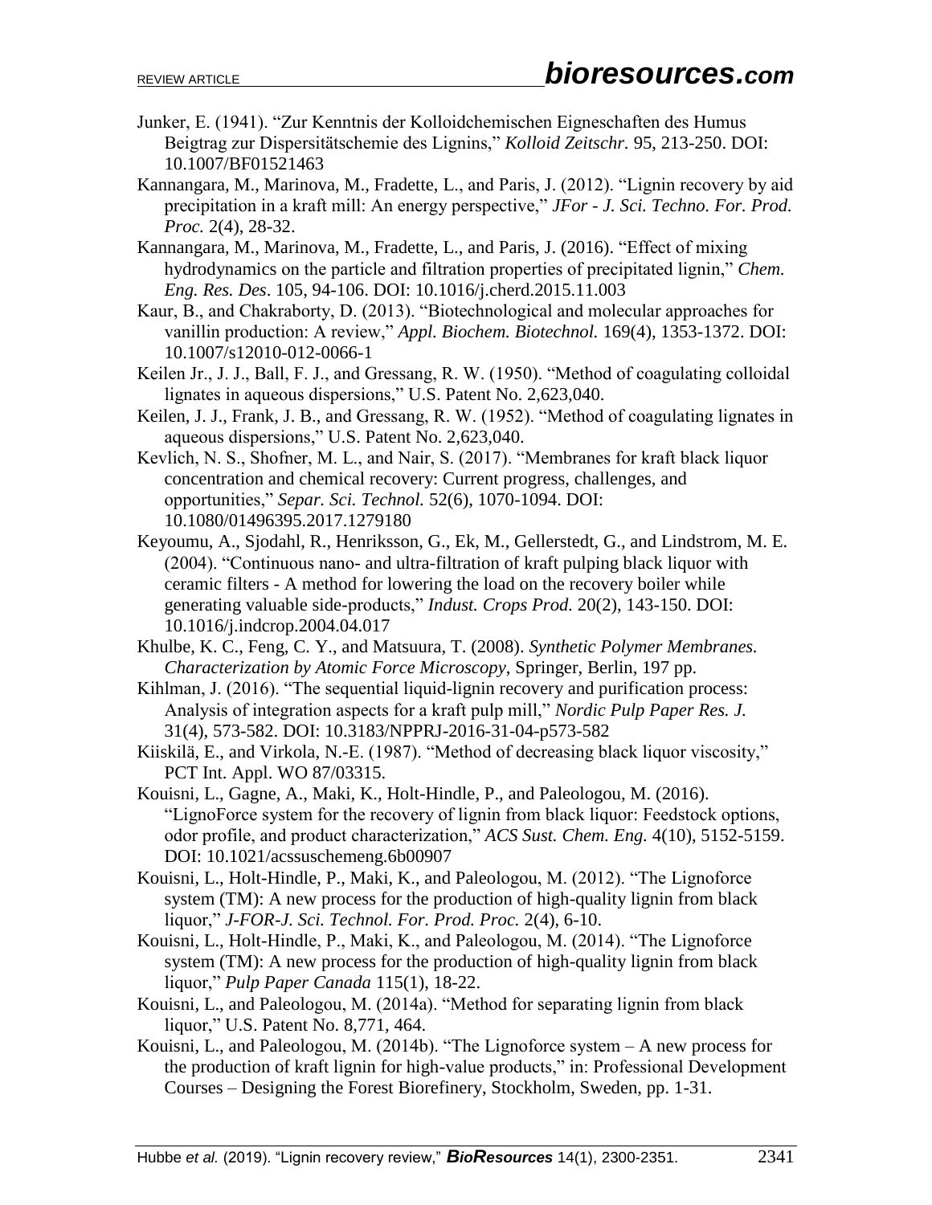Junker, E. (1941). "Zur Kenntnis der Kolloidchemischen Eigneschaften des Humus Beigtrag zur Dispersitätschemie des Lignins," *Kolloid Zeitschr.* 95, 213-250. DOI: 10.1007/BF01521463

Kannangara, M., Marinova, M., Fradette, L., and Paris, J. (2012). "Lignin recovery by aid precipitation in a kraft mill: An energy perspective," *JFor - J. Sci. Techno. For. Prod. Proc.* 2(4), 28-32.

Kannangara, M., Marinova, M., Fradette, L., and Paris, J. (2016). "Effect of mixing hydrodynamics on the particle and filtration properties of precipitated lignin," *Chem. Eng. Res. Des*. 105, 94-106. DOI: 10.1016/j.cherd.2015.11.003

Kaur, B., and Chakraborty, D. (2013). "Biotechnological and molecular approaches for vanillin production: A review," *Appl. Biochem. Biotechnol.* 169(4), 1353-1372. DOI: 10.1007/s12010-012-0066-1

Keilen Jr., J. J., Ball, F. J., and Gressang, R. W. (1950). "Method of coagulating colloidal lignates in aqueous dispersions," U.S. Patent No. 2,623,040.

Keilen, J. J., Frank, J. B., and Gressang, R. W. (1952). "Method of coagulating lignates in aqueous dispersions," U.S. Patent No. 2,623,040.

Kevlich, N. S., Shofner, M. L., and Nair, S. (2017). "Membranes for kraft black liquor concentration and chemical recovery: Current progress, challenges, and opportunities," *Separ. Sci. Technol.* 52(6), 1070-1094. DOI: 10.1080/01496395.2017.1279180

Keyoumu, A., Sjodahl, R., Henriksson, G., Ek, M., Gellerstedt, G., and Lindstrom, M. E. (2004). "Continuous nano- and ultra-filtration of kraft pulping black liquor with ceramic filters - A method for lowering the load on the recovery boiler while generating valuable side-products," *Indust. Crops Prod.* 20(2), 143-150. DOI: 10.1016/j.indcrop.2004.04.017

Khulbe, K. C., Feng, C. Y., and Matsuura, T. (2008). *Synthetic Polymer Membranes. Characterization by Atomic Force Microscopy*, Springer, Berlin, 197 pp.

Kihlman, J. (2016). "The sequential liquid-lignin recovery and purification process: Analysis of integration aspects for a kraft pulp mill," *Nordic Pulp Paper Res. J.* 31(4), 573-582. DOI: 10.3183/NPPRJ-2016-31-04-p573-582

Kiiskilä, E., and Virkola, N.-E. (1987). "Method of decreasing black liquor viscosity," PCT Int. Appl. WO 87/03315.

Kouisni, L., Gagne, A., Maki, K., Holt-Hindle, P., and Paleologou, M. (2016). "LignoForce system for the recovery of lignin from black liquor: Feedstock options, odor profile, and product characterization," *ACS Sust. Chem. Eng.* 4(10), 5152-5159. DOI: 10.1021/acssuschemeng.6b00907

Kouisni, L., Holt-Hindle, P., Maki, K., and Paleologou, M. (2012). "The Lignoforce system (TM): A new process for the production of high-quality lignin from black liquor," *J-FOR-J. Sci. Technol. For. Prod. Proc.* 2(4), 6-10.

Kouisni, L., Holt-Hindle, P., Maki, K., and Paleologou, M. (2014). "The Lignoforce system (TM): A new process for the production of high-quality lignin from black liquor," *Pulp Paper Canada* 115(1), 18-22.

Kouisni, L., and Paleologou, M. (2014a). "Method for separating lignin from black liquor," U.S. Patent No. 8,771, 464.

Kouisni, L., and Paleologou, M. (2014b). "The Lignoforce system – A new process for the production of kraft lignin for high-value products," in: Professional Development Courses – Designing the Forest Biorefinery, Stockholm, Sweden, pp. 1-31.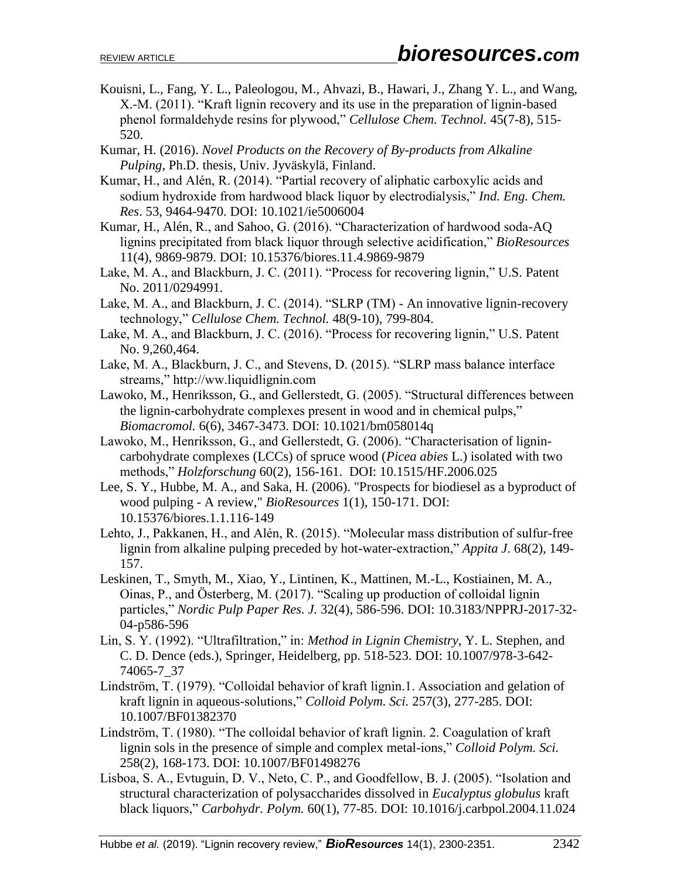Kouisni, L., Fang, Y. L., Paleologou, M., Ahvazi, B., Hawari, J., Zhang Y. L., and Wang, X.-M. (2011). "Kraft lignin recovery and its use in the preparation of lignin-based phenol formaldehyde resins for plywood," *Cellulose Chem. Technol.* 45(7-8), 515-520.

Kumar, H. (2016). *Novel Products on the Recovery of By-products from Alkaline Pulping*, Ph.D. thesis, Univ. Jyväskylä, Finland.

Kumar, H., and Alén, R. (2014). "Partial recovery of aliphatic carboxylic acids and sodium hydroxide from hardwood black liquor by electrodialysis," *Ind. Eng. Chem. Res*. 53, 9464-9470. DOI: 10.1021/ie5006004

Kumar, H., Alén, R., and Sahoo, G. (2016). "Characterization of hardwood soda-AQ lignins precipitated from black liquor through selective acidification," *BioResources* 11(4), 9869-9879. DOI: 10.15376/biores.11.4.9869-9879

Lake, M. A., and Blackburn, J. C. (2011). "Process for recovering lignin," U.S. Patent No. 2011/0294991.

Lake, M. A., and Blackburn, J. C. (2014). "SLRP (TM) - An innovative lignin-recovery technology," *Cellulose Chem. Technol.* 48(9-10), 799-804.

Lake, M. A., and Blackburn, J. C. (2016). "Process for recovering lignin," U.S. Patent No. 9,260,464.

Lake, M. A., Blackburn, J. C., and Stevens, D. (2015). "SLRP mass balance interface streams," http://ww.liquidlignin.com

Lawoko, M., Henriksson, G., and Gellerstedt, G. (2005). "Structural differences between the lignin-carbohydrate complexes present in wood and in chemical pulps," *Biomacromol.* 6(6), 3467-3473. DOI: 10.1021/bm058014q

Lawoko, M., Henriksson, G., and Gellerstedt, G. (2006). "Characterisation of lignin-carbohydrate complexes (LCCs) of spruce wood (*Picea abies* L.) isolated with two methods," *Holzforschung* 60(2), 156-161. DOI: 10.1515/HF.2006.025

Lee, S. Y., Hubbe, M. A., and Saka, H. (2006). "Prospects for biodiesel as a byproduct of wood pulping - A review," *BioResources* 1(1), 150-171. DOI: 10.15376/biores.1.1.116-149

Lehto, J., Pakkanen, H., and Alén, R. (2015). "Molecular mass distribution of sulfur-free lignin from alkaline pulping preceded by hot-water-extraction," *Appita J.* 68(2), 149-157.

Leskinen, T., Smyth, M., Xiao, Y., Lintinen, K., Mattinen, M.-L., Kostiainen, M. A., Oinas, P., and Österberg, M. (2017). "Scaling up production of colloidal lignin particles," *Nordic Pulp Paper Res. J.* 32(4), 586-596. DOI: 10.3183/NPPRJ-2017-32-04-p586-596

Lin, S. Y. (1992). "Ultrafiltration," in: *Method in Lignin Chemistry*, Y. L. Stephen, and C. D. Dence (eds.), Springer, Heidelberg, pp. 518-523. DOI: 10.1007/978-3-642-74065-7_37

Lindström, T. (1979). "Colloidal behavior of kraft lignin.1. Association and gelation of kraft lignin in aqueous-solutions," *Colloid Polym. Sci.* 257(3), 277-285. DOI: 10.1007/BF01382370

Lindström, T. (1980). "The colloidal behavior of kraft lignin. 2. Coagulation of kraft lignin sols in the presence of simple and complex metal-ions," *Colloid Polym. Sci.* 258(2), 168-173. DOI: 10.1007/BF01498276

Lisboa, S. A., Evtuguin, D. V., Neto, C. P., and Goodfellow, B. J. (2005). "Isolation and structural characterization of polysaccharides dissolved in *Eucalyptus globulus* kraft black liquors," *Carbohydr. Polym.* 60(1), 77-85. DOI: 10.1016/j.carbpol.2004.11.024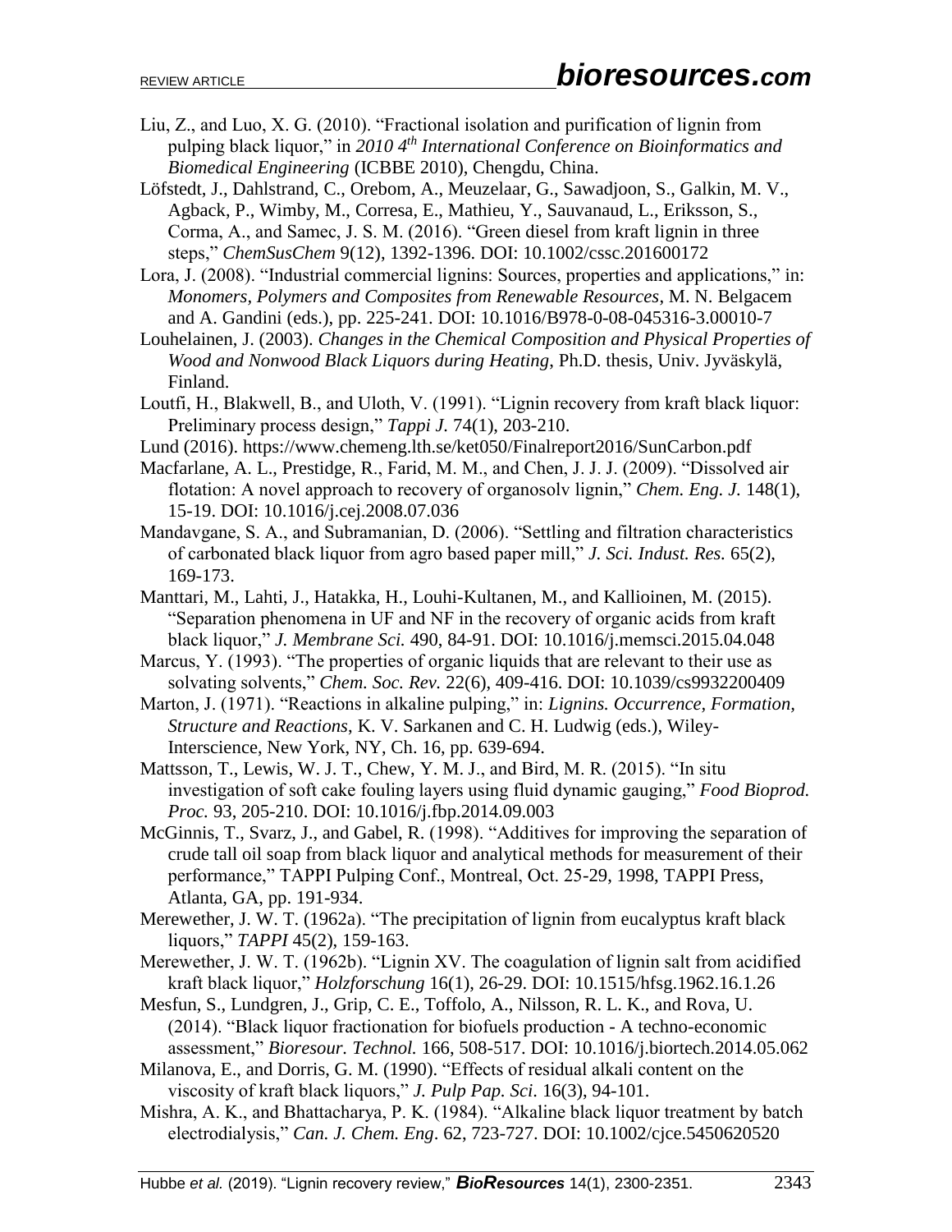Liu, Z., and Luo, X. G. (2010). "Fractional isolation and purification of lignin from pulping black liquor," in *2010 4th International Conference on Bioinformatics and Biomedical Engineering* (ICBBE 2010), Chengdu, China.

Löfstedt, J., Dahlstrand, C., Orebom, A., Meuzelaar, G., Sawadjoon, S., Galkin, M. V., Agback, P., Wimby, M., Corresa, E., Mathieu, Y., Sauvanaud, L., Eriksson, S., Corma, A., and Samec, J. S. M. (2016). "Green diesel from kraft lignin in three steps," *ChemSusChem* 9(12), 1392-1396. DOI: 10.1002/cssc.201600172

Lora, J. (2008). "Industrial commercial lignins: Sources, properties and applications," in: *Monomers, Polymers and Composites from Renewable Resources*, M. N. Belgacem and A. Gandini (eds.), pp. 225-241. DOI: 10.1016/B978-0-08-045316-3.00010-7

Louhelainen, J. (2003). *Changes in the Chemical Composition and Physical Properties of Wood and Nonwood Black Liquors during Heating*, Ph.D. thesis, Univ. Jyväskylä, Finland.

Loutfi, H., Blakwell, B., and Uloth, V. (1991). "Lignin recovery from kraft black liquor: Preliminary process design," *Tappi J.* 74(1), 203-210.

Lund (2016). https://www.chemeng.lth.se/ket050/Finalreport2016/SunCarbon.pdf

Macfarlane, A. L., Prestidge, R., Farid, M. M., and Chen, J. J. J. (2009). "Dissolved air flotation: A novel approach to recovery of organosolv lignin," *Chem. Eng. J.* 148(1), 15-19. DOI: 10.1016/j.cej.2008.07.036

Mandavgane, S. A., and Subramanian, D. (2006). "Settling and filtration characteristics of carbonated black liquor from agro based paper mill," *J. Sci. Indust. Res.* 65(2), 169-173.

Manttari, M., Lahti, J., Hatakka, H., Louhi-Kultanen, M., and Kallioinen, M. (2015). "Separation phenomena in UF and NF in the recovery of organic acids from kraft black liquor," *J. Membrane Sci.* 490, 84-91. DOI: 10.1016/j.memsci.2015.04.048

Marcus, Y. (1993). "The properties of organic liquids that are relevant to their use as solvating solvents," *Chem. Soc. Rev.* 22(6), 409-416. DOI: 10.1039/cs9932200409

Marton, J. (1971). "Reactions in alkaline pulping," in: *Lignins. Occurrence, Formation, Structure and Reactions*, K. V. Sarkanen and C. H. Ludwig (eds.), Wiley-Interscience, New York, NY, Ch. 16, pp. 639-694.

Mattsson, T., Lewis, W. J. T., Chew, Y. M. J., and Bird, M. R. (2015). "In situ investigation of soft cake fouling layers using fluid dynamic gauging," *Food Bioprod. Proc.* 93, 205-210. DOI: 10.1016/j.fbp.2014.09.003

McGinnis, T., Svarz, J., and Gabel, R. (1998). "Additives for improving the separation of crude tall oil soap from black liquor and analytical methods for measurement of their performance," TAPPI Pulping Conf., Montreal, Oct. 25-29, 1998, TAPPI Press, Atlanta, GA, pp. 191-934.

Merewether, J. W. T. (1962a). "The precipitation of lignin from eucalyptus kraft black liquors," *TAPPI* 45(2), 159-163.

Merewether, J. W. T. (1962b). "Lignin XV. The coagulation of lignin salt from acidified kraft black liquor," *Holzforschung* 16(1), 26-29. DOI: 10.1515/hfsg.1962.16.1.26

Mesfun, S., Lundgren, J., Grip, C. E., Toffolo, A., Nilsson, R. L. K., and Rova, U. (2014). "Black liquor fractionation for biofuels production - A techno-economic assessment," *Bioresour. Technol.* 166, 508-517. DOI: 10.1016/j.biortech.2014.05.062

Milanova, E., and Dorris, G. M. (1990). "Effects of residual alkali content on the viscosity of kraft black liquors," *J. Pulp Pap. Sci.* 16(3), 94-101.

Mishra, A. K., and Bhattacharya, P. K. (1984). "Alkaline black liquor treatment by batch electrodialysis," *Can. J. Chem. Eng.* 62, 723-727. DOI: 10.1002/cjce.5450620520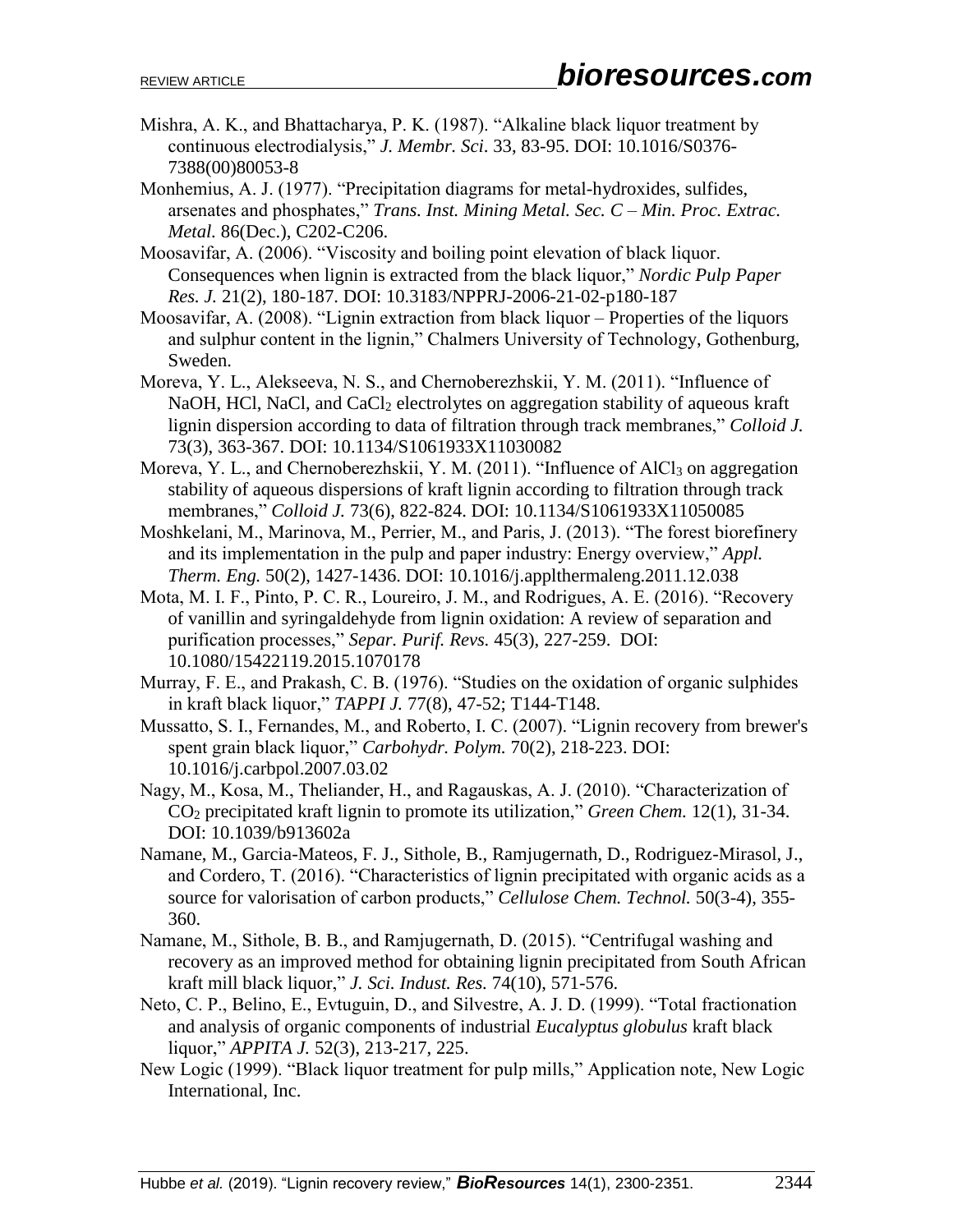Mishra, A. K., and Bhattacharya, P. K. (1987). "Alkaline black liquor treatment by continuous electrodialysis," *J. Membr. Sci.* 33, 83-95. DOI: 10.1016/S0376-7388(00)80053-8

Monhemius, A. J. (1977). "Precipitation diagrams for metal-hydroxides, sulfides, arsenates and phosphates," *Trans. Inst. Mining Metal. Sec. C – Min. Proc. Extrac. Metal.* 86(Dec.), C202-C206.

Moosavifar, A. (2006). "Viscosity and boiling point elevation of black liquor. Consequences when lignin is extracted from the black liquor," *Nordic Pulp Paper Res. J.* 21(2), 180-187. DOI: 10.3183/NPPRJ-2006-21-02-p180-187

Moosavifar, A. (2008). "Lignin extraction from black liquor – Properties of the liquors and sulphur content in the lignin," Chalmers University of Technology, Gothenburg, Sweden.

Moreva, Y. L., Alekseeva, N. S., and Chernoberezhskii, Y. M. (2011). "Influence of NaOH, HCl, NaCl, and $CaCl_2$ electrolytes on aggregation stability of aqueous kraft lignin dispersion according to data of filtration through track membranes," *Colloid J.* 73(3), 363-367. DOI: 10.1134/S1061933X11030082

Moreva, Y. L., and Chernoberezhskii, Y. M. (2011). "Influence of $AlCl_3$ on aggregation stability of aqueous dispersions of kraft lignin according to filtration through track membranes," *Colloid J.* 73(6), 822-824. DOI: 10.1134/S1061933X11050085

Moshkelani, M., Marinova, M., Perrier, M., and Paris, J. (2013). "The forest biorefinery and its implementation in the pulp and paper industry: Energy overview," *Appl. Therm. Eng.* 50(2), 1427-1436. DOI: 10.1016/j.applthermaleng.2011.12.038

Mota, M. I. F., Pinto, P. C. R., Loureiro, J. M., and Rodrigues, A. E. (2016). "Recovery of vanillin and syringaldehyde from lignin oxidation: A review of separation and purification processes," *Separ. Purif. Revs.* 45(3), 227-259. DOI: 10.1080/15422119.2015.1070178

Murray, F. E., and Prakash, C. B. (1976). "Studies on the oxidation of organic sulphides in kraft black liquor," *TAPPI J.* 77(8), 47-52; T144-T148.

Mussatto, S. I., Fernandes, M., and Roberto, I. C. (2007). "Lignin recovery from brewer's spent grain black liquor," *Carbohydr. Polym.* 70(2), 218-223. DOI: 10.1016/j.carbpol.2007.03.02

Nagy, M., Kosa, M., Theliander, H., and Ragauskas, A. J. (2010). "Characterization of $CO_2$ precipitated kraft lignin to promote its utilization," *Green Chem.* 12(1), 31-34. DOI: 10.1039/b913602a

Namane, M., Garcia-Mateos, F. J., Sithole, B., Ramjugernath, D., Rodriguez-Mirasol, J., and Cordero, T. (2016). "Characteristics of lignin precipitated with organic acids as a source for valorisation of carbon products," *Cellulose Chem. Technol.* 50(3-4), 355-360.

Namane, M., Sithole, B. B., and Ramjugernath, D. (2015). "Centrifugal washing and recovery as an improved method for obtaining lignin precipitated from South African kraft mill black liquor," *J. Sci. Indust. Res.* 74(10), 571-576.

Neto, C. P., Belino, E., Evtuguin, D., and Silvestre, A. J. D. (1999). "Total fractionation and analysis of organic components of industrial *Eucalyptus globulus* kraft black liquor," *APPITA J.* 52(3), 213-217, 225.

New Logic (1999). "Black liquor treatment for pulp mills," Application note, New Logic International, Inc.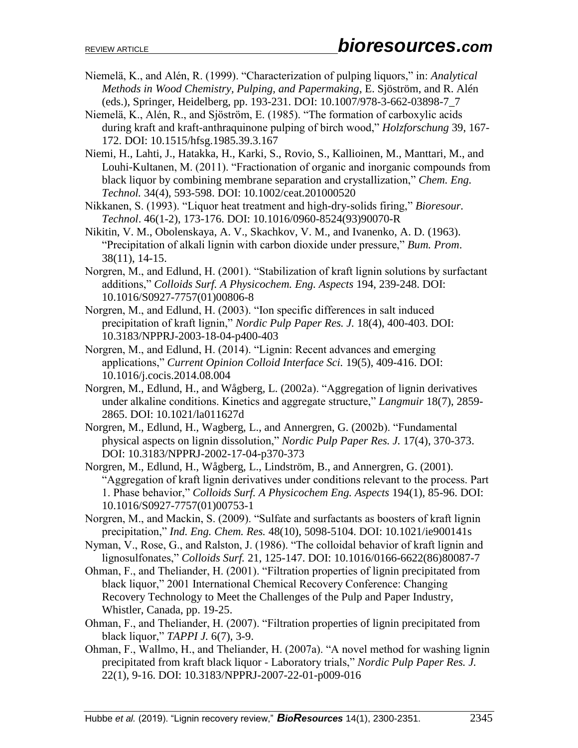Niemelä, K., and Alén, R. (1999). "Characterization of pulping liquors," in: *Analytical Methods in Wood Chemistry, Pulping, and Papermaking*, E. Sjöström, and R. Alén (eds.), Springer, Heidelberg, pp. 193-231. DOI: 10.1007/978-3-662-03898-7_7

Niemelä, K., Alén, R., and Sjöström, E. (1985). "The formation of carboxylic acids during kraft and kraft-anthraquinone pulping of birch wood," *Holzforschung* 39, 167-172. DOI: 10.1515/hfsg.1985.39.3.167

Niemi, H., Lahti, J., Hatakka, H., Karki, S., Rovio, S., Kallioinen, M., Manttari, M., and Louhi-Kultanen, M. (2011). "Fractionation of organic and inorganic compounds from black liquor by combining membrane separation and crystallization," *Chem. Eng. Technol.* 34(4), 593-598. DOI: 10.1002/ceat.201000520

Nikkanen, S. (1993). "Liquor heat treatment and high-dry-solids firing," *Bioresour. Technol*. 46(1-2), 173-176. DOI: 10.1016/0960-8524(93)90070-R

Nikitin, V. M., Obolenskaya, A. V., Skachkov, V. M., and Ivanenko, A. D. (1963). "Precipitation of alkali lignin with carbon dioxide under pressure," *Bum. Prom*. 38(11), 14-15.

Norgren, M., and Edlund, H. (2001). "Stabilization of kraft lignin solutions by surfactant additions," *Colloids Surf. A Physicochem. Eng. Aspects* 194, 239-248. DOI: 10.1016/S0927-7757(01)00806-8

Norgren, M., and Edlund, H. (2003). "Ion specific differences in salt induced precipitation of kraft lignin," *Nordic Pulp Paper Res. J.* 18(4), 400-403. DOI: 10.3183/NPPRJ-2003-18-04-p400-403

Norgren, M., and Edlund, H. (2014). "Lignin: Recent advances and emerging applications," *Current Opinion Colloid Interface Sci.* 19(5), 409-416. DOI: 10.1016/j.cocis.2014.08.004

Norgren, M., Edlund, H., and Wågberg, L. (2002a). "Aggregation of lignin derivatives under alkaline conditions. Kinetics and aggregate structure," *Langmuir* 18(7), 2859-2865. DOI: 10.1021/la011627d

Norgren, M., Edlund, H., Wagberg, L., and Annergren, G. (2002b). "Fundamental physical aspects on lignin dissolution," *Nordic Pulp Paper Res. J.* 17(4), 370-373. DOI: 10.3183/NPPRJ-2002-17-04-p370-373

Norgren, M., Edlund, H., Wågberg, L., Lindström, B., and Annergren, G. (2001). "Aggregation of kraft lignin derivatives under conditions relevant to the process. Part 1. Phase behavior," *Colloids Surf. A Physicochem Eng. Aspects* 194(1), 85-96. DOI: 10.1016/S0927-7757(01)00753-1

Norgren, M., and Mackin, S. (2009). "Sulfate and surfactants as boosters of kraft lignin precipitation," *Ind. Eng. Chem. Res.* 48(10), 5098-5104. DOI: 10.1021/ie900141s

Nyman, V., Rose, G., and Ralston, J. (1986). "The colloidal behavior of kraft lignin and lignosulfonates," *Colloids Surf.* 21, 125-147. DOI: 10.1016/0166-6622(86)80087-7

Ohman, F., and Theliander, H. (2001). "Filtration properties of lignin precipitated from black liquor," 2001 International Chemical Recovery Conference: Changing Recovery Technology to Meet the Challenges of the Pulp and Paper Industry, Whistler, Canada, pp. 19-25.

Ohman, F., and Theliander, H. (2007). "Filtration properties of lignin precipitated from black liquor," *TAPPI J.* 6(7), 3-9.

Ohman, F., Wallmo, H., and Theliander, H. (2007a). "A novel method for washing lignin precipitated from kraft black liquor - Laboratory trials," *Nordic Pulp Paper Res. J.* 22(1), 9-16. DOI: 10.3183/NPPRJ-2007-22-01-p009-016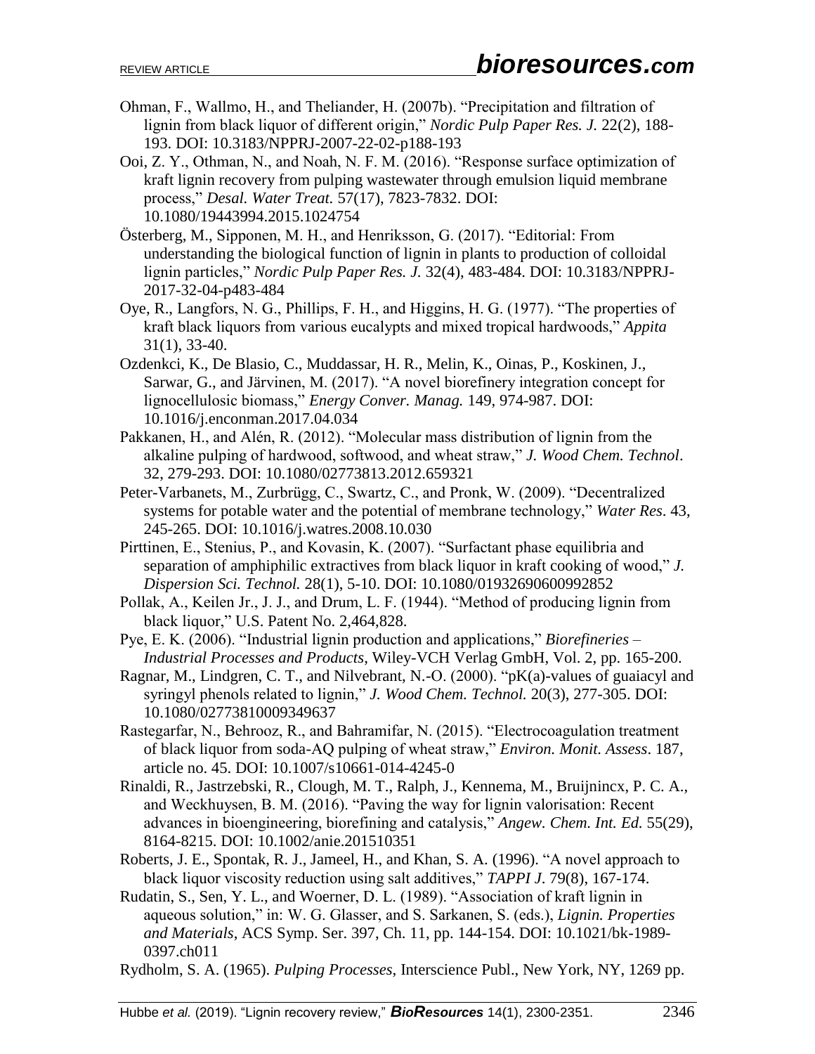Ohman, F., Wallmo, H., and Theliander, H. (2007b). "Precipitation and filtration of lignin from black liquor of different origin," *Nordic Pulp Paper Res. J.* 22(2), 188-193. DOI: 10.3183/NPPRJ-2007-22-02-p188-193

Ooi, Z. Y., Othman, N., and Noah, N. F. M. (2016). "Response surface optimization of kraft lignin recovery from pulping wastewater through emulsion liquid membrane process," *Desal. Water Treat.* 57(17), 7823-7832. DOI: 10.1080/19443994.2015.1024754

Österberg, M., Sipponen, M. H., and Henriksson, G. (2017). "Editorial: From understanding the biological function of lignin in plants to production of colloidal lignin particles," *Nordic Pulp Paper Res. J.* 32(4), 483-484. DOI: 10.3183/NPPRJ-2017-32-04-p483-484

Oye, R., Langfors, N. G., Phillips, F. H., and Higgins, H. G. (1977). "The properties of kraft black liquors from various eucalypts and mixed tropical hardwoods," *Appita* 31(1), 33-40.

Ozdenkci, K., De Blasio, C., Muddassar, H. R., Melin, K., Oinas, P., Koskinen, J., Sarwar, G., and Järvinen, M. (2017). "A novel biorefinery integration concept for lignocellulosic biomass," *Energy Conver. Manag.* 149, 974-987. DOI: 10.1016/j.enconman.2017.04.034

Pakkanen, H., and Alén, R. (2012). "Molecular mass distribution of lignin from the alkaline pulping of hardwood, softwood, and wheat straw," *J. Wood Chem. Technol*. 32, 279-293. DOI: 10.1080/02773813.2012.659321

Peter-Varbanets, M., Zurbrügg, C., Swartz, C., and Pronk, W. (2009). "Decentralized systems for potable water and the potential of membrane technology," *Water Res*. 43, 245-265. DOI: 10.1016/j.watres.2008.10.030

Pirttinen, E., Stenius, P., and Kovasin, K. (2007). "Surfactant phase equilibria and separation of amphiphilic extractives from black liquor in kraft cooking of wood," *J. Dispersion Sci. Technol.* 28(1), 5-10. DOI: 10.1080/01932690600992852

Pollak, A., Keilen Jr., J. J., and Drum, L. F. (1944). "Method of producing lignin from black liquor," U.S. Patent No. 2,464,828.

Pye, E. K. (2006). "Industrial lignin production and applications," *Biorefineries – Industrial Processes and Products*, Wiley-VCH Verlag GmbH, Vol. 2, pp. 165-200.

Ragnar, M., Lindgren, C. T., and Nilvebrant, N.-O. (2000). "pK(a)-values of guaiacyl and syringyl phenols related to lignin," *J. Wood Chem. Technol.* 20(3), 277-305. DOI: 10.1080/02773810009349637

Rastegarfar, N., Behrooz, R., and Bahramifar, N. (2015). "Electrocoagulation treatment of black liquor from soda-AQ pulping of wheat straw," *Environ. Monit. Assess*. 187, article no. 45. DOI: 10.1007/s10661-014-4245-0

Rinaldi, R., Jastrzebski, R., Clough, M. T., Ralph, J., Kennema, M., Bruijnincx, P. C. A., and Weckhuysen, B. M. (2016). "Paving the way for lignin valorisation: Recent advances in bioengineering, biorefining and catalysis," *Angew. Chem. Int. Ed.* 55(29), 8164-8215. DOI: 10.1002/anie.201510351

Roberts, J. E., Spontak, R. J., Jameel, H., and Khan, S. A. (1996). "A novel approach to black liquor viscosity reduction using salt additives," *TAPPI J*. 79(8), 167-174.

Rudatin, S., Sen, Y. L., and Woerner, D. L. (1989). "Association of kraft lignin in aqueous solution," in: W. G. Glasser, and S. Sarkanen, S. (eds.), *Lignin. Properties and Materials*, ACS Symp. Ser. 397, Ch. 11, pp. 144-154. DOI: 10.1021/bk-1989-0397.ch011

Rydholm, S. A. (1965). *Pulping Processes*, Interscience Publ., New York, NY, 1269 pp.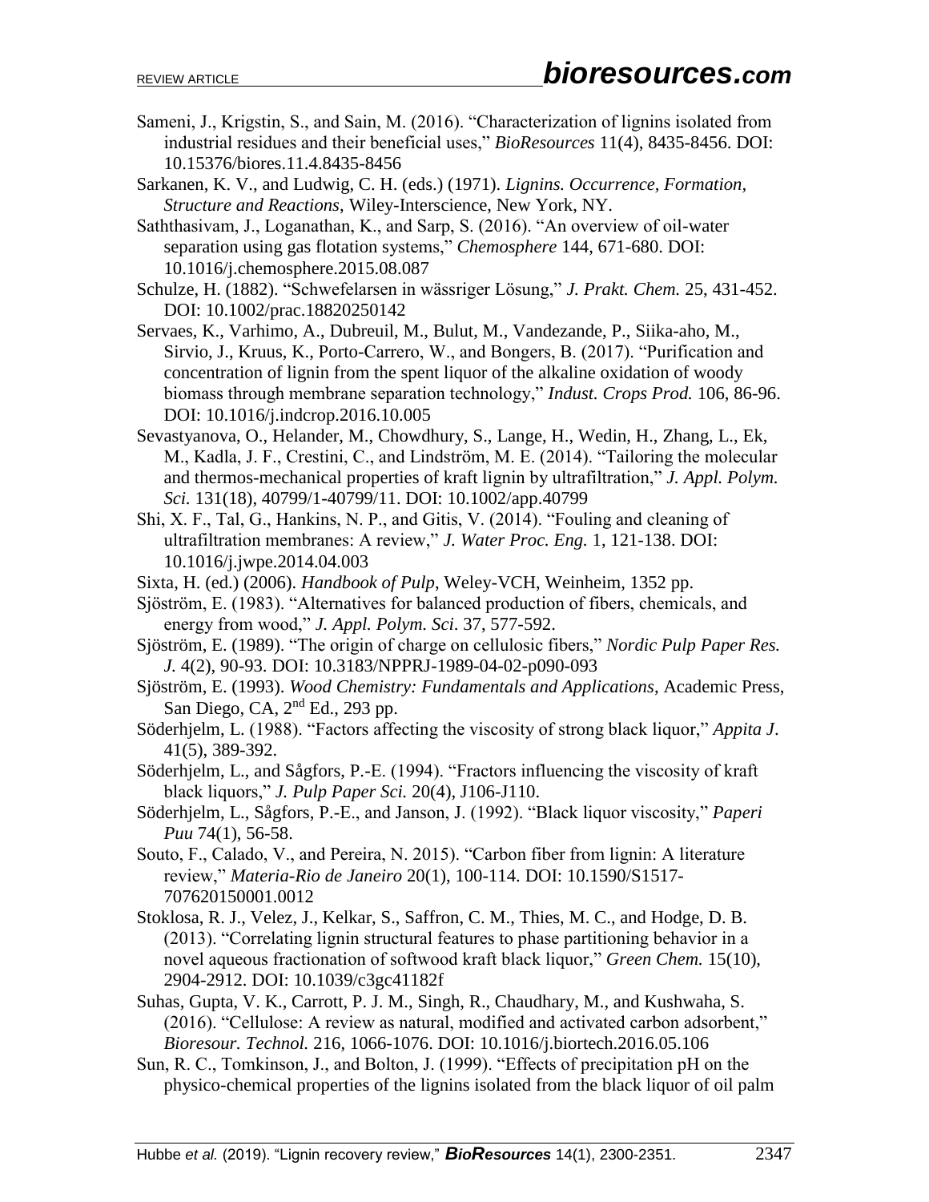Sameni, J., Krigstin, S., and Sain, M. (2016). "Characterization of lignins isolated from industrial residues and their beneficial uses," *BioResources* 11(4), 8435-8456. DOI: 10.15376/biores.11.4.8435-8456

Sarkanen, K. V., and Ludwig, C. H. (eds.) (1971). *Lignins. Occurrence, Formation, Structure and Reactions*, Wiley-Interscience, New York, NY.

Saththasivam, J., Loganathan, K., and Sarp, S. (2016). "An overview of oil-water separation using gas flotation systems," *Chemosphere* 144, 671-680. DOI: 10.1016/j.chemosphere.2015.08.087

Schulze, H. (1882). "Schwefelarsen in wässriger Lösung," *J. Prakt. Chem.* 25, 431-452. DOI: 10.1002/prac.18820250142

Servaes, K., Varhimo, A., Dubreuil, M., Bulut, M., Vandezande, P., Siika-aho, M., Sirvio, J., Kruus, K., Porto-Carrero, W., and Bongers, B. (2017). "Purification and concentration of lignin from the spent liquor of the alkaline oxidation of woody biomass through membrane separation technology," *Indust. Crops Prod.* 106, 86-96. DOI: 10.1016/j.indcrop.2016.10.005

Sevastyanova, O., Helander, M., Chowdhury, S., Lange, H., Wedin, H., Zhang, L., Ek, M., Kadla, J. F., Crestini, C., and Lindström, M. E. (2014). "Tailoring the molecular and thermos-mechanical properties of kraft lignin by ultrafiltration," *J. Appl. Polym. Sci.* 131(18), 40799/1-40799/11. DOI: 10.1002/app.40799

Shi, X. F., Tal, G., Hankins, N. P., and Gitis, V. (2014). "Fouling and cleaning of ultrafiltration membranes: A review," *J. Water Proc. Eng.* 1, 121-138. DOI: 10.1016/j.jwpe.2014.04.003

Sixta, H. (ed.) (2006). *Handbook of Pulp*, Weley-VCH, Weinheim, 1352 pp.

Sjöström, E. (1983). "Alternatives for balanced production of fibers, chemicals, and energy from wood," *J. Appl. Polym. Sci*. 37, 577-592.

Sjöström, E. (1989). "The origin of charge on cellulosic fibers," *Nordic Pulp Paper Res. J.* 4(2), 90-93. DOI: 10.3183/NPPRJ-1989-04-02-p090-093

Sjöström, E. (1993). *Wood Chemistry: Fundamentals and Applications*, Academic Press, San Diego, CA, 2nd Ed., 293 pp.

Söderhjelm, L. (1988). "Factors affecting the viscosity of strong black liquor," *Appita J*. 41(5), 389-392.

Söderhjelm, L., and Sågfors, P.-E. (1994). "Fractors influencing the viscosity of kraft black liquors," *J. Pulp Paper Sci.* 20(4), J106-J110.

Söderhjelm, L., Sågfors, P.-E., and Janson, J. (1992). "Black liquor viscosity," *Paperi Puu* 74(1), 56-58.

Souto, F., Calado, V., and Pereira, N. 2015). "Carbon fiber from lignin: A literature review," *Materia-Rio de Janeiro* 20(1), 100-114. DOI: 10.1590/S1517-707620150001.0012

Stoklosa, R. J., Velez, J., Kelkar, S., Saffron, C. M., Thies, M. C., and Hodge, D. B. (2013). "Correlating lignin structural features to phase partitioning behavior in a novel aqueous fractionation of softwood kraft black liquor," *Green Chem.* 15(10), 2904-2912. DOI: 10.1039/c3gc41182f

Suhas, Gupta, V. K., Carrott, P. J. M., Singh, R., Chaudhary, M., and Kushwaha, S. (2016). "Cellulose: A review as natural, modified and activated carbon adsorbent," *Bioresour. Technol.* 216, 1066-1076. DOI: 10.1016/j.biortech.2016.05.106

Sun, R. C., Tomkinson, J., and Bolton, J. (1999). "Effects of precipitation pH on the physico-chemical properties of the lignins isolated from the black liquor of oil palm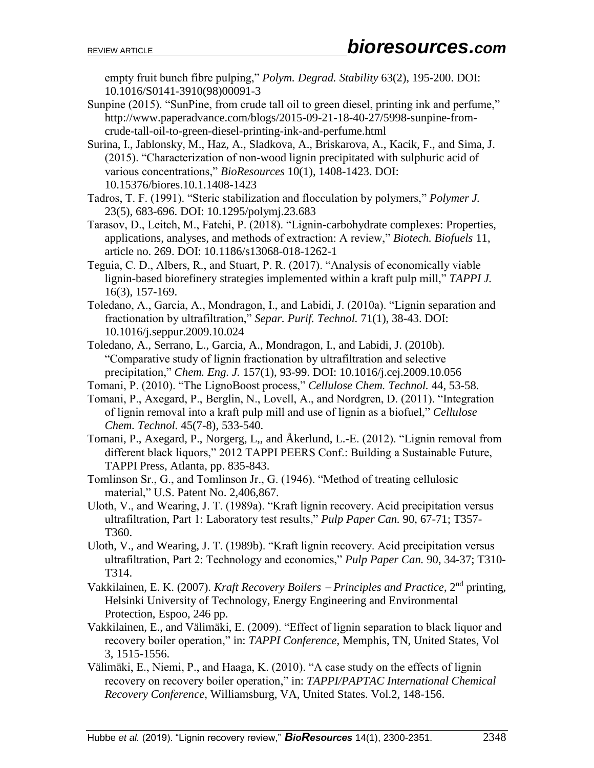empty fruit bunch fibre pulping," *Polym. Degrad. Stability* 63(2), 195-200. DOI: 10.1016/S0141-3910(98)00091-3

Sunpine (2015). "SunPine, from crude tall oil to green diesel, printing ink and perfume," http://www.paperadvance.com/blogs/2015-09-21-18-40-27/5998-sunpine-from-crude-tall-oil-to-green-diesel-printing-ink-and-perfume.html

Surina, I., Jablonsky, M., Haz, A., Sladkova, A., Briskarova, A., Kacik, F., and Sima, J. (2015). "Characterization of non-wood lignin precipitated with sulphuric acid of various concentrations," *BioResources* 10(1), 1408-1423. DOI: 10.15376/biores.10.1.1408-1423

Tadros, T. F. (1991). "Steric stabilization and flocculation by polymers," *Polymer J.* 23(5), 683-696. DOI: 10.1295/polymj.23.683

Tarasov, D., Leitch, M., Fatehi, P. (2018). "Lignin-carbohydrate complexes: Properties, applications, analyses, and methods of extraction: A review," *Biotech. Biofuels* 11, article no. 269. DOI: 10.1186/s13068-018-1262-1

Teguia, C. D., Albers, R., and Stuart, P. R. (2017). "Analysis of economically viable lignin-based biorefinery strategies implemented within a kraft pulp mill," *TAPPI J.* 16(3), 157-169.

Toledano, A., Garcia, A., Mondragon, I., and Labidi, J. (2010a). "Lignin separation and fractionation by ultrafiltration," *Separ. Purif. Technol.* 71(1), 38-43. DOI: 10.1016/j.seppur.2009.10.024

Toledano, A., Serrano, L., Garcia, A., Mondragon, I., and Labidi, J. (2010b). "Comparative study of lignin fractionation by ultrafiltration and selective precipitation," *Chem. Eng. J.* 157(1), 93-99. DOI: 10.1016/j.cej.2009.10.056

Tomani, P. (2010). "The LignoBoost process," *Cellulose Chem. Technol.* 44, 53-58.

Tomani, P., Axegard, P., Berglin, N., Lovell, A., and Nordgren, D. (2011). "Integration of lignin removal into a kraft pulp mill and use of lignin as a biofuel," *Cellulose Chem. Technol.* 45(7-8), 533-540.

Tomani, P., Axegard, P., Norgerg, L,, and Åkerlund, L.-E. (2012). "Lignin removal from different black liquors," 2012 TAPPI PEERS Conf.: Building a Sustainable Future, TAPPI Press, Atlanta, pp. 835-843.

Tomlinson Sr., G., and Tomlinson Jr., G. (1946). "Method of treating cellulosic material," U.S. Patent No. 2,406,867.

Uloth, V., and Wearing, J. T. (1989a). "Kraft lignin recovery. Acid precipitation versus ultrafiltration, Part 1: Laboratory test results," *Pulp Paper Can.* 90, 67-71; T357-T360.

Uloth, V., and Wearing, J. T. (1989b). "Kraft lignin recovery. Acid precipitation versus ultrafiltration, Part 2: Technology and economics," *Pulp Paper Can.* 90, 34-37; T310-T314.

Vakkilainen, E. K. (2007). *Kraft Recovery Boilers – Principles and Practice*, 2nd printing, Helsinki University of Technology, Energy Engineering and Environmental Protection, Espoo, 246 pp.

Vakkilainen, E., and Välimäki, E. (2009). "Effect of lignin separation to black liquor and recovery boiler operation," in: *TAPPI Conference*, Memphis, TN, United States, Vol 3, 1515-1556.

Välimäki, E., Niemi, P., and Haaga, K. (2010). "A case study on the effects of lignin recovery on recovery boiler operation," in: *TAPPI/PAPTAC International Chemical Recovery Conference*, Williamsburg, VA, United States. Vol.2, 148-156.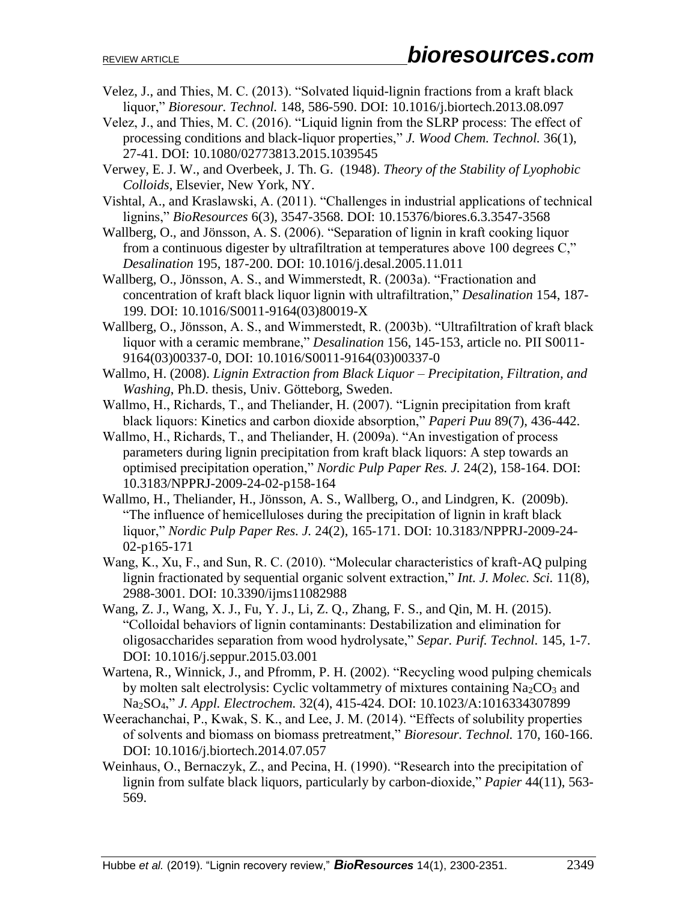Velez, J., and Thies, M. C. (2013). "Solvated liquid-lignin fractions from a kraft black liquor," *Bioresour. Technol.* 148, 586-590. DOI: 10.1016/j.biortech.2013.08.097

Velez, J., and Thies, M. C. (2016). "Liquid lignin from the SLRP process: The effect of processing conditions and black-liquor properties," *J. Wood Chem. Technol.* 36(1), 27-41. DOI: 10.1080/02773813.2015.1039545

Verwey, E. J. W., and Overbeek, J. Th. G. (1948). *Theory of the Stability of Lyophobic Colloids*, Elsevier, New York, NY.

Vishtal, A., and Kraslawski, A. (2011). "Challenges in industrial applications of technical lignins," *BioResources* 6(3), 3547-3568. DOI: 10.15376/biores.6.3.3547-3568

Wallberg, O., and Jönsson, A. S. (2006). "Separation of lignin in kraft cooking liquor from a continuous digester by ultrafiltration at temperatures above 100 degrees C," *Desalination* 195, 187-200. DOI: 10.1016/j.desal.2005.11.011

Wallberg, O., Jönsson, A. S., and Wimmerstedt, R. (2003a). "Fractionation and concentration of kraft black liquor lignin with ultrafiltration," *Desalination* 154, 187-199. DOI: 10.1016/S0011-9164(03)80019-X

Wallberg, O., Jönsson, A. S., and Wimmerstedt, R. (2003b). "Ultrafiltration of kraft black liquor with a ceramic membrane," *Desalination* 156, 145-153, article no. PII S0011-9164(03)00337-0, DOI: 10.1016/S0011-9164(03)00337-0

Wallmo, H. (2008). *Lignin Extraction from Black Liquor – Precipitation, Filtration, and Washing*, Ph.D. thesis, Univ. Götteborg, Sweden.

Wallmo, H., Richards, T., and Theliander, H. (2007). "Lignin precipitation from kraft black liquors: Kinetics and carbon dioxide absorption," *Paperi Puu* 89(7), 436-442.

Wallmo, H., Richards, T., and Theliander, H. (2009a). "An investigation of process parameters during lignin precipitation from kraft black liquors: A step towards an optimised precipitation operation," *Nordic Pulp Paper Res. J.* 24(2), 158-164. DOI: 10.3183/NPPRJ-2009-24-02-p158-164

Wallmo, H., Theliander, H., Jönsson, A. S., Wallberg, O., and Lindgren, K. (2009b). "The influence of hemicelluloses during the precipitation of lignin in kraft black liquor," *Nordic Pulp Paper Res. J.* 24(2), 165-171. DOI: 10.3183/NPPRJ-2009-24-02-p165-171

Wang, K., Xu, F., and Sun, R. C. (2010). "Molecular characteristics of kraft-AQ pulping lignin fractionated by sequential organic solvent extraction," *Int. J. Molec. Sci.* 11(8), 2988-3001. DOI: 10.3390/ijms11082988

Wang, Z. J., Wang, X. J., Fu, Y. J., Li, Z. Q., Zhang, F. S., and Qin, M. H. (2015). "Colloidal behaviors of lignin contaminants: Destabilization and elimination for oligosaccharides separation from wood hydrolysate," *Separ. Purif. Technol.* 145, 1-7. DOI: 10.1016/j.seppur.2015.03.001

Wartena, R., Winnick, J., and Pfromm, P. H. (2002). "Recycling wood pulping chemicals by molten salt electrolysis: Cyclic voltammetry of mixtures containing $Na_2CO_3$ and $Na_2SO_4$," *J. Appl. Electrochem.* 32(4), 415-424. DOI: 10.1023/A:1016334307899

Weerachanchai, P., Kwak, S. K., and Lee, J. M. (2014). "Effects of solubility properties of solvents and biomass on biomass pretreatment," *Bioresour. Technol.* 170, 160-166. DOI: 10.1016/j.biortech.2014.07.057

Weinhaus, O., Bernaczyk, Z., and Pecina, H. (1990). "Research into the precipitation of lignin from sulfate black liquors, particularly by carbon-dioxide," *Papier* 44(11), 563-569.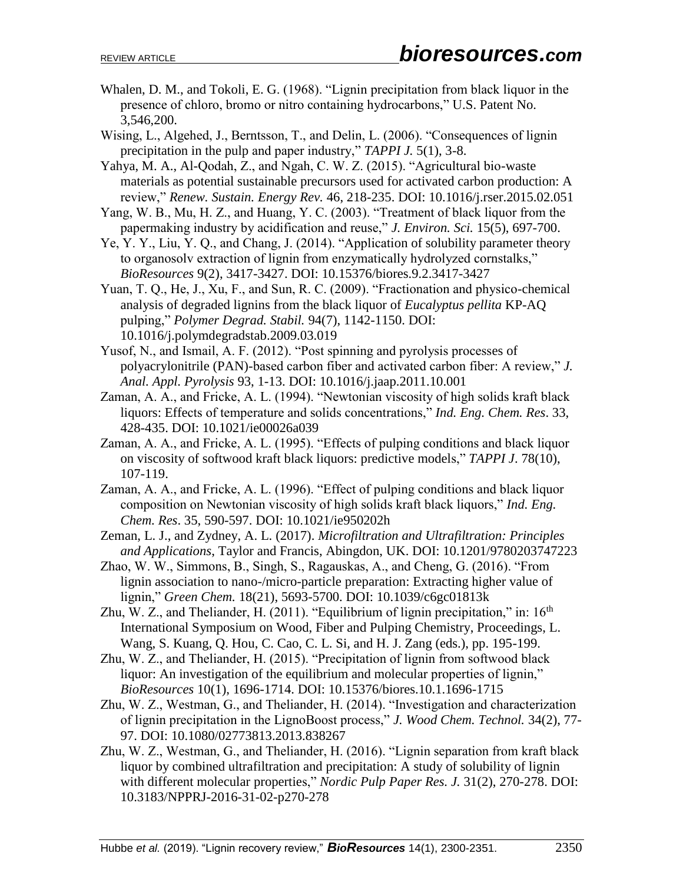Whalen, D. M., and Tokoli, E. G. (1968). "Lignin precipitation from black liquor in the presence of chloro, bromo or nitro containing hydrocarbons," U.S. Patent No. 3,546,200.

Wising, L., Algehed, J., Berntsson, T., and Delin, L. (2006). "Consequences of lignin precipitation in the pulp and paper industry," *TAPPI J.* 5(1), 3-8.

Yahya, M. A., Al-Qodah, Z., and Ngah, C. W. Z. (2015). "Agricultural bio-waste materials as potential sustainable precursors used for activated carbon production: A review," *Renew. Sustain. Energy Rev.* 46, 218-235. DOI: 10.1016/j.rser.2015.02.051

Yang, W. B., Mu, H. Z., and Huang, Y. C. (2003). "Treatment of black liquor from the papermaking industry by acidification and reuse," *J. Environ. Sci.* 15(5), 697-700.

Ye, Y. Y., Liu, Y. Q., and Chang, J. (2014). "Application of solubility parameter theory to organosolv extraction of lignin from enzymatically hydrolyzed cornstalks," *BioResources* 9(2), 3417-3427. DOI: 10.15376/biores.9.2.3417-3427

Yuan, T. Q., He, J., Xu, F., and Sun, R. C. (2009). "Fractionation and physico-chemical analysis of degraded lignins from the black liquor of *Eucalyptus pellita* KP-AQ pulping," *Polymer Degrad. Stabil.* 94(7), 1142-1150. DOI: 10.1016/j.polymdegradstab.2009.03.019

Yusof, N., and Ismail, A. F. (2012). "Post spinning and pyrolysis processes of polyacrylonitrile (PAN)-based carbon fiber and activated carbon fiber: A review," *J. Anal. Appl. Pyrolysis* 93, 1-13. DOI: 10.1016/j.jaap.2011.10.001

Zaman, A. A., and Fricke, A. L. (1994). "Newtonian viscosity of high solids kraft black liquors: Effects of temperature and solids concentrations," *Ind. Eng. Chem. Res*. 33, 428-435. DOI: 10.1021/ie00026a039

Zaman, A. A., and Fricke, A. L. (1995). "Effects of pulping conditions and black liquor on viscosity of softwood kraft black liquors: predictive models," *TAPPI J*. 78(10), 107-119.

Zaman, A. A., and Fricke, A. L. (1996). "Effect of pulping conditions and black liquor composition on Newtonian viscosity of high solids kraft black liquors," *Ind. Eng. Chem. Res*. 35, 590-597. DOI: 10.1021/ie950202h

Zeman, L. J., and Zydney, A. L. (2017). *Microfiltration and Ultrafiltration: Principles and Applications*, Taylor and Francis, Abingdon, UK. DOI: 10.1201/9780203747223

Zhao, W. W., Simmons, B., Singh, S., Ragauskas, A., and Cheng, G. (2016). "From lignin association to nano-/micro-particle preparation: Extracting higher value of lignin," *Green Chem.* 18(21), 5693-5700. DOI: 10.1039/c6gc01813k

Zhu, W. Z., and Theliander, H. (2011). "Equilibrium of lignin precipitation," in: 16th International Symposium on Wood, Fiber and Pulping Chemistry, Proceedings, L. Wang, S. Kuang, Q. Hou, C. Cao, C. L. Si, and H. J. Zang (eds.), pp. 195-199.

Zhu, W. Z., and Theliander, H. (2015). "Precipitation of lignin from softwood black liquor: An investigation of the equilibrium and molecular properties of lignin," *BioResources* 10(1), 1696-1714. DOI: 10.15376/biores.10.1.1696-1715

Zhu, W. Z., Westman, G., and Theliander, H. (2014). "Investigation and characterization of lignin precipitation in the LignoBoost process," *J. Wood Chem. Technol.* 34(2), 77-97. DOI: 10.1080/02773813.2013.838267

Zhu, W. Z., Westman, G., and Theliander, H. (2016). "Lignin separation from kraft black liquor by combined ultrafiltration and precipitation: A study of solubility of lignin with different molecular properties," *Nordic Pulp Paper Res. J.* 31(2), 270-278. DOI: 10.3183/NPPRJ-2016-31-02-p270-278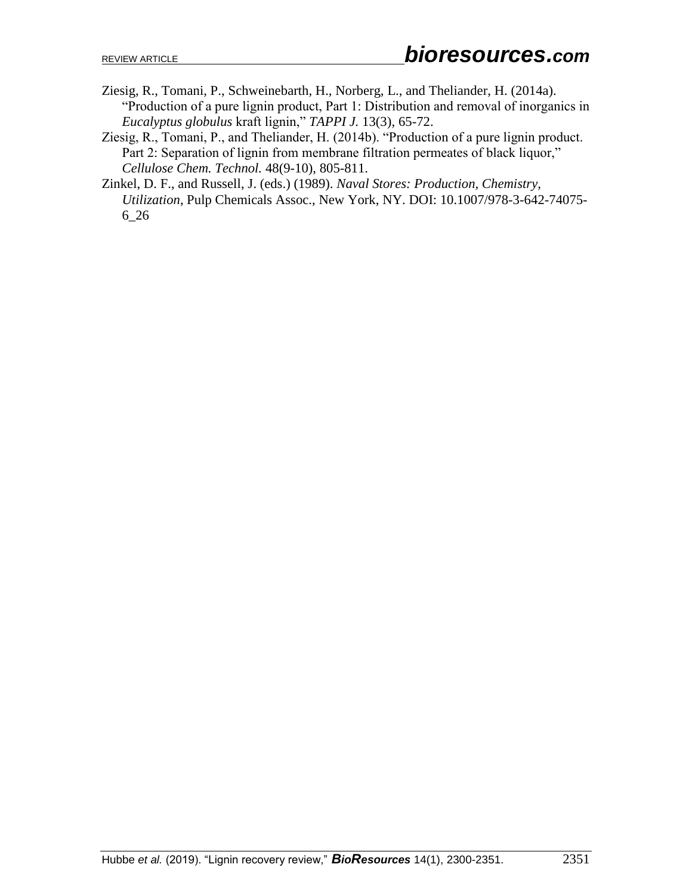Ziesig, R., Tomani, P., Schweinebarth, H., Norberg, L., and Theliander, H. (2014a). "Production of a pure lignin product, Part 1: Distribution and removal of inorganics in *Eucalyptus globulus* kraft lignin," *TAPPI J.* 13(3), 65-72.

Ziesig, R., Tomani, P., and Theliander, H. (2014b). "Production of a pure lignin product. Part 2: Separation of lignin from membrane filtration permeates of black liquor," *Cellulose Chem. Technol.* 48(9-10), 805-811.

Zinkel, D. F., and Russell, J. (eds.) (1989). *Naval Stores: Production, Chemistry, Utilization*, Pulp Chemicals Assoc., New York, NY. DOI: 10.1007/978-3-642-74075-6_26